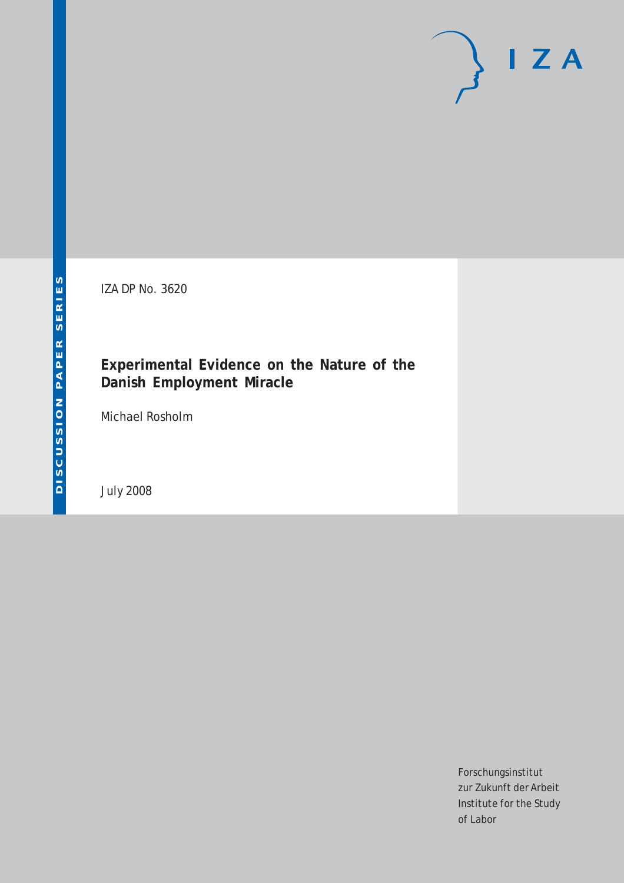DISCUSSION PAPER SERIES

IZA DP No. 3620

# Experimental Evidence on the Nature of the Danish Employment Miracle

Michael Rosholm

July 2008

IZA

Forschungsinstitut zur Zukunft der Arbeit
Institute for the Study of Labor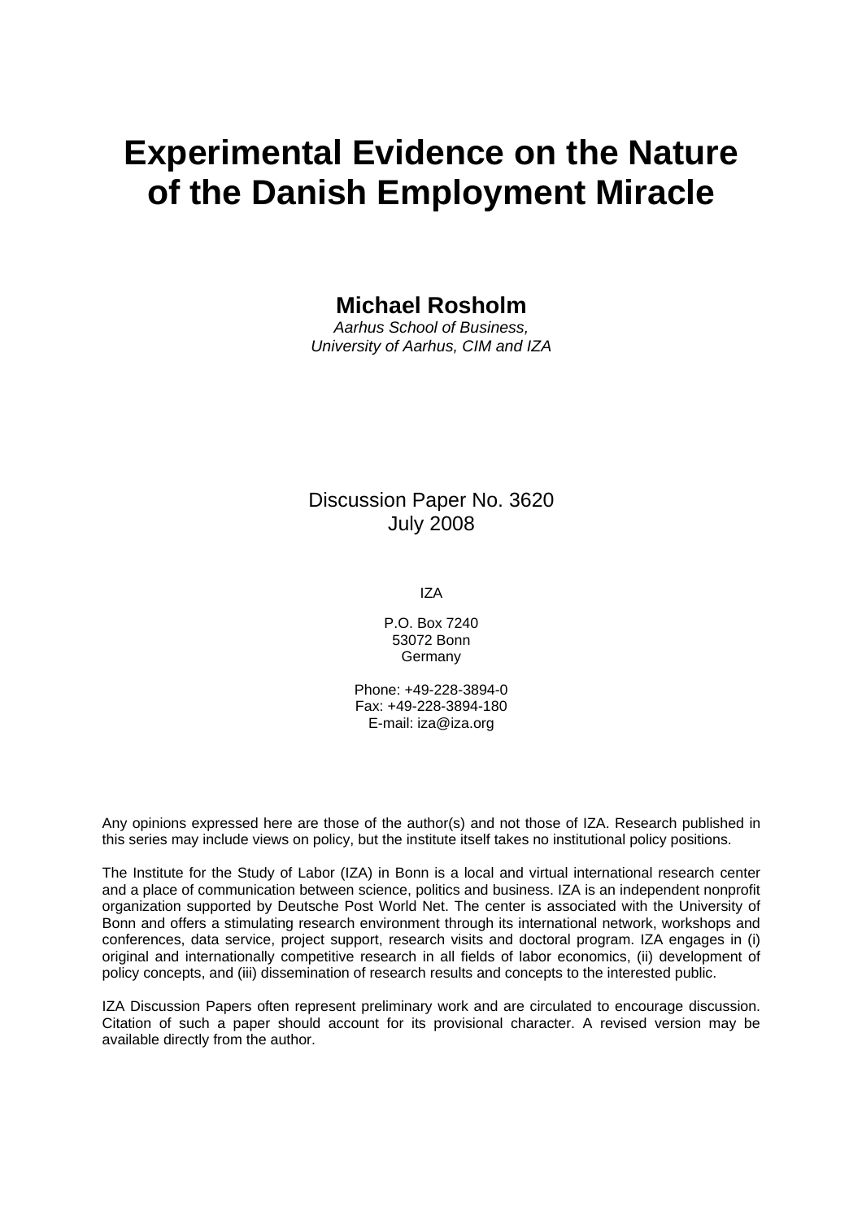# Experimental Evidence on the Nature of the Danish Employment Miracle

**Michael Rosholm**

*Aarhus School of Business, University of Aarhus, CIM and IZA*

Discussion Paper No. 3620
July 2008

IZA

P.O. Box 7240
53072 Bonn
Germany

Phone: +49-228-3894-0
Fax: +49-228-3894-180
E-mail: iza@iza.org

Any opinions expressed here are those of the author(s) and not those of IZA. Research published in this series may include views on policy, but the institute itself takes no institutional policy positions.

The Institute for the Study of Labor (IZA) in Bonn is a local and virtual international research center and a place of communication between science, politics and business. IZA is an independent nonprofit organization supported by Deutsche Post World Net. The center is associated with the University of Bonn and offers a stimulating research environment through its international network, workshops and conferences, data service, project support, research visits and doctoral program. IZA engages in (i) original and internationally competitive research in all fields of labor economics, (ii) development of policy concepts, and (iii) dissemination of research results and concepts to the interested public.

IZA Discussion Papers often represent preliminary work and are circulated to encourage discussion. Citation of such a paper should account for its provisional character. A revised version may be available directly from the author.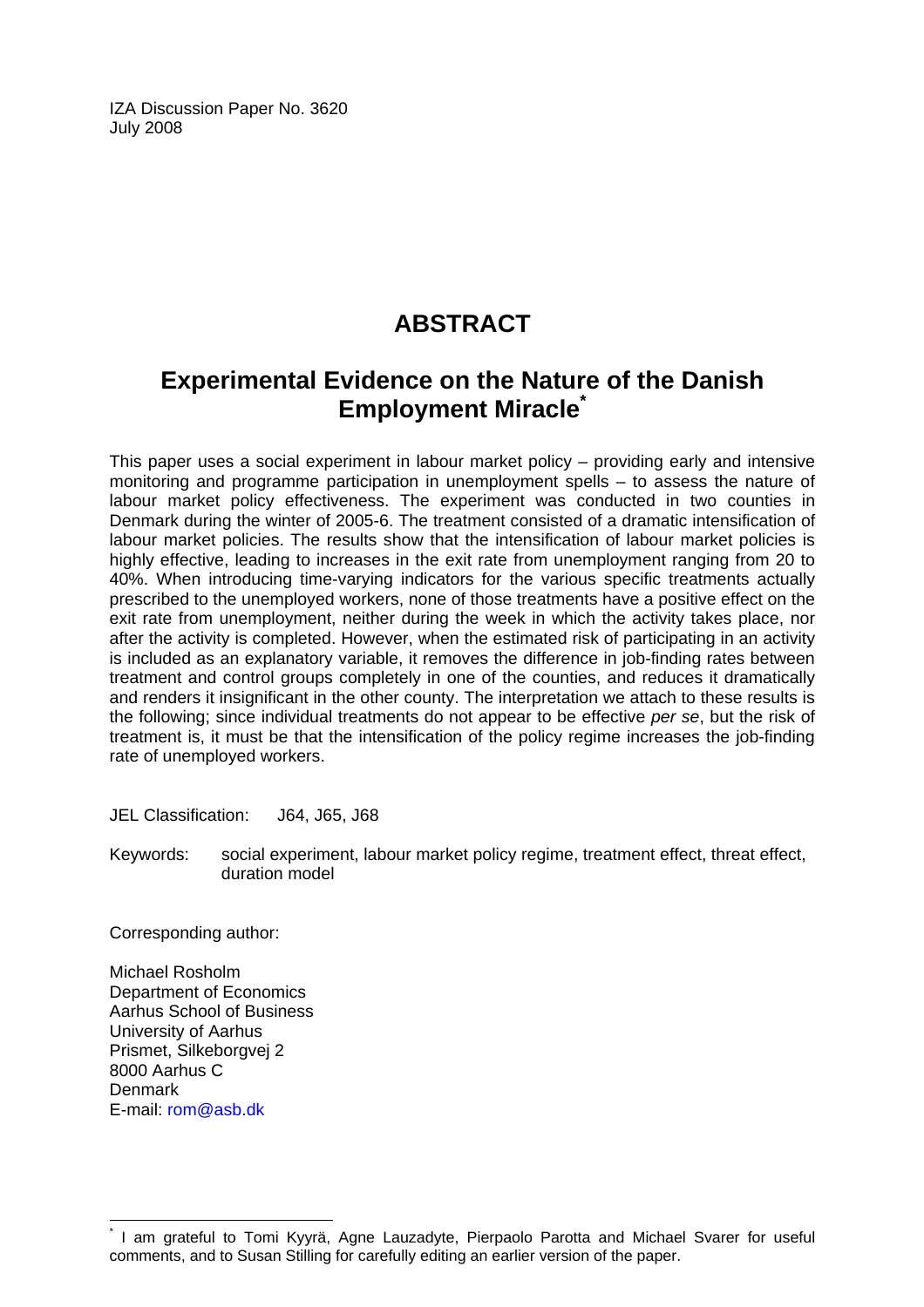IZA Discussion Paper No. 3620
July 2008

# ABSTRACT

## Experimental Evidence on the Nature of the Danish Employment Miracle*

This paper uses a social experiment in labour market policy – providing early and intensive monitoring and programme participation in unemployment spells – to assess the nature of labour market policy effectiveness. The experiment was conducted in two counties in Denmark during the winter of 2005-6. The treatment consisted of a dramatic intensification of labour market policies. The results show that the intensification of labour market policies is highly effective, leading to increases in the exit rate from unemployment ranging from 20 to 40%. When introducing time-varying indicators for the various specific treatments actually prescribed to the unemployed workers, none of those treatments have a positive effect on the exit rate from unemployment, neither during the week in which the activity takes place, nor after the activity is completed. However, when the estimated risk of participating in an activity is included as an explanatory variable, it removes the difference in job-finding rates between treatment and control groups completely in one of the counties, and reduces it dramatically and renders it insignificant in the other county. The interpretation we attach to these results is the following; since individual treatments do not appear to be effective *per se*, but the risk of treatment is, it must be that the intensification of the policy regime increases the job-finding rate of unemployed workers.

JEL Classification: J64, J65, J68

Keywords: social experiment, labour market policy regime, treatment effect, threat effect, duration model

Corresponding author:

Michael Rosholm
Department of Economics
Aarhus School of Business
University of Aarhus
Prismet, Silkeborgvej 2
8000 Aarhus C
Denmark
E-mail: rom@asb.dk

* I am grateful to Tomi Kyyrä, Agne Lauzadyte, Pierpaolo Parotta and Michael Svarer for useful comments, and to Susan Stilling for carefully editing an earlier version of the paper.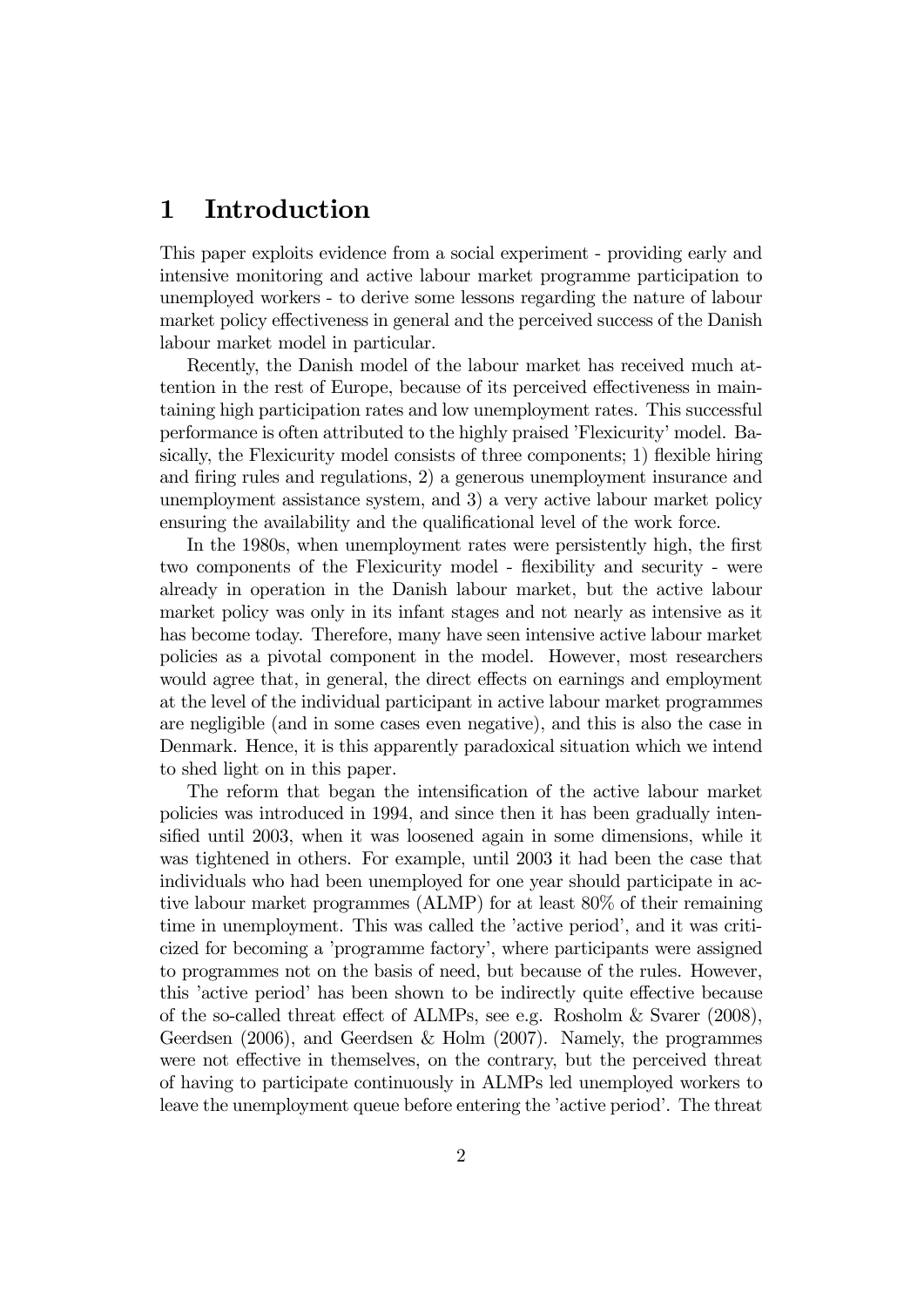# 1 Introduction

This paper exploits evidence from a social experiment - providing early and intensive monitoring and active labour market programme participation to unemployed workers - to derive some lessons regarding the nature of labour market policy effectiveness in general and the perceived success of the Danish labour market model in particular.

Recently, the Danish model of the labour market has received much attention in the rest of Europe, because of its perceived effectiveness in maintaining high participation rates and low unemployment rates. This successful performance is often attributed to the highly praised 'Flexicurity' model. Basically, the Flexicurity model consists of three components; 1) flexible hiring and firing rules and regulations, 2) a generous unemployment insurance and unemployment assistance system, and 3) a very active labour market policy ensuring the availability and the qualificational level of the work force.

In the 1980s, when unemployment rates were persistently high, the first two components of the Flexicurity model - flexibility and security - were already in operation in the Danish labour market, but the active labour market policy was only in its infant stages and not nearly as intensive as it has become today. Therefore, many have seen intensive active labour market policies as a pivotal component in the model. However, most researchers would agree that, in general, the direct effects on earnings and employment at the level of the individual participant in active labour market programmes are negligible (and in some cases even negative), and this is also the case in Denmark. Hence, it is this apparently paradoxical situation which we intend to shed light on in this paper.

The reform that began the intensification of the active labour market policies was introduced in 1994, and since then it has been gradually intensified until 2003, when it was loosened again in some dimensions, while it was tightened in others. For example, until 2003 it had been the case that individuals who had been unemployed for one year should participate in active labour market programmes (ALMP) for at least 80% of their remaining time in unemployment. This was called the 'active period', and it was criticized for becoming a 'programme factory', where participants were assigned to programmes not on the basis of need, but because of the rules. However, this 'active period' has been shown to be indirectly quite effective because of the so-called threat effect of ALMPs, see e.g. Rosholm & Svarer (2008), Geerdsen (2006), and Geerdsen & Holm (2007). Namely, the programmes were not effective in themselves, on the contrary, but the perceived threat of having to participate continuously in ALMPs led unemployed workers to leave the unemployment queue before entering the 'active period'. The threat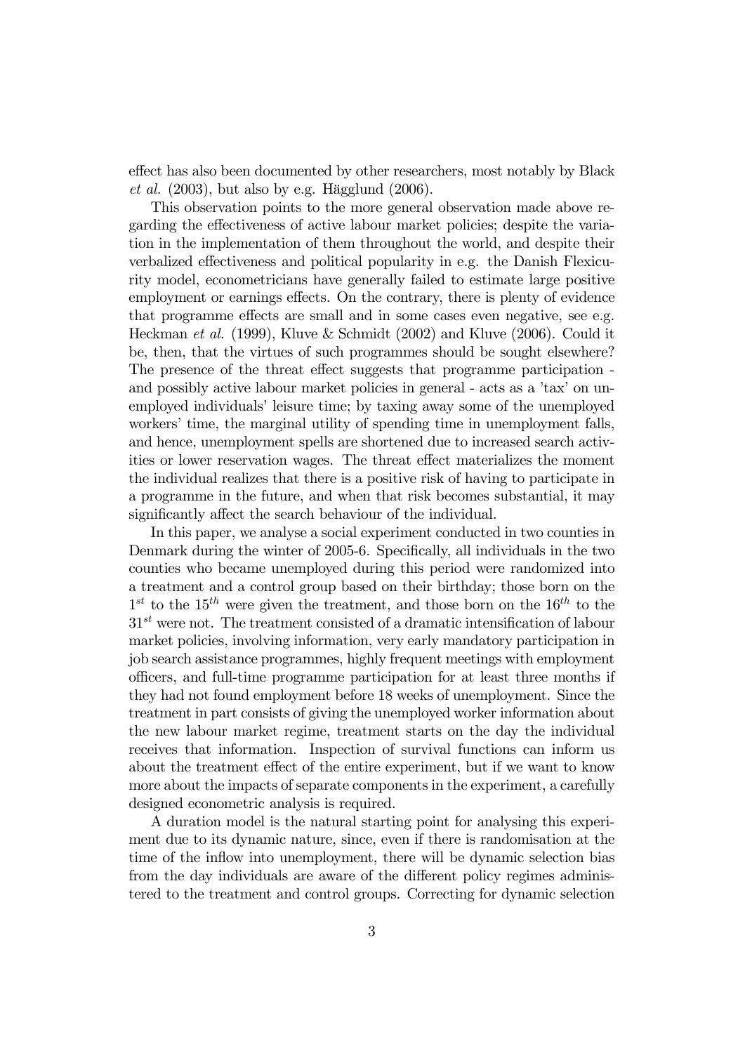effect has also been documented by other researchers, most notably by Black *et al.* (2003), but also by e.g. Hägglund (2006).

This observation points to the more general observation made above regarding the effectiveness of active labour market policies; despite the variation in the implementation of them throughout the world, and despite their verbalized effectiveness and political popularity in e.g. the Danish Flexicurity model, econometricians have generally failed to estimate large positive employment or earnings effects. On the contrary, there is plenty of evidence that programme effects are small and in some cases even negative, see e.g. Heckman *et al.* (1999), Kluve & Schmidt (2002) and Kluve (2006). Could it be, then, that the virtues of such programmes should be sought elsewhere? The presence of the threat effect suggests that programme participation - and possibly active labour market policies in general - acts as a 'tax' on unemployed individuals' leisure time; by taxing away some of the unemployed workers' time, the marginal utility of spending time in unemployment falls, and hence, unemployment spells are shortened due to increased search activities or lower reservation wages. The threat effect materializes the moment the individual realizes that there is a positive risk of having to participate in a programme in the future, and when that risk becomes substantial, it may significantly affect the search behaviour of the individual.

In this paper, we analyse a social experiment conducted in two counties in Denmark during the winter of 2005-6. Specifically, all individuals in the two counties who became unemployed during this period were randomized into a treatment and a control group based on their birthday; those born on the $1^{st}$ to the $15^{th}$ were given the treatment, and those born on the $16^{th}$ to the $31^{st}$ were not. The treatment consisted of a dramatic intensification of labour market policies, involving information, very early mandatory participation in job search assistance programmes, highly frequent meetings with employment officers, and full-time programme participation for at least three months if they had not found employment before 18 weeks of unemployment. Since the treatment in part consists of giving the unemployed worker information about the new labour market regime, treatment starts on the day the individual receives that information. Inspection of survival functions can inform us about the treatment effect of the entire experiment, but if we want to know more about the impacts of separate components in the experiment, a carefully designed econometric analysis is required.

A duration model is the natural starting point for analysing this experiment due to its dynamic nature, since, even if there is randomisation at the time of the inflow into unemployment, there will be dynamic selection bias from the day individuals are aware of the different policy regimes administered to the treatment and control groups. Correcting for dynamic selection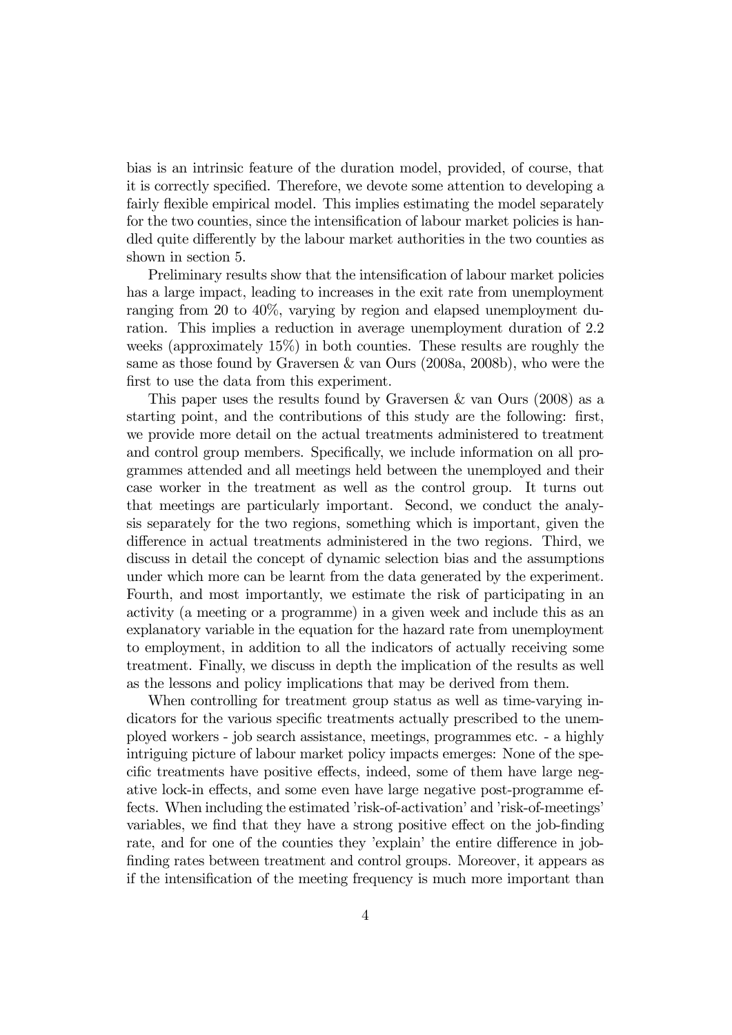bias is an intrinsic feature of the duration model, provided, of course, that it is correctly specified. Therefore, we devote some attention to developing a fairly flexible empirical model. This implies estimating the model separately for the two counties, since the intensification of labour market policies is handled quite differently by the labour market authorities in the two counties as shown in section 5.

Preliminary results show that the intensification of labour market policies has a large impact, leading to increases in the exit rate from unemployment ranging from 20 to 40%, varying by region and elapsed unemployment duration. This implies a reduction in average unemployment duration of 2.2 weeks (approximately 15%) in both counties. These results are roughly the same as those found by Graversen & van Ours (2008a, 2008b), who were the first to use the data from this experiment.

This paper uses the results found by Graversen & van Ours (2008) as a starting point, and the contributions of this study are the following: first, we provide more detail on the actual treatments administered to treatment and control group members. Specifically, we include information on all programmes attended and all meetings held between the unemployed and their case worker in the treatment as well as the control group. It turns out that meetings are particularly important. Second, we conduct the analysis separately for the two regions, something which is important, given the difference in actual treatments administered in the two regions. Third, we discuss in detail the concept of dynamic selection bias and the assumptions under which more can be learnt from the data generated by the experiment. Fourth, and most importantly, we estimate the risk of participating in an activity (a meeting or a programme) in a given week and include this as an explanatory variable in the equation for the hazard rate from unemployment to employment, in addition to all the indicators of actually receiving some treatment. Finally, we discuss in depth the implication of the results as well as the lessons and policy implications that may be derived from them.

When controlling for treatment group status as well as time-varying indicators for the various specific treatments actually prescribed to the unemployed workers - job search assistance, meetings, programmes etc. - a highly intriguing picture of labour market policy impacts emerges: None of the specific treatments have positive effects, indeed, some of them have large negative lock-in effects, and some even have large negative post-programme effects. When including the estimated 'risk-of-activation' and 'risk-of-meetings' variables, we find that they have a strong positive effect on the job-finding rate, and for one of the counties they 'explain' the entire difference in job-finding rates between treatment and control groups. Moreover, it appears as if the intensification of the meeting frequency is much more important than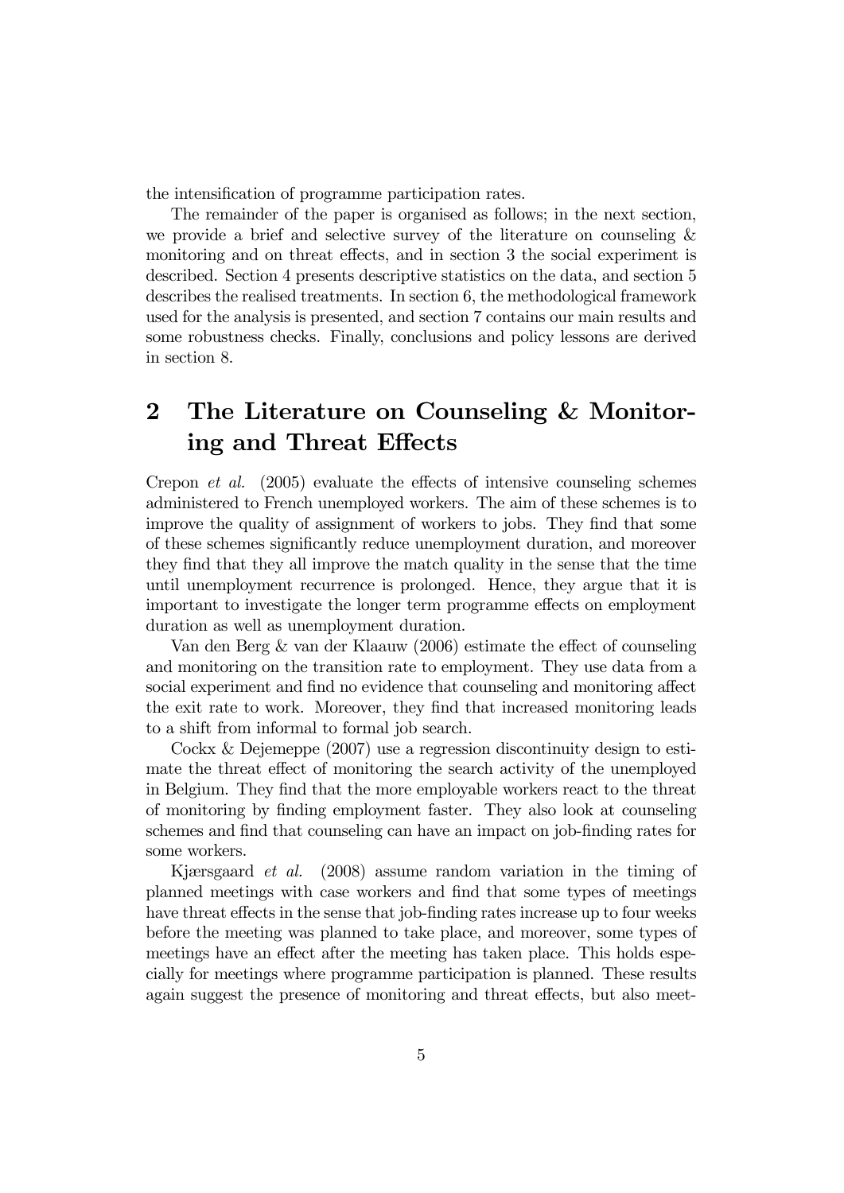the intensification of programme participation rates.

The remainder of the paper is organised as follows; in the next section, we provide a brief and selective survey of the literature on counseling & monitoring and on threat effects, and in section 3 the social experiment is described. Section 4 presents descriptive statistics on the data, and section 5 describes the realised treatments. In section 6, the methodological framework used for the analysis is presented, and section 7 contains our main results and some robustness checks. Finally, conclusions and policy lessons are derived in section 8.

## 2 The Literature on Counseling & Monitoring and Threat Effects

Crepon *et al.* (2005) evaluate the effects of intensive counseling schemes administered to French unemployed workers. The aim of these schemes is to improve the quality of assignment of workers to jobs. They find that some of these schemes significantly reduce unemployment duration, and moreover they find that they all improve the match quality in the sense that the time until unemployment recurrence is prolonged. Hence, they argue that it is important to investigate the longer term programme effects on employment duration as well as unemployment duration.

Van den Berg & van der Klaauw (2006) estimate the effect of counseling and monitoring on the transition rate to employment. They use data from a social experiment and find no evidence that counseling and monitoring affect the exit rate to work. Moreover, they find that increased monitoring leads to a shift from informal to formal job search.

Cockx & Dejemeppe (2007) use a regression discontinuity design to estimate the threat effect of monitoring the search activity of the unemployed in Belgium. They find that the more employable workers react to the threat of monitoring by finding employment faster. They also look at counseling schemes and find that counseling can have an impact on job-finding rates for some workers.

Kjærsgaard *et al.* (2008) assume random variation in the timing of planned meetings with case workers and find that some types of meetings have threat effects in the sense that job-finding rates increase up to four weeks before the meeting was planned to take place, and moreover, some types of meetings have an effect after the meeting has taken place. This holds especially for meetings where programme participation is planned. These results again suggest the presence of monitoring and threat effects, but also meet-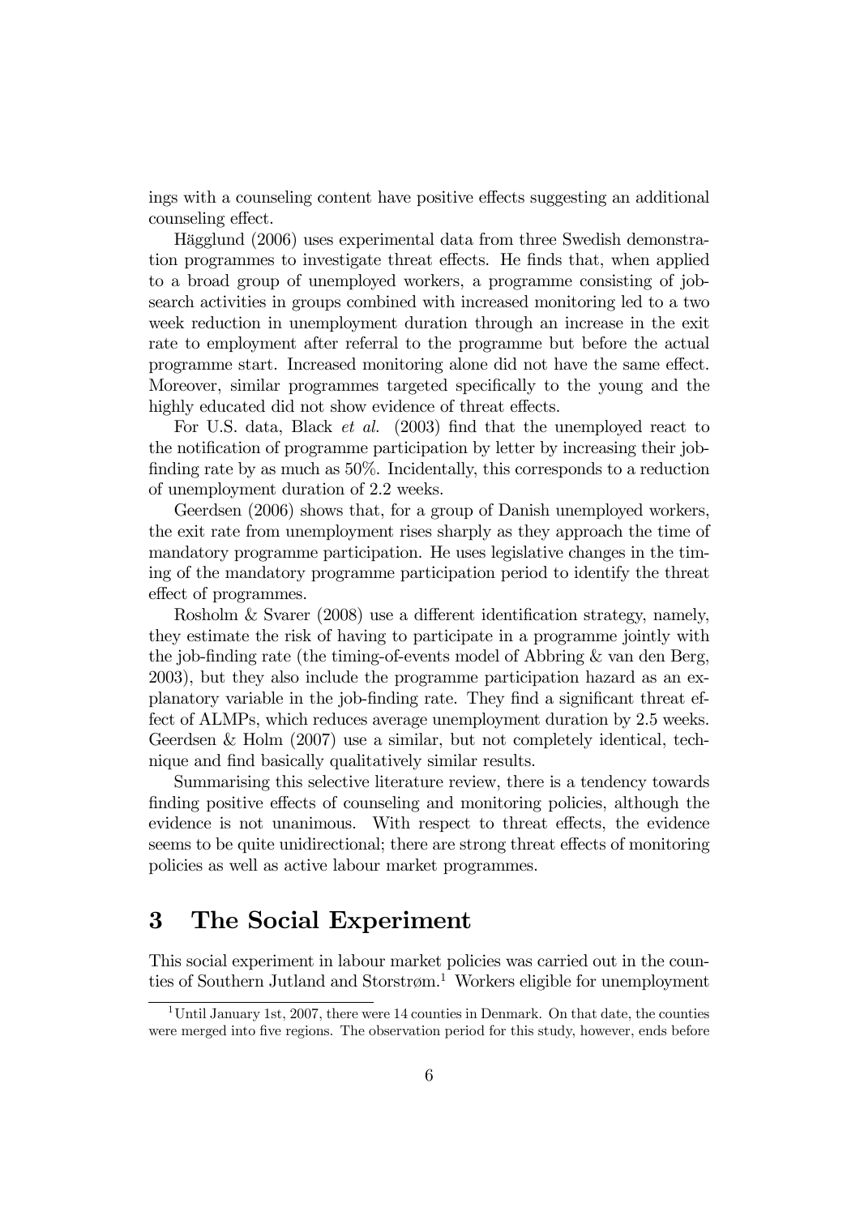ings with a counseling content have positive effects suggesting an additional counseling effect.

Hägglund (2006) uses experimental data from three Swedish demonstration programmes to investigate threat effects. He finds that, when applied to a broad group of unemployed workers, a programme consisting of job-search activities in groups combined with increased monitoring led to a two week reduction in unemployment duration through an increase in the exit rate to employment after referral to the programme but before the actual programme start. Increased monitoring alone did not have the same effect. Moreover, similar programmes targeted specifically to the young and the highly educated did not show evidence of threat effects.

For U.S. data, Black *et al.* (2003) find that the unemployed react to the notification of programme participation by letter by increasing their job-finding rate by as much as 50%. Incidentally, this corresponds to a reduction of unemployment duration of 2.2 weeks.

Geerdsen (2006) shows that, for a group of Danish unemployed workers, the exit rate from unemployment rises sharply as they approach the time of mandatory programme participation. He uses legislative changes in the timing of the mandatory programme participation period to identify the threat effect of programmes.

Rosholm & Svarer (2008) use a different identification strategy, namely, they estimate the risk of having to participate in a programme jointly with the job-finding rate (the timing-of-events model of Abbring & van den Berg, 2003), but they also include the programme participation hazard as an explanatory variable in the job-finding rate. They find a significant threat effect of ALMPs, which reduces average unemployment duration by 2.5 weeks. Geerdsen & Holm (2007) use a similar, but not completely identical, technique and find basically qualitatively similar results.

Summarising this selective literature review, there is a tendency towards finding positive effects of counseling and monitoring policies, although the evidence is not unanimous. With respect to threat effects, the evidence seems to be quite unidirectional; there are strong threat effects of monitoring policies as well as active labour market programmes.

# 3 The Social Experiment

This social experiment in labour market policies was carried out in the counties of Southern Jutland and Storstrøm.[1] Workers eligible for unemployment

[1] Until January 1st, 2007, there were 14 counties in Denmark. On that date, the counties were merged into five regions. The observation period for this study, however, ends before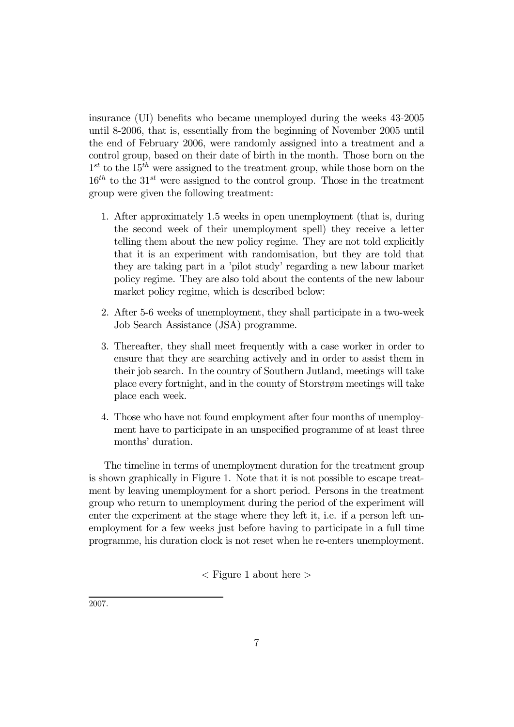insurance (UI) benefits who became unemployed during the weeks 43-2005 until 8-2006, that is, essentially from the beginning of November 2005 until the end of February 2006, were randomly assigned into a treatment and a control group, based on their date of birth in the month. Those born on the $1^{st}$ to the $15^{th}$ were assigned to the treatment group, while those born on the $16^{th}$ to the $31^{st}$ were assigned to the control group. Those in the treatment group were given the following treatment:

1. After approximately 1.5 weeks in open unemployment (that is, during the second week of their unemployment spell) they receive a letter telling them about the new policy regime. They are not told explicitly that it is an experiment with randomisation, but they are told that they are taking part in a 'pilot study' regarding a new labour market policy regime. They are also told about the contents of the new labour market policy regime, which is described below:

2. After 5-6 weeks of unemployment, they shall participate in a two-week Job Search Assistance (JSA) programme.

3. Thereafter, they shall meet frequently with a case worker in order to ensure that they are searching actively and in order to assist them in their job search. In the country of Southern Jutland, meetings will take place every fortnight, and in the county of Storstrøm meetings will take place each week.

4. Those who have not found employment after four months of unemployment have to participate in an unspecified programme of at least three months' duration.

The timeline in terms of unemployment duration for the treatment group is shown graphically in Figure 1. Note that it is not possible to escape treatment by leaving unemployment for a short period. Persons in the treatment group who return to unemployment during the period of the experiment will enter the experiment at the stage where they left it, i.e. if a person left unemployment for a few weeks just before having to participate in a full time programme, his duration clock is not reset when he re-enters unemployment.

< Figure 1 about here >

2007.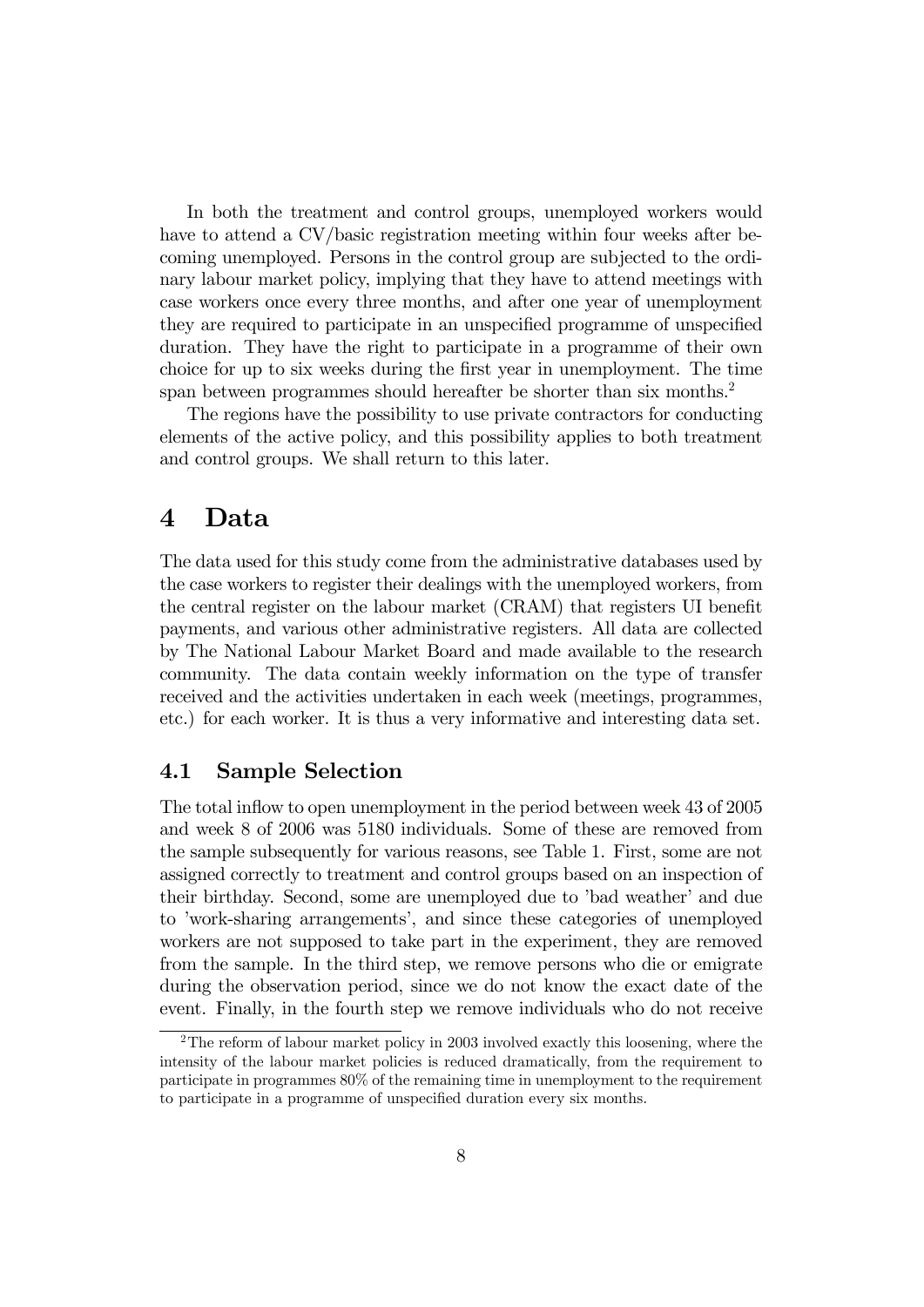In both the treatment and control groups, unemployed workers would have to attend a CV/basic registration meeting within four weeks after becoming unemployed. Persons in the control group are subjected to the ordinary labour market policy, implying that they have to attend meetings with case workers once every three months, and after one year of unemployment they are required to participate in an unspecified programme of unspecified duration. They have the right to participate in a programme of their own choice for up to six weeks during the first year in unemployment. The time span between programmes should hereafter be shorter than six months.[2]

The regions have the possibility to use private contractors for conducting elements of the active policy, and this possibility applies to both treatment and control groups. We shall return to this later.

# 4 Data

The data used for this study come from the administrative databases used by the case workers to register their dealings with the unemployed workers, from the central register on the labour market (CRAM) that registers UI benefit payments, and various other administrative registers. All data are collected by The National Labour Market Board and made available to the research community. The data contain weekly information on the type of transfer received and the activities undertaken in each week (meetings, programmes, etc.) for each worker. It is thus a very informative and interesting data set.

## 4.1 Sample Selection

The total inflow to open unemployment in the period between week 43 of 2005 and week 8 of 2006 was 5180 individuals. Some of these are removed from the sample subsequently for various reasons, see Table 1. First, some are not assigned correctly to treatment and control groups based on an inspection of their birthday. Second, some are unemployed due to 'bad weather' and due to 'work-sharing arrangements', and since these categories of unemployed workers are not supposed to take part in the experiment, they are removed from the sample. In the third step, we remove persons who die or emigrate during the observation period, since we do not know the exact date of the event. Finally, in the fourth step we remove individuals who do not receive

[2] The reform of labour market policy in 2003 involved exactly this loosening, where the intensity of the labour market policies is reduced dramatically, from the requirement to participate in programmes 80% of the remaining time in unemployment to the requirement to participate in a programme of unspecified duration every six months.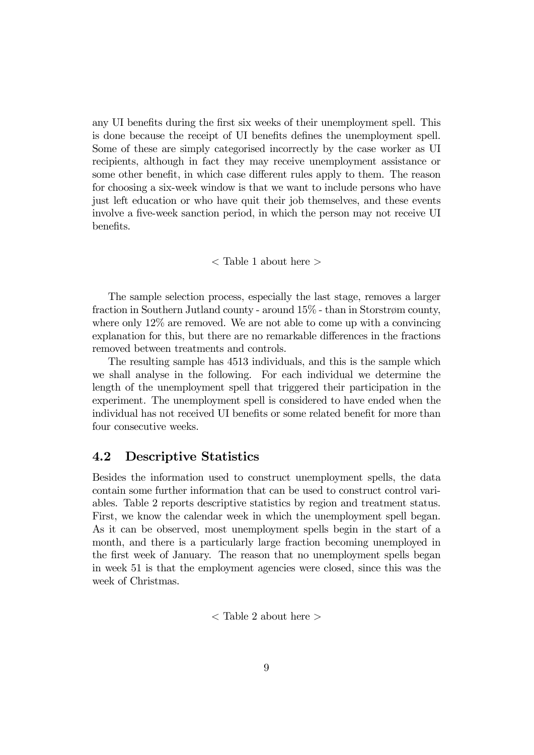any UI benefits during the first six weeks of their unemployment spell. This is done because the receipt of UI benefits defines the unemployment spell. Some of these are simply categorised incorrectly by the case worker as UI recipients, although in fact they may receive unemployment assistance or some other benefit, in which case different rules apply to them. The reason for choosing a six-week window is that we want to include persons who have just left education or who have quit their job themselves, and these events involve a five-week sanction period, in which the person may not receive UI benefits.

< Table 1 about here >

The sample selection process, especially the last stage, removes a larger fraction in Southern Jutland county - around 15% - than in Storstrøm county, where only 12% are removed. We are not able to come up with a convincing explanation for this, but there are no remarkable differences in the fractions removed between treatments and controls.

The resulting sample has 4513 individuals, and this is the sample which we shall analyse in the following. For each individual we determine the length of the unemployment spell that triggered their participation in the experiment. The unemployment spell is considered to have ended when the individual has not received UI benefits or some related benefit for more than four consecutive weeks.

## 4.2 Descriptive Statistics

Besides the information used to construct unemployment spells, the data contain some further information that can be used to construct control variables. Table 2 reports descriptive statistics by region and treatment status. First, we know the calendar week in which the unemployment spell began. As it can be observed, most unemployment spells begin in the start of a month, and there is a particularly large fraction becoming unemployed in the first week of January. The reason that no unemployment spells began in week 51 is that the employment agencies were closed, since this was the week of Christmas.

< Table 2 about here >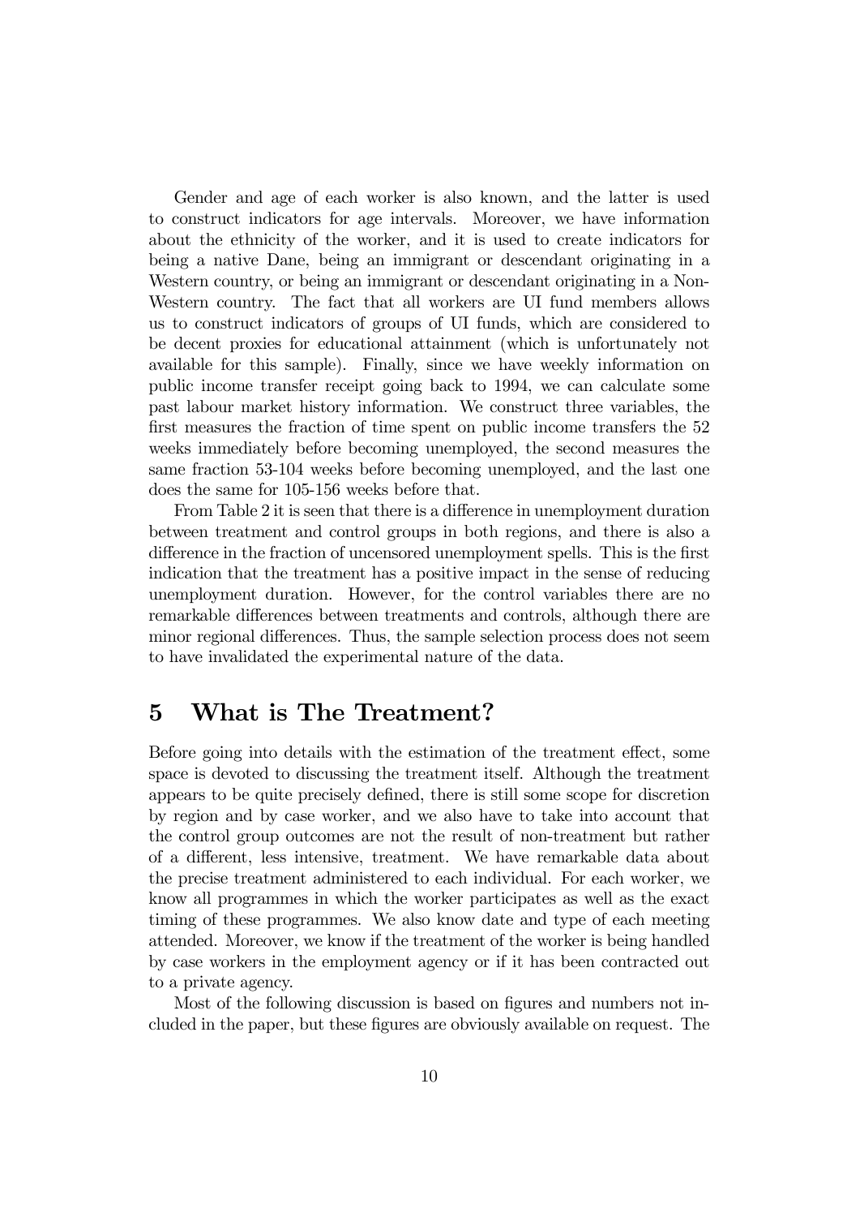Gender and age of each worker is also known, and the latter is used to construct indicators for age intervals. Moreover, we have information about the ethnicity of the worker, and it is used to create indicators for being a native Dane, being an immigrant or descendant originating in a Western country, or being an immigrant or descendant originating in a Non-Western country. The fact that all workers are UI fund members allows us to construct indicators of groups of UI funds, which are considered to be decent proxies for educational attainment (which is unfortunately not available for this sample). Finally, since we have weekly information on public income transfer receipt going back to 1994, we can calculate some past labour market history information. We construct three variables, the first measures the fraction of time spent on public income transfers the 52 weeks immediately before becoming unemployed, the second measures the same fraction 53-104 weeks before becoming unemployed, and the last one does the same for 105-156 weeks before that.

From Table 2 it is seen that there is a difference in unemployment duration between treatment and control groups in both regions, and there is also a difference in the fraction of uncensored unemployment spells. This is the first indication that the treatment has a positive impact in the sense of reducing unemployment duration. However, for the control variables there are no remarkable differences between treatments and controls, although there are minor regional differences. Thus, the sample selection process does not seem to have invalidated the experimental nature of the data.

# 5 What is The Treatment?

Before going into details with the estimation of the treatment effect, some space is devoted to discussing the treatment itself. Although the treatment appears to be quite precisely defined, there is still some scope for discretion by region and by case worker, and we also have to take into account that the control group outcomes are not the result of non-treatment but rather of a different, less intensive, treatment. We have remarkable data about the precise treatment administered to each individual. For each worker, we know all programmes in which the worker participates as well as the exact timing of these programmes. We also know date and type of each meeting attended. Moreover, we know if the treatment of the worker is being handled by case workers in the employment agency or if it has been contracted out to a private agency.

Most of the following discussion is based on figures and numbers not included in the paper, but these figures are obviously available on request. The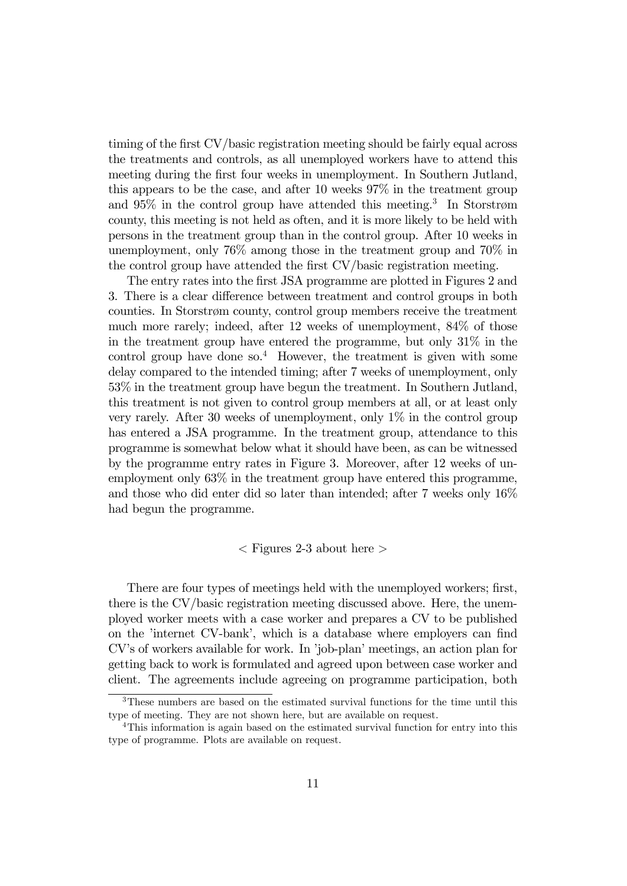timing of the first CV/basic registration meeting should be fairly equal across the treatments and controls, as all unemployed workers have to attend this meeting during the first four weeks in unemployment. In Southern Jutland, this appears to be the case, and after 10 weeks 97% in the treatment group and 95% in the control group have attended this meeting.[3] In Storstrøm county, this meeting is not held as often, and it is more likely to be held with persons in the treatment group than in the control group. After 10 weeks in unemployment, only 76% among those in the treatment group and 70% in the control group have attended the first CV/basic registration meeting.

The entry rates into the first JSA programme are plotted in Figures 2 and 3. There is a clear difference between treatment and control groups in both counties. In Storstrøm county, control group members receive the treatment much more rarely; indeed, after 12 weeks of unemployment, 84% of those in the treatment group have entered the programme, but only 31% in the control group have done so.[4] However, the treatment is given with some delay compared to the intended timing; after 7 weeks of unemployment, only 53% in the treatment group have begun the treatment. In Southern Jutland, this treatment is not given to control group members at all, or at least only very rarely. After 30 weeks of unemployment, only 1% in the control group has entered a JSA programme. In the treatment group, attendance to this programme is somewhat below what it should have been, as can be witnessed by the programme entry rates in Figure 3. Moreover, after 12 weeks of unemployment only 63% in the treatment group have entered this programme, and those who did enter did so later than intended; after 7 weeks only 16% had begun the programme.

< Figures 2-3 about here >

There are four types of meetings held with the unemployed workers; first, there is the CV/basic registration meeting discussed above. Here, the unemployed worker meets with a case worker and prepares a CV to be published on the 'internet CV-bank', which is a database where employers can find CV's of workers available for work. In 'job-plan' meetings, an action plan for getting back to work is formulated and agreed upon between case worker and client. The agreements include agreeing on programme participation, both

[3] These numbers are based on the estimated survival functions for the time until this type of meeting. They are not shown here, but are available on request.

[4] This information is again based on the estimated survival function for entry into this type of programme. Plots are available on request.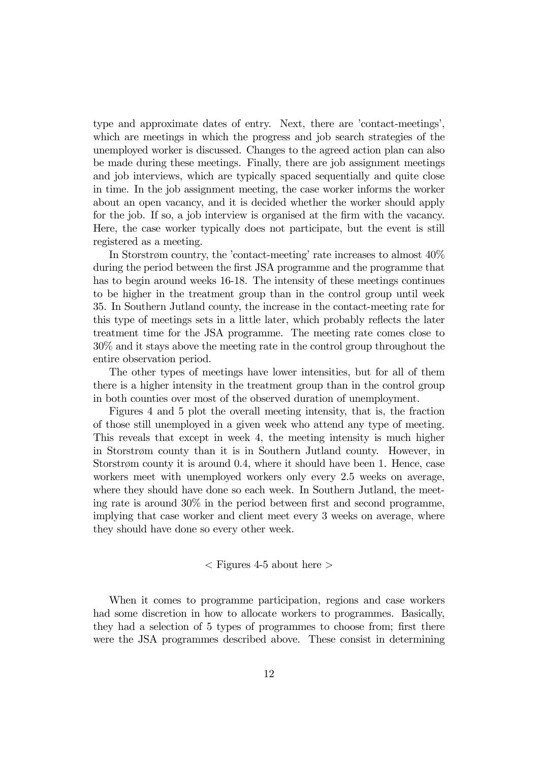type and approximate dates of entry. Next, there are 'contact-meetings', which are meetings in which the progress and job search strategies of the unemployed worker is discussed. Changes to the agreed action plan can also be made during these meetings. Finally, there are job assignment meetings and job interviews, which are typically spaced sequentially and quite close in time. In the job assignment meeting, the case worker informs the worker about an open vacancy, and it is decided whether the worker should apply for the job. If so, a job interview is organised at the firm with the vacancy. Here, the case worker typically does not participate, but the event is still registered as a meeting.

In Storstrøm country, the 'contact-meeting' rate increases to almost 40% during the period between the first JSA programme and the programme that has to begin around weeks 16-18. The intensity of these meetings continues to be higher in the treatment group than in the control group until week 35. In Southern Jutland county, the increase in the contact-meeting rate for this type of meetings sets in a little later, which probably reflects the later treatment time for the JSA programme. The meeting rate comes close to 30% and it stays above the meeting rate in the control group throughout the entire observation period.

The other types of meetings have lower intensities, but for all of them there is a higher intensity in the treatment group than in the control group in both counties over most of the observed duration of unemployment.

Figures 4 and 5 plot the overall meeting intensity, that is, the fraction of those still unemployed in a given week who attend any type of meeting. This reveals that except in week 4, the meeting intensity is much higher in Storstrøm county than it is in Southern Jutland county. However, in Storstrøm county it is around 0.4, where it should have been 1. Hence, case workers meet with unemployed workers only every 2.5 weeks on average, where they should have done so each week. In Southern Jutland, the meeting rate is around 30% in the period between first and second programme, implying that case worker and client meet every 3 weeks on average, where they should have done so every other week.

< Figures 4-5 about here >

When it comes to programme participation, regions and case workers had some discretion in how to allocate workers to programmes. Basically, they had a selection of 5 types of programmes to choose from; first there were the JSA programmes described above. These consist in determining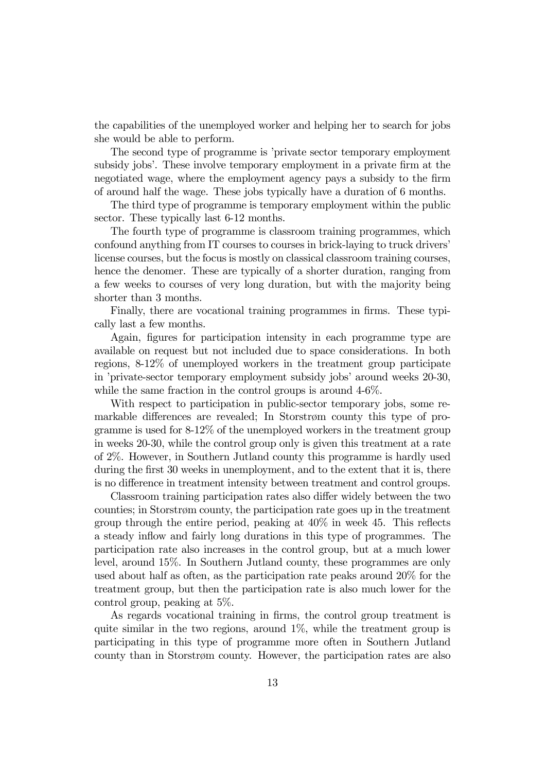the capabilities of the unemployed worker and helping her to search for jobs she would be able to perform.

The second type of programme is 'private sector temporary employment subsidy jobs'. These involve temporary employment in a private firm at the negotiated wage, where the employment agency pays a subsidy to the firm of around half the wage. These jobs typically have a duration of 6 months.

The third type of programme is temporary employment within the public sector. These typically last 6-12 months.

The fourth type of programme is classroom training programmes, which confound anything from IT courses to courses in brick-laying to truck drivers' license courses, but the focus is mostly on classical classroom training courses, hence the denomer. These are typically of a shorter duration, ranging from a few weeks to courses of very long duration, but with the majority being shorter than 3 months.

Finally, there are vocational training programmes in firms. These typically last a few months.

Again, figures for participation intensity in each programme type are available on request but not included due to space considerations. In both regions, 8-12% of unemployed workers in the treatment group participate in 'private-sector temporary employment subsidy jobs' around weeks 20-30, while the same fraction in the control groups is around 4-6%.

With respect to participation in public-sector temporary jobs, some remarkable differences are revealed; In Storstrøm county this type of programme is used for 8-12% of the unemployed workers in the treatment group in weeks 20-30, while the control group only is given this treatment at a rate of 2%. However, in Southern Jutland county this programme is hardly used during the first 30 weeks in unemployment, and to the extent that it is, there is no difference in treatment intensity between treatment and control groups.

Classroom training participation rates also differ widely between the two counties; in Storstrøm county, the participation rate goes up in the treatment group through the entire period, peaking at 40% in week 45. This reflects a steady inflow and fairly long durations in this type of programmes. The participation rate also increases in the control group, but at a much lower level, around 15%. In Southern Jutland county, these programmes are only used about half as often, as the participation rate peaks around 20% for the treatment group, but then the participation rate is also much lower for the control group, peaking at 5%.

As regards vocational training in firms, the control group treatment is quite similar in the two regions, around 1%, while the treatment group is participating in this type of programme more often in Southern Jutland county than in Storstrøm county. However, the participation rates are also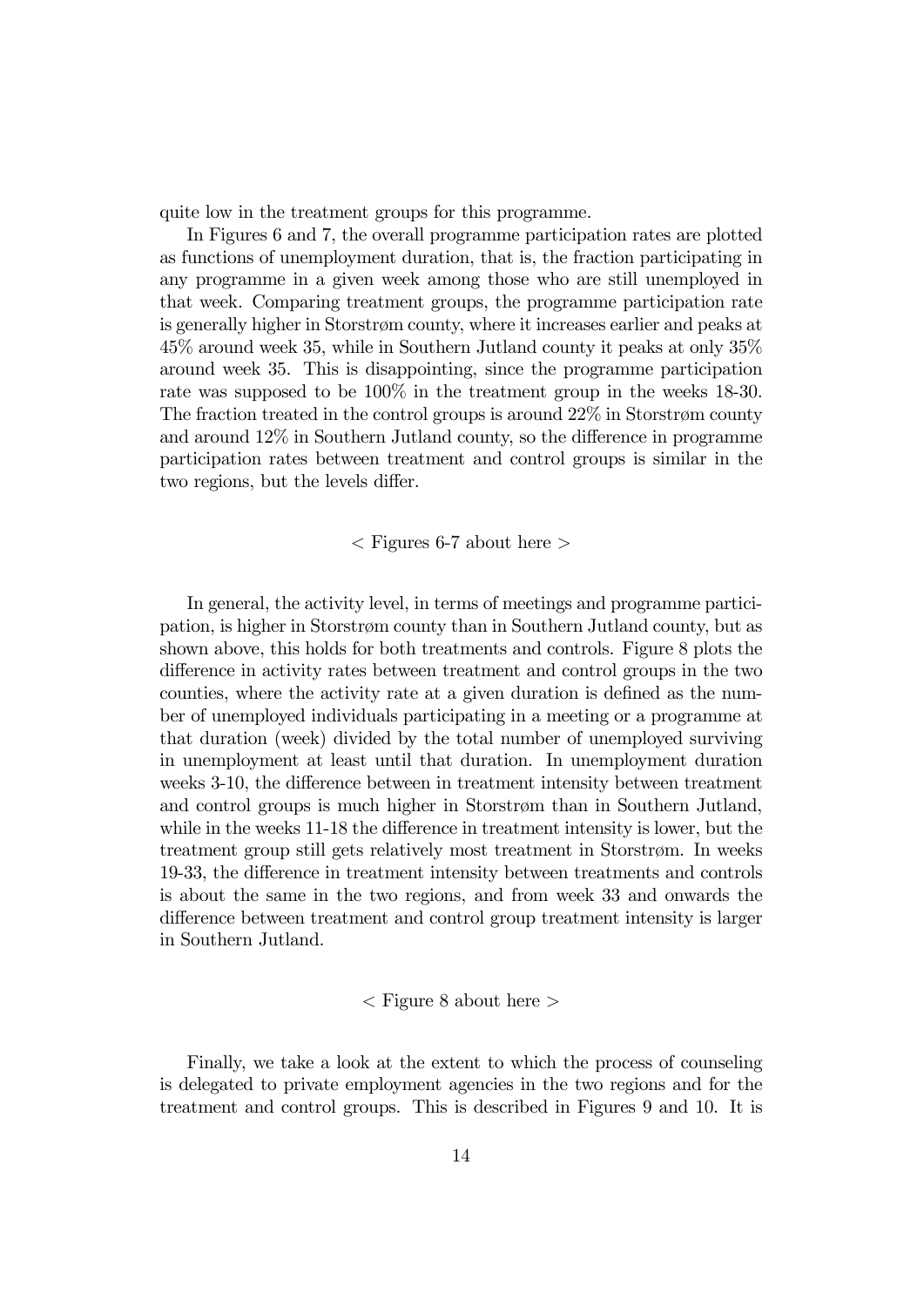quite low in the treatment groups for this programme.

In Figures 6 and 7, the overall programme participation rates are plotted as functions of unemployment duration, that is, the fraction participating in any programme in a given week among those who are still unemployed in that week. Comparing treatment groups, the programme participation rate is generally higher in Storstrøm county, where it increases earlier and peaks at 45% around week 35, while in Southern Jutland county it peaks at only 35% around week 35. This is disappointing, since the programme participation rate was supposed to be 100% in the treatment group in the weeks 18-30. The fraction treated in the control groups is around 22% in Storstrøm county and around 12% in Southern Jutland county, so the difference in programme participation rates between treatment and control groups is similar in the two regions, but the levels differ.

< Figures 6-7 about here >

In general, the activity level, in terms of meetings and programme participation, is higher in Storstrøm county than in Southern Jutland county, but as shown above, this holds for both treatments and controls. Figure 8 plots the difference in activity rates between treatment and control groups in the two counties, where the activity rate at a given duration is defined as the number of unemployed individuals participating in a meeting or a programme at that duration (week) divided by the total number of unemployed surviving in unemployment at least until that duration. In unemployment duration weeks 3-10, the difference between in treatment intensity between treatment and control groups is much higher in Storstrøm than in Southern Jutland, while in the weeks 11-18 the difference in treatment intensity is lower, but the treatment group still gets relatively most treatment in Storstrøm. In weeks 19-33, the difference in treatment intensity between treatments and controls is about the same in the two regions, and from week 33 and onwards the difference between treatment and control group treatment intensity is larger in Southern Jutland.

< Figure 8 about here >

Finally, we take a look at the extent to which the process of counseling is delegated to private employment agencies in the two regions and for the treatment and control groups. This is described in Figures 9 and 10. It is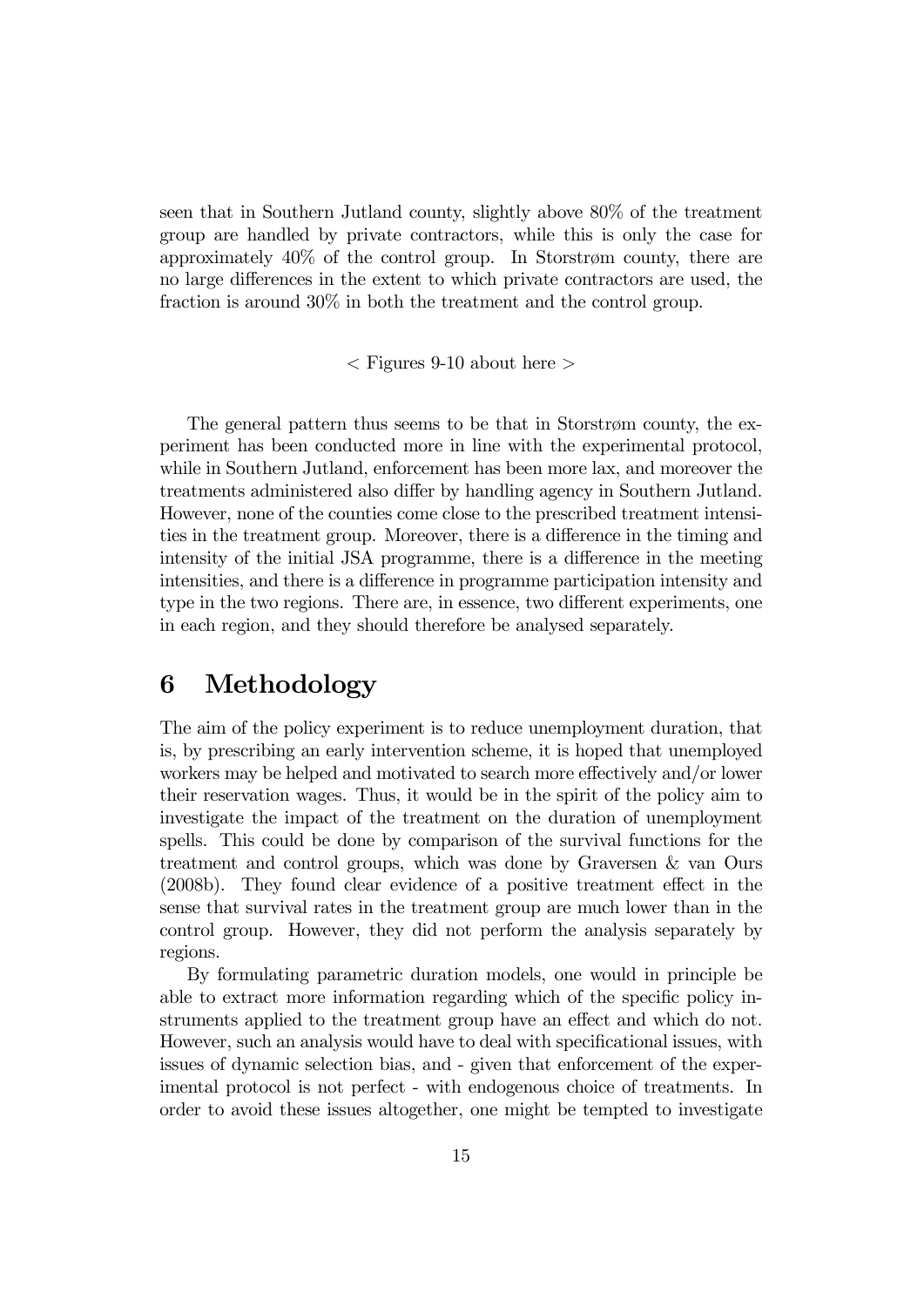seen that in Southern Jutland county, slightly above 80% of the treatment group are handled by private contractors, while this is only the case for approximately 40% of the control group. In Storstrøm county, there are no large differences in the extent to which private contractors are used, the fraction is around 30% in both the treatment and the control group.

< Figures 9-10 about here >

The general pattern thus seems to be that in Storstrøm county, the experiment has been conducted more in line with the experimental protocol, while in Southern Jutland, enforcement has been more lax, and moreover the treatments administered also differ by handling agency in Southern Jutland. However, none of the counties come close to the prescribed treatment intensities in the treatment group. Moreover, there is a difference in the timing and intensity of the initial JSA programme, there is a difference in the meeting intensities, and there is a difference in programme participation intensity and type in the two regions. There are, in essence, two different experiments, one in each region, and they should therefore be analysed separately.

# 6 Methodology

The aim of the policy experiment is to reduce unemployment duration, that is, by prescribing an early intervention scheme, it is hoped that unemployed workers may be helped and motivated to search more effectively and/or lower their reservation wages. Thus, it would be in the spirit of the policy aim to investigate the impact of the treatment on the duration of unemployment spells. This could be done by comparison of the survival functions for the treatment and control groups, which was done by Graversen & van Ours (2008b). They found clear evidence of a positive treatment effect in the sense that survival rates in the treatment group are much lower than in the control group. However, they did not perform the analysis separately by regions.

By formulating parametric duration models, one would in principle be able to extract more information regarding which of the specific policy instruments applied to the treatment group have an effect and which do not. However, such an analysis would have to deal with specificational issues, with issues of dynamic selection bias, and - given that enforcement of the experimental protocol is not perfect - with endogenous choice of treatments. In order to avoid these issues altogether, one might be tempted to investigate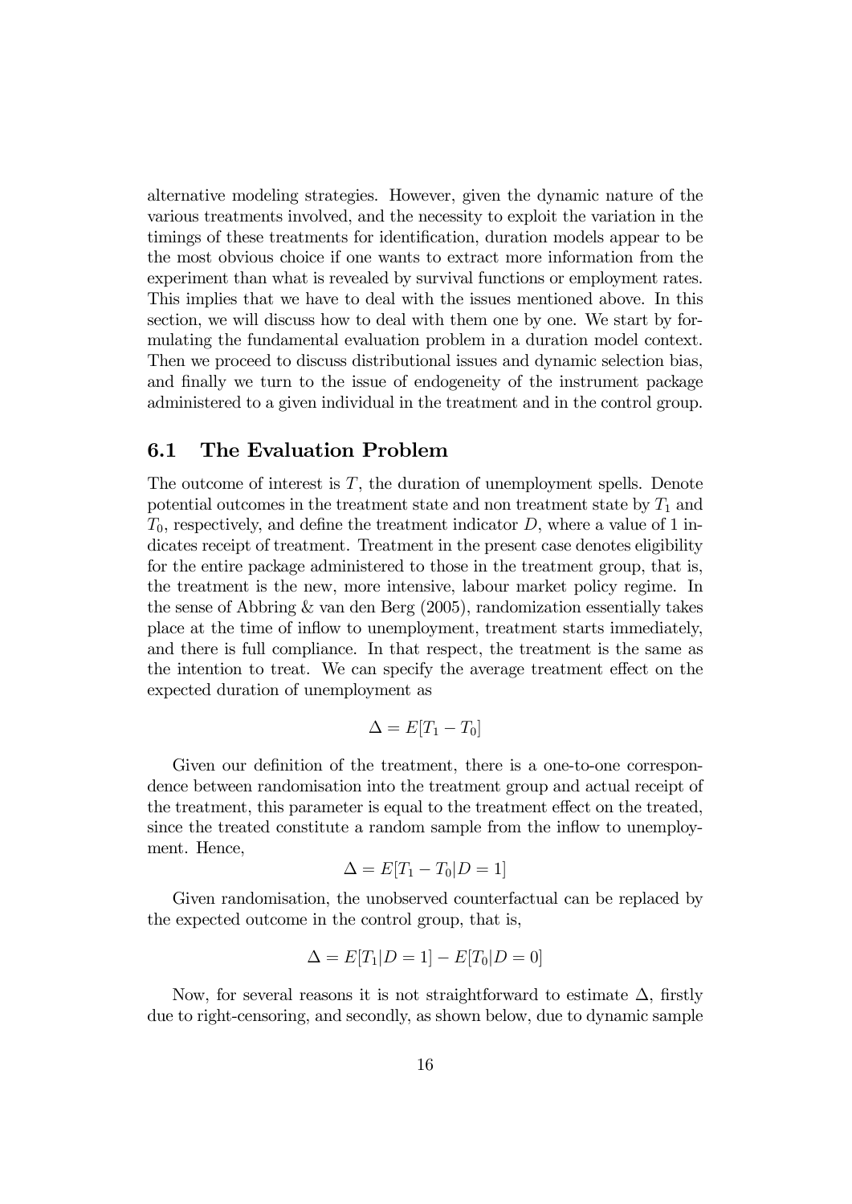alternative modeling strategies. However, given the dynamic nature of the various treatments involved, and the necessity to exploit the variation in the timings of these treatments for identification, duration models appear to be the most obvious choice if one wants to extract more information from the experiment than what is revealed by survival functions or employment rates. This implies that we have to deal with the issues mentioned above. In this section, we will discuss how to deal with them one by one. We start by formulating the fundamental evaluation problem in a duration model context. Then we proceed to discuss distributional issues and dynamic selection bias, and finally we turn to the issue of endogeneity of the instrument package administered to a given individual in the treatment and in the control group.

## 6.1 The Evaluation Problem

The outcome of interest is $T$, the duration of unemployment spells. Denote potential outcomes in the treatment state and non treatment state by $T_1$ and $T_0$, respectively, and define the treatment indicator $D$, where a value of 1 indicates receipt of treatment. Treatment in the present case denotes eligibility for the entire package administered to those in the treatment group, that is, the treatment is the new, more intensive, labour market policy regime. In the sense of Abbring & van den Berg (2005), randomization essentially takes place at the time of inflow to unemployment, treatment starts immediately, and there is full compliance. In that respect, the treatment is the same as the intention to treat. We can specify the average treatment effect on the expected duration of unemployment as

$$\Delta = E[T_1 - T_0]$$

Given our definition of the treatment, there is a one-to-one correspondence between randomisation into the treatment group and actual receipt of the treatment, this parameter is equal to the treatment effect on the treated, since the treated constitute a random sample from the inflow to unemployment. Hence,

$$\Delta = E[T_1 - T_0 | D = 1]$$

Given randomisation, the unobserved counterfactual can be replaced by the expected outcome in the control group, that is,

$$\Delta = E[T_1 | D = 1] - E[T_0 | D = 0]$$

Now, for several reasons it is not straightforward to estimate $\Delta$, firstly due to right-censoring, and secondly, as shown below, due to dynamic sample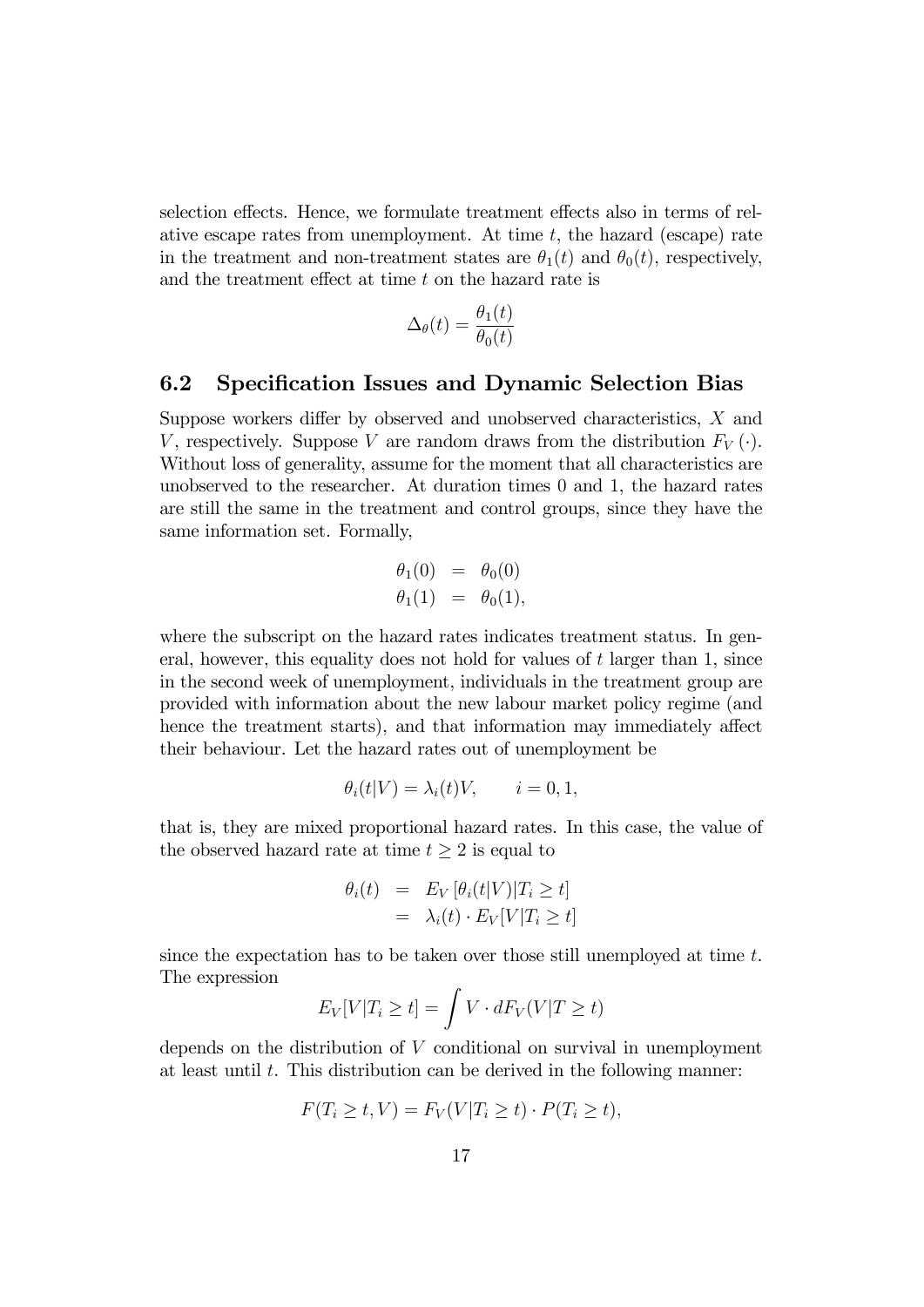selection effects. Hence, we formulate treatment effects also in terms of relative escape rates from unemployment. At time $t$, the hazard (escape) rate in the treatment and non-treatment states are $\theta_1(t)$ and $\theta_0(t)$, respectively, and the treatment effect at time $t$ on the hazard rate is

$$\Delta_\theta(t) = \frac{\theta_1(t)}{\theta_0(t)}$$

## 6.2 Specification Issues and Dynamic Selection Bias

Suppose workers differ by observed and unobserved characteristics, $X$ and $V$, respectively. Suppose $V$ are random draws from the distribution $F_V(\cdot)$. Without loss of generality, assume for the moment that all characteristics are unobserved to the researcher. At duration times 0 and 1, the hazard rates are still the same in the treatment and control groups, since they have the same information set. Formally,

$$\begin{aligned} \theta_1(0) &= \theta_0(0) \\ \theta_1(1) &= \theta_0(1), \end{aligned}$$

where the subscript on the hazard rates indicates treatment status. In general, however, this equality does not hold for values of $t$ larger than 1, since in the second week of unemployment, individuals in the treatment group are provided with information about the new labour market policy regime (and hence the treatment starts), and that information may immediately affect their behaviour. Let the hazard rates out of unemployment be

$$\theta_i(t|V) = \lambda_i(t)V, \qquad i = 0, 1,$$

that is, they are mixed proportional hazard rates. In this case, the value of the observed hazard rate at time $t \geq 2$ is equal to

$$\begin{aligned} \theta_i(t) &= E_V\left[\theta_i(t|V)|T_i \geq t\right] \\ &= \lambda_i(t) \cdot E_V[V|T_i \geq t] \end{aligned}$$

since the expectation has to be taken over those still unemployed at time $t$. The expression

$$E_V[V|T_i \geq t] = \int V \cdot dF_V(V|T \geq t)$$

depends on the distribution of $V$ conditional on survival in unemployment at least until $t$. This distribution can be derived in the following manner:

$$F(T_i \geq t, V) = F_V(V|T_i \geq t) \cdot P(T_i \geq t),$$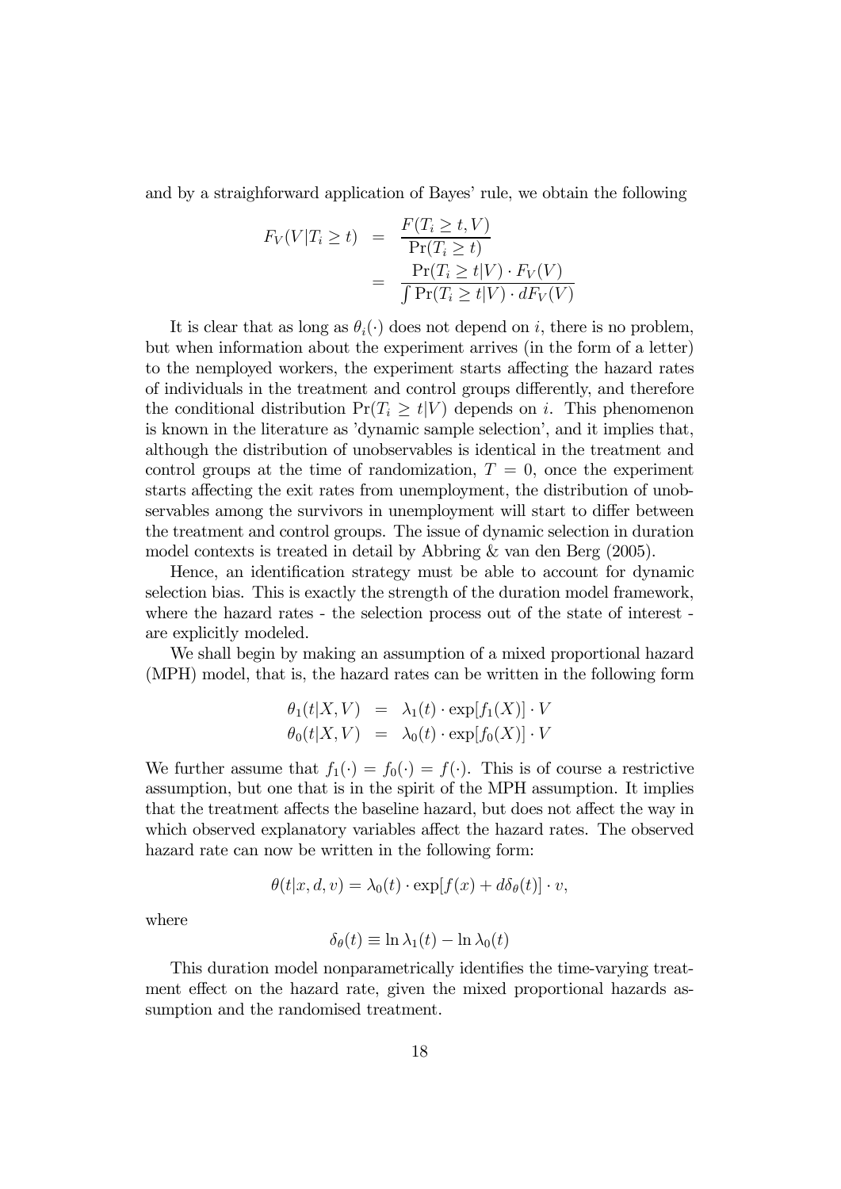and by a straighforward application of Bayes' rule, we obtain the following

$$
\begin{aligned}
F_V(V|T_i \geq t) &= \frac{F(T_i \geq t, V)}{\Pr(T_i \geq t)} \\
&= \frac{\Pr(T_i \geq t|V) \cdot F_V(V)}{\int \Pr(T_i \geq t|V) \cdot dF_V(V)}
\end{aligned}
$$

It is clear that as long as $\theta_i(\cdot)$ does not depend on $i$, there is no problem, but when information about the experiment arrives (in the form of a letter) to the nemployed workers, the experiment starts affecting the hazard rates of individuals in the treatment and control groups differently, and therefore the conditional distribution $\Pr(T_i \geq t|V)$ depends on $i$. This phenomenon is known in the literature as 'dynamic sample selection', and it implies that, although the distribution of unobservables is identical in the treatment and control groups at the time of randomization, $T = 0$, once the experiment starts affecting the exit rates from unemployment, the distribution of unobservables among the survivors in unemployment will start to differ between the treatment and control groups. The issue of dynamic selection in duration model contexts is treated in detail by Abbring & van den Berg (2005).

Hence, an identification strategy must be able to account for dynamic selection bias. This is exactly the strength of the duration model framework, where the hazard rates - the selection process out of the state of interest - are explicitly modeled.

We shall begin by making an assumption of a mixed proportional hazard (MPH) model, that is, the hazard rates can be written in the following form

$$
\begin{aligned}
\theta_1(t|X, V) &= \lambda_1(t) \cdot \exp[f_1(X)] \cdot V \\
\theta_0(t|X, V) &= \lambda_0(t) \cdot \exp[f_0(X)] \cdot V
\end{aligned}
$$

We further assume that $f_1(\cdot) = f_0(\cdot) = f(\cdot)$. This is of course a restrictive assumption, but one that is in the spirit of the MPH assumption. It implies that the treatment affects the baseline hazard, but does not affect the way in which observed explanatory variables affect the hazard rates. The observed hazard rate can now be written in the following form:

$$
\theta(t|x, d, v) = \lambda_0(t) \cdot \exp[f(x) + d\delta_\theta(t)] \cdot v,
$$

where

$$
\delta_\theta(t) \equiv \ln \lambda_1(t) - \ln \lambda_0(t)
$$

This duration model nonparametrically identifies the time-varying treatment effect on the hazard rate, given the mixed proportional hazards assumption and the randomised treatment.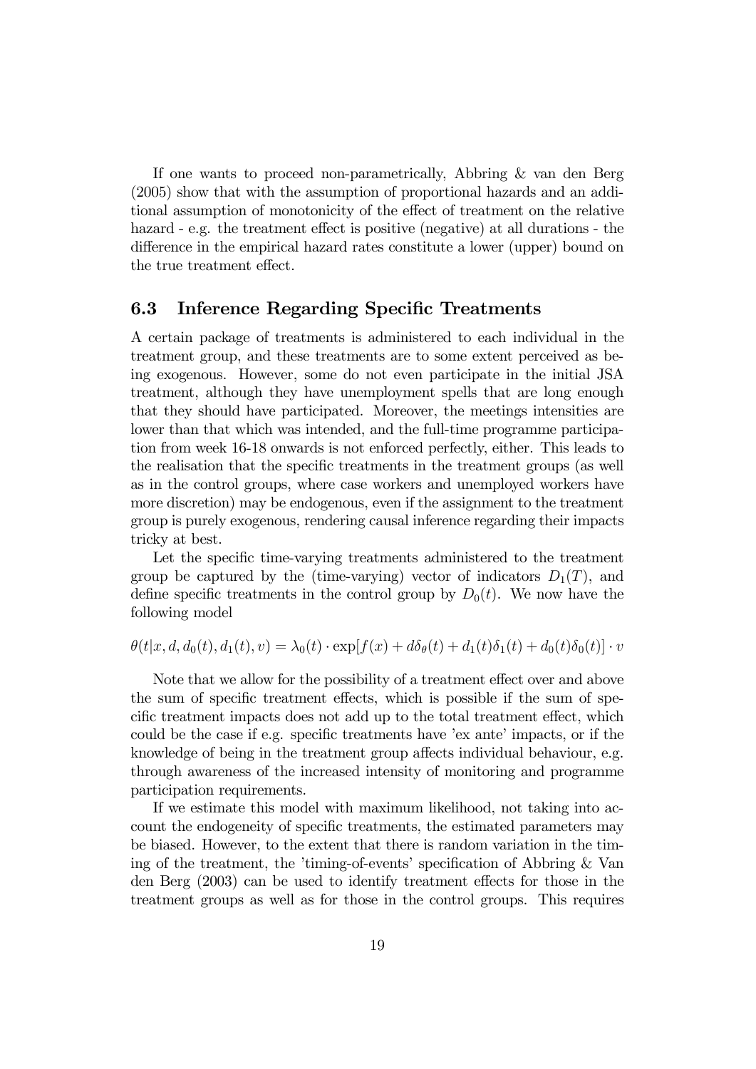If one wants to proceed non-parametrically, Abbring & van den Berg (2005) show that with the assumption of proportional hazards and an additional assumption of monotonicity of the effect of treatment on the relative hazard - e.g. the treatment effect is positive (negative) at all durations - the difference in the empirical hazard rates constitute a lower (upper) bound on the true treatment effect.

### 6.3 Inference Regarding Specific Treatments

A certain package of treatments is administered to each individual in the treatment group, and these treatments are to some extent perceived as being exogenous. However, some do not even participate in the initial JSA treatment, although they have unemployment spells that are long enough that they should have participated. Moreover, the meetings intensities are lower than that which was intended, and the full-time programme participation from week 16-18 onwards is not enforced perfectly, either. This leads to the realisation that the specific treatments in the treatment groups (as well as in the control groups, where case workers and unemployed workers have more discretion) may be endogenous, even if the assignment to the treatment group is purely exogenous, rendering causal inference regarding their impacts tricky at best.

Let the specific time-varying treatments administered to the treatment group be captured by the (time-varying) vector of indicators $D_1(T)$, and define specific treatments in the control group by $D_0(t)$. We now have the following model

$$\theta(t|x, d, d_0(t), d_1(t), v) = \lambda_0(t) \cdot \exp[f(x) + d\delta_\theta(t) + d_1(t)\delta_1(t) + d_0(t)\delta_0(t)] \cdot v$$

Note that we allow for the possibility of a treatment effect over and above the sum of specific treatment effects, which is possible if the sum of specific treatment impacts does not add up to the total treatment effect, which could be the case if e.g. specific treatments have 'ex ante' impacts, or if the knowledge of being in the treatment group affects individual behaviour, e.g. through awareness of the increased intensity of monitoring and programme participation requirements.

If we estimate this model with maximum likelihood, not taking into account the endogeneity of specific treatments, the estimated parameters may be biased. However, to the extent that there is random variation in the timing of the treatment, the 'timing-of-events' specification of Abbring & Van den Berg (2003) can be used to identify treatment effects for those in the treatment groups as well as for those in the control groups. This requires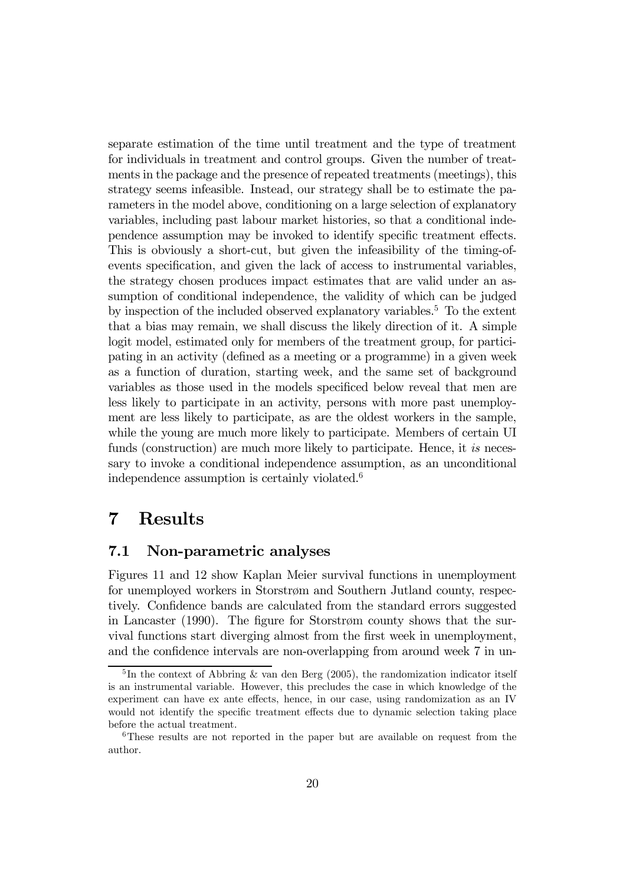separate estimation of the time until treatment and the type of treatment for individuals in treatment and control groups. Given the number of treatments in the package and the presence of repeated treatments (meetings), this strategy seems infeasible. Instead, our strategy shall be to estimate the parameters in the model above, conditioning on a large selection of explanatory variables, including past labour market histories, so that a conditional independence assumption may be invoked to identify specific treatment effects. This is obviously a short-cut, but given the infeasibility of the timing-of-events specification, and given the lack of access to instrumental variables, the strategy chosen produces impact estimates that are valid under an assumption of conditional independence, the validity of which can be judged by inspection of the included observed explanatory variables.[5] To the extent that a bias may remain, we shall discuss the likely direction of it. A simple logit model, estimated only for members of the treatment group, for participating in an activity (defined as a meeting or a programme) in a given week as a function of duration, starting week, and the same set of background variables as those used in the models specificed below reveal that men are less likely to participate in an activity, persons with more past unemployment are less likely to participate, as are the oldest workers in the sample, while the young are much more likely to participate. Members of certain UI funds (construction) are much more likely to participate. Hence, it *is* necessary to invoke a conditional independence assumption, as an unconditional independence assumption is certainly violated.[6]

# 7 Results

## 7.1 Non-parametric analyses

Figures 11 and 12 show Kaplan Meier survival functions in unemployment for unemployed workers in Storstrøm and Southern Jutland county, respectively. Confidence bands are calculated from the standard errors suggested in Lancaster (1990). The figure for Storstrøm county shows that the survival functions start diverging almost from the first week in unemployment, and the confidence intervals are non-overlapping from around week 7 in un-

[5] In the context of Abbring & van den Berg (2005), the randomization indicator itself is an instrumental variable. However, this precludes the case in which knowledge of the experiment can have ex ante effects, hence, in our case, using randomization as an IV would not identify the specific treatment effects due to dynamic selection taking place before the actual treatment.

[6] These results are not reported in the paper but are available on request from the author.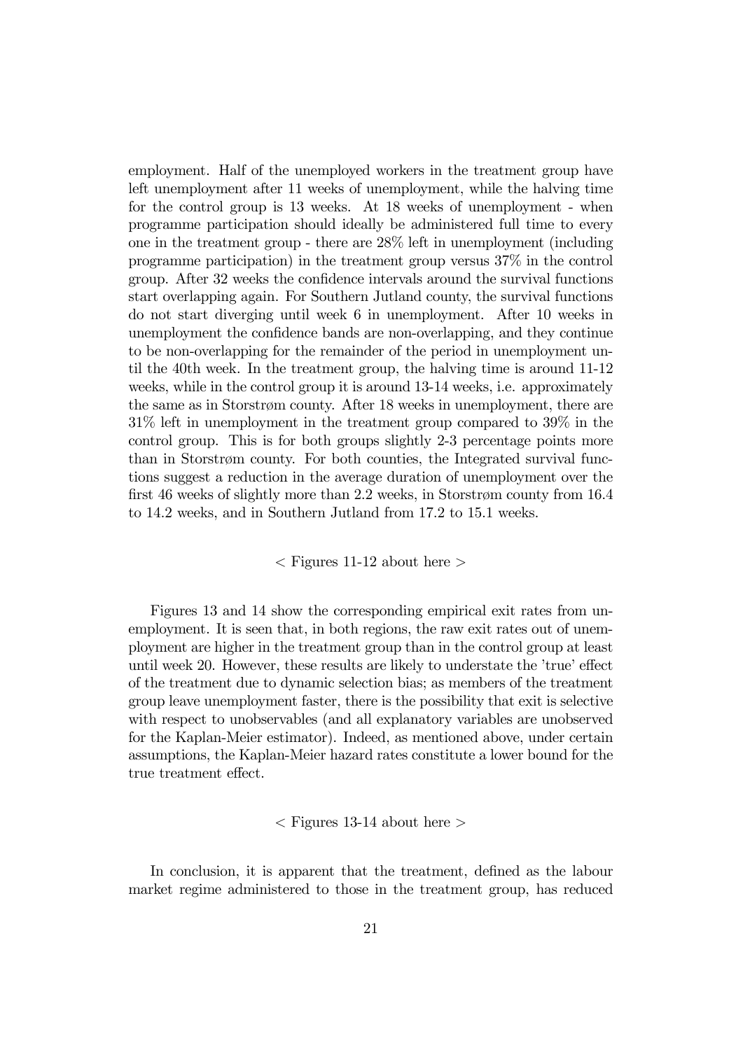employment. Half of the unemployed workers in the treatment group have left unemployment after 11 weeks of unemployment, while the halving time for the control group is 13 weeks. At 18 weeks of unemployment - when programme participation should ideally be administered full time to every one in the treatment group - there are 28% left in unemployment (including programme participation) in the treatment group versus 37% in the control group. After 32 weeks the confidence intervals around the survival functions start overlapping again. For Southern Jutland county, the survival functions do not start diverging until week 6 in unemployment. After 10 weeks in unemployment the confidence bands are non-overlapping, and they continue to be non-overlapping for the remainder of the period in unemployment until the 40th week. In the treatment group, the halving time is around 11-12 weeks, while in the control group it is around 13-14 weeks, i.e. approximately the same as in Storstrøm county. After 18 weeks in unemployment, there are 31% left in unemployment in the treatment group compared to 39% in the control group. This is for both groups slightly 2-3 percentage points more than in Storstrøm county. For both counties, the Integrated survival functions suggest a reduction in the average duration of unemployment over the first 46 weeks of slightly more than 2.2 weeks, in Storstrøm county from 16.4 to 14.2 weeks, and in Southern Jutland from 17.2 to 15.1 weeks.

< Figures 11-12 about here >

Figures 13 and 14 show the corresponding empirical exit rates from unemployment. It is seen that, in both regions, the raw exit rates out of unemployment are higher in the treatment group than in the control group at least until week 20. However, these results are likely to understate the 'true' effect of the treatment due to dynamic selection bias; as members of the treatment group leave unemployment faster, there is the possibility that exit is selective with respect to unobservables (and all explanatory variables are unobserved for the Kaplan-Meier estimator). Indeed, as mentioned above, under certain assumptions, the Kaplan-Meier hazard rates constitute a lower bound for the true treatment effect.

< Figures 13-14 about here >

In conclusion, it is apparent that the treatment, defined as the labour market regime administered to those in the treatment group, has reduced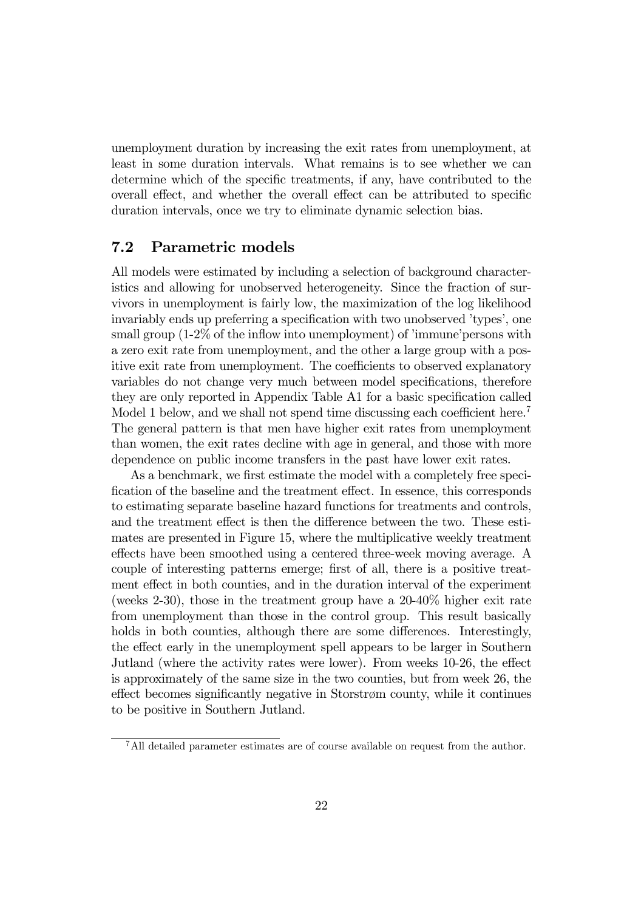unemployment duration by increasing the exit rates from unemployment, at least in some duration intervals. What remains is to see whether we can determine which of the specific treatments, if any, have contributed to the overall effect, and whether the overall effect can be attributed to specific duration intervals, once we try to eliminate dynamic selection bias.

## 7.2 Parametric models

All models were estimated by including a selection of background characteristics and allowing for unobserved heterogeneity. Since the fraction of survivors in unemployment is fairly low, the maximization of the log likelihood invariably ends up preferring a specification with two unobserved 'types', one small group (1-2% of the inflow into unemployment) of 'immune'persons with a zero exit rate from unemployment, and the other a large group with a positive exit rate from unemployment. The coefficients to observed explanatory variables do not change very much between model specifications, therefore they are only reported in Appendix Table A1 for a basic specification called Model 1 below, and we shall not spend time discussing each coefficient here.[7] The general pattern is that men have higher exit rates from unemployment than women, the exit rates decline with age in general, and those with more dependence on public income transfers in the past have lower exit rates.

As a benchmark, we first estimate the model with a completely free specification of the baseline and the treatment effect. In essence, this corresponds to estimating separate baseline hazard functions for treatments and controls, and the treatment effect is then the difference between the two. These estimates are presented in Figure 15, where the multiplicative weekly treatment effects have been smoothed using a centered three-week moving average. A couple of interesting patterns emerge; first of all, there is a positive treatment effect in both counties, and in the duration interval of the experiment (weeks 2-30), those in the treatment group have a 20-40% higher exit rate from unemployment than those in the control group. This result basically holds in both counties, although there are some differences. Interestingly, the effect early in the unemployment spell appears to be larger in Southern Jutland (where the activity rates were lower). From weeks 10-26, the effect is approximately of the same size in the two counties, but from week 26, the effect becomes significantly negative in Storstrøm county, while it continues to be positive in Southern Jutland.

[7] All detailed parameter estimates are of course available on request from the author.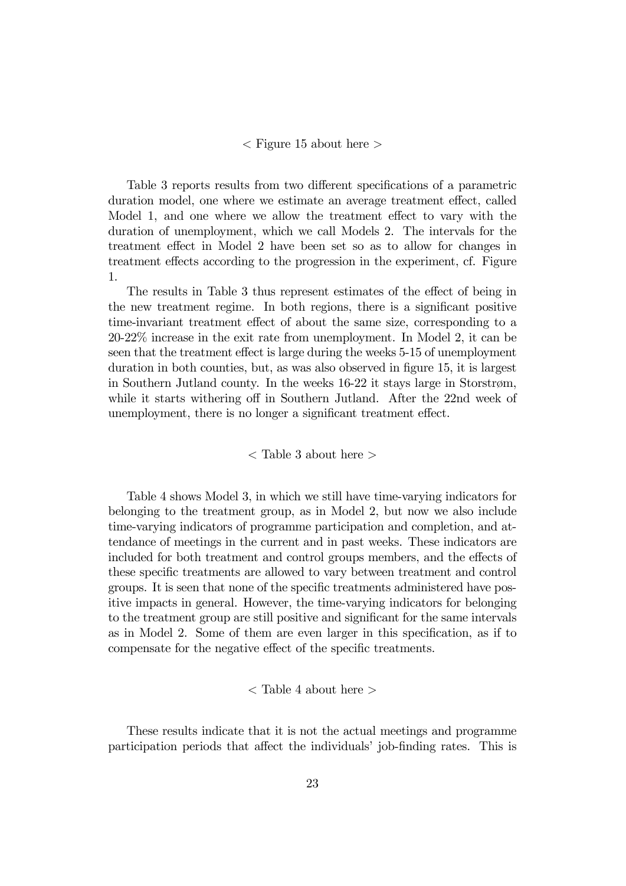< Figure 15 about here >

Table 3 reports results from two different specifications of a parametric duration model, one where we estimate an average treatment effect, called Model 1, and one where we allow the treatment effect to vary with the duration of unemployment, which we call Models 2. The intervals for the treatment effect in Model 2 have been set so as to allow for changes in treatment effects according to the progression in the experiment, cf. Figure 1.

The results in Table 3 thus represent estimates of the effect of being in the new treatment regime. In both regions, there is a significant positive time-invariant treatment effect of about the same size, corresponding to a 20-22% increase in the exit rate from unemployment. In Model 2, it can be seen that the treatment effect is large during the weeks 5-15 of unemployment duration in both counties, but, as was also observed in figure 15, it is largest in Southern Jutland county. In the weeks 16-22 it stays large in Storstrøm, while it starts withering off in Southern Jutland. After the 22nd week of unemployment, there is no longer a significant treatment effect.

< Table 3 about here >

Table 4 shows Model 3, in which we still have time-varying indicators for belonging to the treatment group, as in Model 2, but now we also include time-varying indicators of programme participation and completion, and attendance of meetings in the current and in past weeks. These indicators are included for both treatment and control groups members, and the effects of these specific treatments are allowed to vary between treatment and control groups. It is seen that none of the specific treatments administered have positive impacts in general. However, the time-varying indicators for belonging to the treatment group are still positive and significant for the same intervals as in Model 2. Some of them are even larger in this specification, as if to compensate for the negative effect of the specific treatments.

< Table 4 about here >

These results indicate that it is not the actual meetings and programme participation periods that affect the individuals' job-finding rates. This is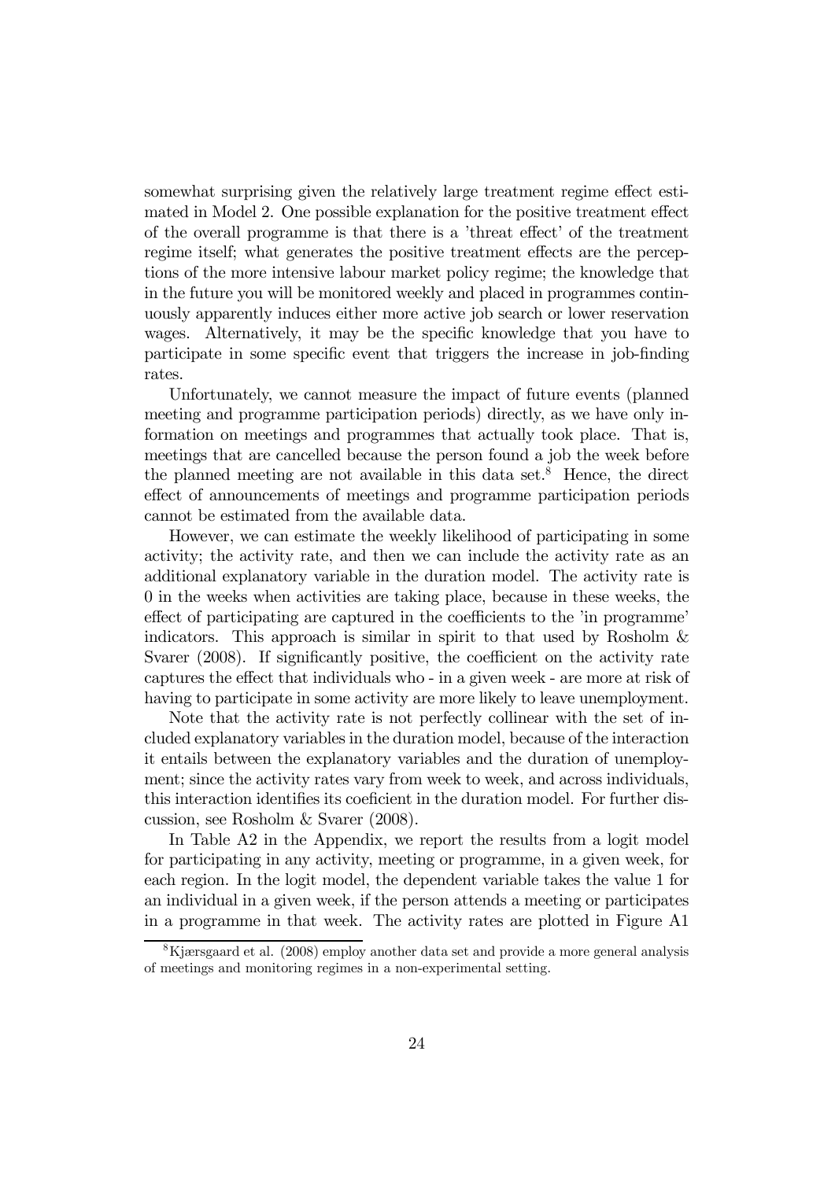somewhat surprising given the relatively large treatment regime effect estimated in Model 2. One possible explanation for the positive treatment effect of the overall programme is that there is a 'threat effect' of the treatment regime itself; what generates the positive treatment effects are the perceptions of the more intensive labour market policy regime; the knowledge that in the future you will be monitored weekly and placed in programmes continuously apparently induces either more active job search or lower reservation wages. Alternatively, it may be the specific knowledge that you have to participate in some specific event that triggers the increase in job-finding rates.

Unfortunately, we cannot measure the impact of future events (planned meeting and programme participation periods) directly, as we have only information on meetings and programmes that actually took place. That is, meetings that are cancelled because the person found a job the week before the planned meeting are not available in this data set.[8] Hence, the direct effect of announcements of meetings and programme participation periods cannot be estimated from the available data.

However, we can estimate the weekly likelihood of participating in some activity; the activity rate, and then we can include the activity rate as an additional explanatory variable in the duration model. The activity rate is 0 in the weeks when activities are taking place, because in these weeks, the effect of participating are captured in the coefficients to the 'in programme' indicators. This approach is similar in spirit to that used by Rosholm & Svarer (2008). If significantly positive, the coefficient on the activity rate captures the effect that individuals who - in a given week - are more at risk of having to participate in some activity are more likely to leave unemployment.

Note that the activity rate is not perfectly collinear with the set of included explanatory variables in the duration model, because of the interaction it entails between the explanatory variables and the duration of unemployment; since the activity rates vary from week to week, and across individuals, this interaction identifies its coeficient in the duration model. For further discussion, see Rosholm & Svarer (2008).

In Table A2 in the Appendix, we report the results from a logit model for participating in any activity, meeting or programme, in a given week, for each region. In the logit model, the dependent variable takes the value 1 for an individual in a given week, if the person attends a meeting or participates in a programme in that week. The activity rates are plotted in Figure A1

[8] Kjærsgaard et al. (2008) employ another data set and provide a more general analysis of meetings and monitoring regimes in a non-experimental setting.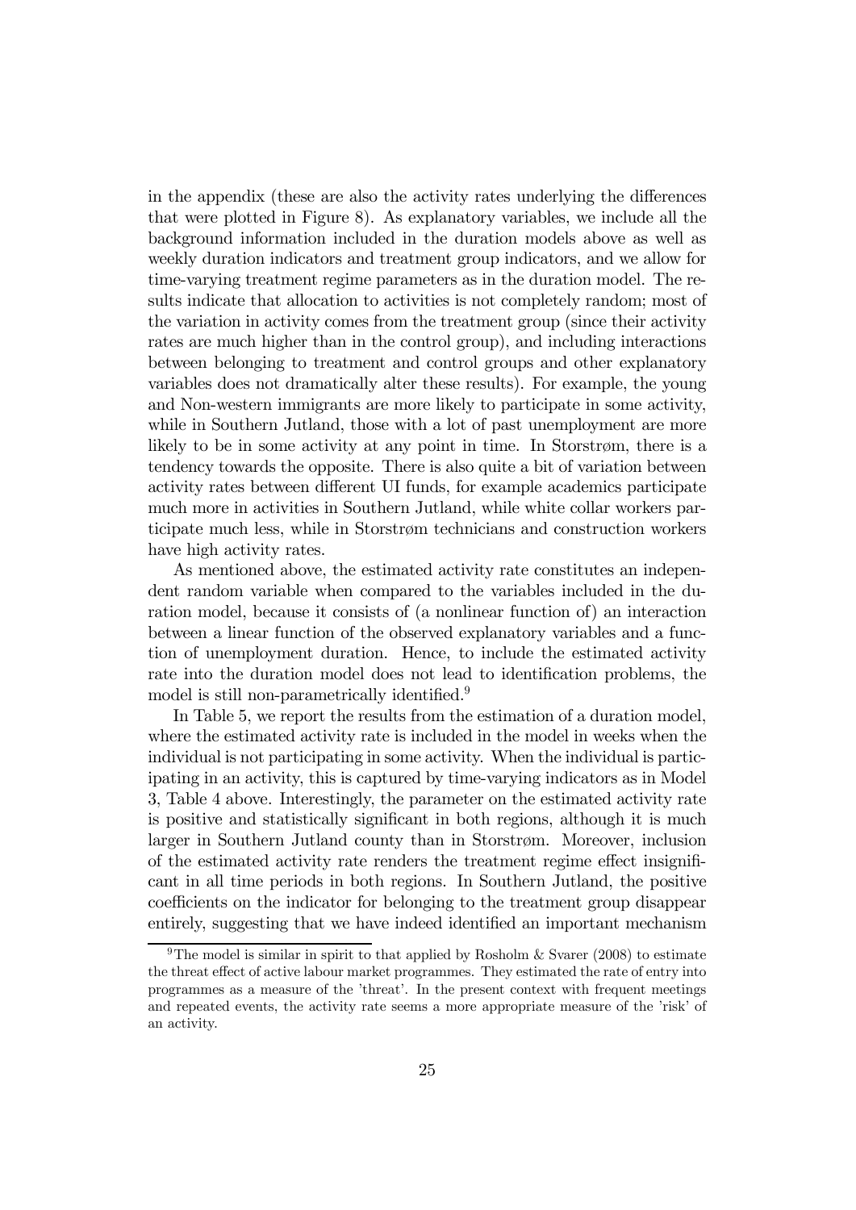in the appendix (these are also the activity rates underlying the differences that were plotted in Figure 8). As explanatory variables, we include all the background information included in the duration models above as well as weekly duration indicators and treatment group indicators, and we allow for time-varying treatment regime parameters as in the duration model. The results indicate that allocation to activities is not completely random; most of the variation in activity comes from the treatment group (since their activity rates are much higher than in the control group), and including interactions between belonging to treatment and control groups and other explanatory variables does not dramatically alter these results). For example, the young and Non-western immigrants are more likely to participate in some activity, while in Southern Jutland, those with a lot of past unemployment are more likely to be in some activity at any point in time. In Storstrøm, there is a tendency towards the opposite. There is also quite a bit of variation between activity rates between different UI funds, for example academics participate much more in activities in Southern Jutland, while white collar workers participate much less, while in Storstrøm technicians and construction workers have high activity rates.

As mentioned above, the estimated activity rate constitutes an independent random variable when compared to the variables included in the duration model, because it consists of (a nonlinear function of) an interaction between a linear function of the observed explanatory variables and a function of unemployment duration. Hence, to include the estimated activity rate into the duration model does not lead to identification problems, the model is still non-parametrically identified.[9]

In Table 5, we report the results from the estimation of a duration model, where the estimated activity rate is included in the model in weeks when the individual is not participating in some activity. When the individual is participating in an activity, this is captured by time-varying indicators as in Model 3, Table 4 above. Interestingly, the parameter on the estimated activity rate is positive and statistically significant in both regions, although it is much larger in Southern Jutland county than in Storstrøm. Moreover, inclusion of the estimated activity rate renders the treatment regime effect insignificant in all time periods in both regions. In Southern Jutland, the positive coefficients on the indicator for belonging to the treatment group disappear entirely, suggesting that we have indeed identified an important mechanism

[9] The model is similar in spirit to that applied by Rosholm & Svarer (2008) to estimate the threat effect of active labour market programmes. They estimated the rate of entry into programmes as a measure of the 'threat'. In the present context with frequent meetings and repeated events, the activity rate seems a more appropriate measure of the 'risk' of an activity.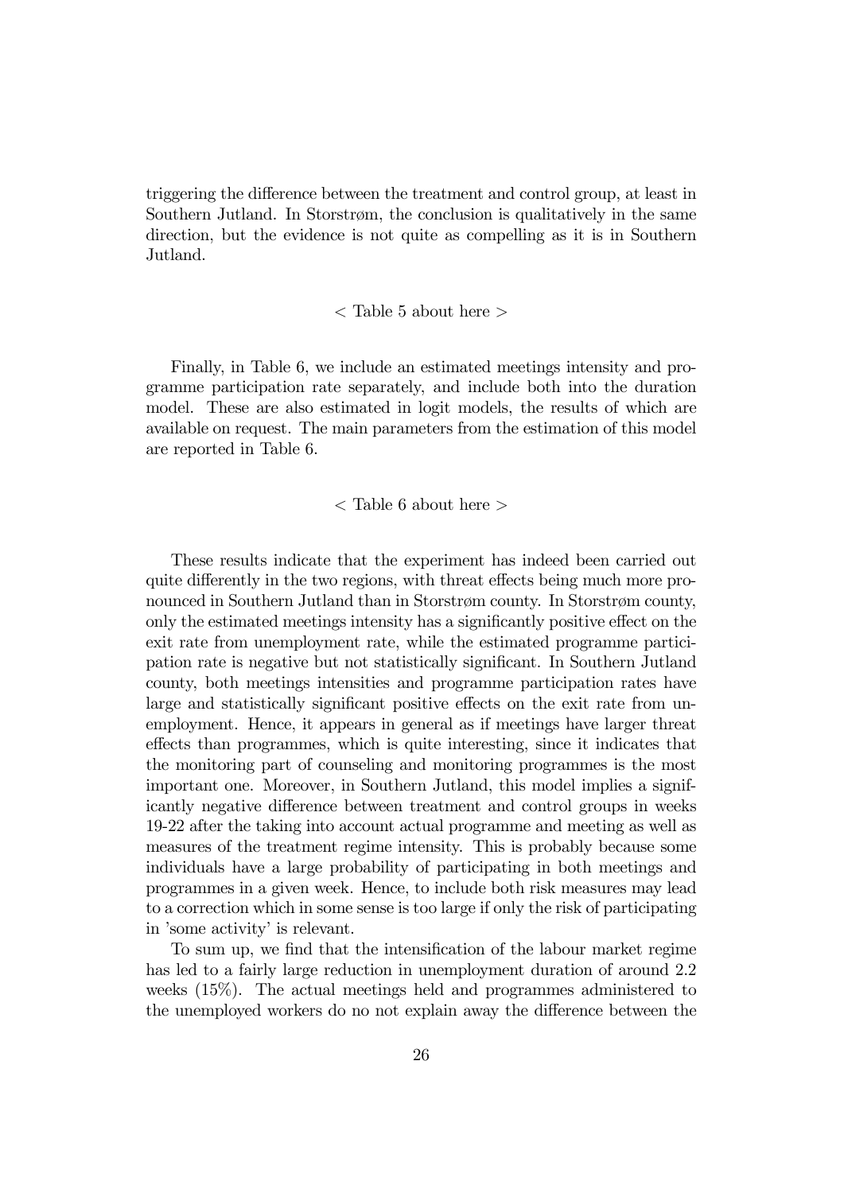triggering the difference between the treatment and control group, at least in Southern Jutland. In Storstrøm, the conclusion is qualitatively in the same direction, but the evidence is not quite as compelling as it is in Southern Jutland.

< Table 5 about here >

Finally, in Table 6, we include an estimated meetings intensity and programme participation rate separately, and include both into the duration model. These are also estimated in logit models, the results of which are available on request. The main parameters from the estimation of this model are reported in Table 6.

< Table 6 about here >

These results indicate that the experiment has indeed been carried out quite differently in the two regions, with threat effects being much more pronounced in Southern Jutland than in Storstrøm county. In Storstrøm county, only the estimated meetings intensity has a significantly positive effect on the exit rate from unemployment rate, while the estimated programme participation rate is negative but not statistically significant. In Southern Jutland county, both meetings intensities and programme participation rates have large and statistically significant positive effects on the exit rate from unemployment. Hence, it appears in general as if meetings have larger threat effects than programmes, which is quite interesting, since it indicates that the monitoring part of counseling and monitoring programmes is the most important one. Moreover, in Southern Jutland, this model implies a significantly negative difference between treatment and control groups in weeks 19-22 after the taking into account actual programme and meeting as well as measures of the treatment regime intensity. This is probably because some individuals have a large probability of participating in both meetings and programmes in a given week. Hence, to include both risk measures may lead to a correction which in some sense is too large if only the risk of participating in 'some activity' is relevant.

To sum up, we find that the intensification of the labour market regime has led to a fairly large reduction in unemployment duration of around 2.2 weeks (15%). The actual meetings held and programmes administered to the unemployed workers do no not explain away the difference between the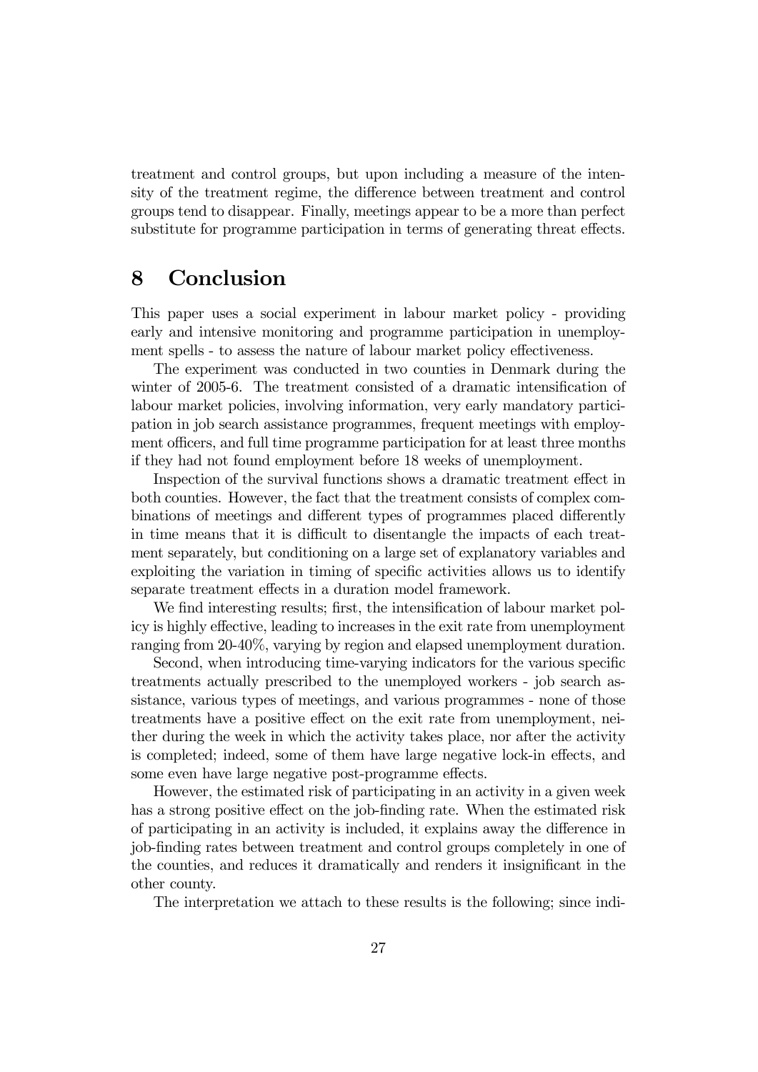treatment and control groups, but upon including a measure of the intensity of the treatment regime, the difference between treatment and control groups tend to disappear. Finally, meetings appear to be a more than perfect substitute for programme participation in terms of generating threat effects.

# 8 Conclusion

This paper uses a social experiment in labour market policy - providing early and intensive monitoring and programme participation in unemployment spells - to assess the nature of labour market policy effectiveness.

The experiment was conducted in two counties in Denmark during the winter of 2005-6. The treatment consisted of a dramatic intensification of labour market policies, involving information, very early mandatory participation in job search assistance programmes, frequent meetings with employment officers, and full time programme participation for at least three months if they had not found employment before 18 weeks of unemployment.

Inspection of the survival functions shows a dramatic treatment effect in both counties. However, the fact that the treatment consists of complex combinations of meetings and different types of programmes placed differently in time means that it is difficult to disentangle the impacts of each treatment separately, but conditioning on a large set of explanatory variables and exploiting the variation in timing of specific activities allows us to identify separate treatment effects in a duration model framework.

We find interesting results; first, the intensification of labour market policy is highly effective, leading to increases in the exit rate from unemployment ranging from 20-40%, varying by region and elapsed unemployment duration.

Second, when introducing time-varying indicators for the various specific treatments actually prescribed to the unemployed workers - job search assistance, various types of meetings, and various programmes - none of those treatments have a positive effect on the exit rate from unemployment, neither during the week in which the activity takes place, nor after the activity is completed; indeed, some of them have large negative lock-in effects, and some even have large negative post-programme effects.

However, the estimated risk of participating in an activity in a given week has a strong positive effect on the job-finding rate. When the estimated risk of participating in an activity is included, it explains away the difference in job-finding rates between treatment and control groups completely in one of the counties, and reduces it dramatically and renders it insignificant in the other county.

The interpretation we attach to these results is the following; since indi-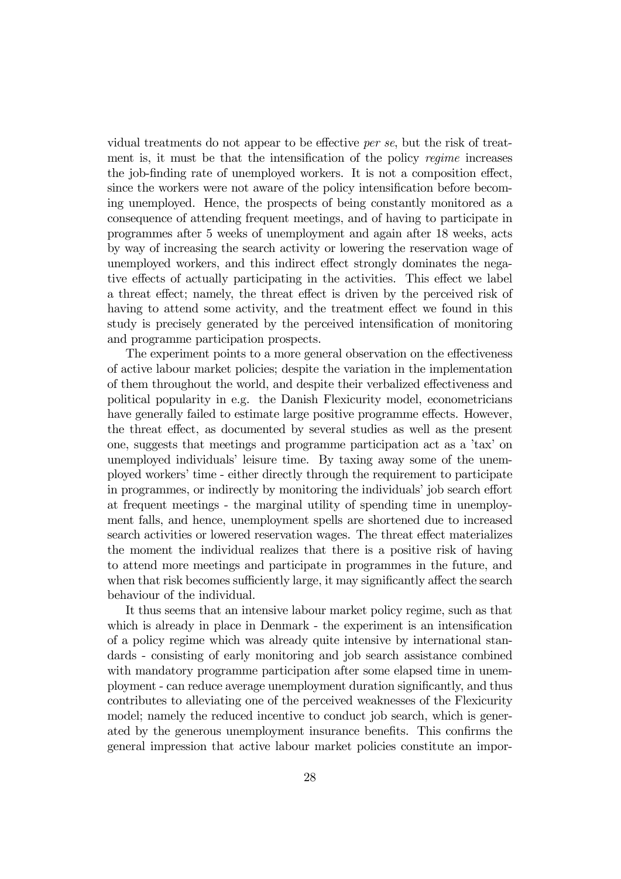vidual treatments do not appear to be effective *per se*, but the risk of treatment is, it must be that the intensification of the policy *regime* increases the job-finding rate of unemployed workers. It is not a composition effect, since the workers were not aware of the policy intensification before becoming unemployed. Hence, the prospects of being constantly monitored as a consequence of attending frequent meetings, and of having to participate in programmes after 5 weeks of unemployment and again after 18 weeks, acts by way of increasing the search activity or lowering the reservation wage of unemployed workers, and this indirect effect strongly dominates the negative effects of actually participating in the activities. This effect we label a threat effect; namely, the threat effect is driven by the perceived risk of having to attend some activity, and the treatment effect we found in this study is precisely generated by the perceived intensification of monitoring and programme participation prospects.

The experiment points to a more general observation on the effectiveness of active labour market policies; despite the variation in the implementation of them throughout the world, and despite their verbalized effectiveness and political popularity in e.g. the Danish Flexicurity model, econometricians have generally failed to estimate large positive programme effects. However, the threat effect, as documented by several studies as well as the present one, suggests that meetings and programme participation act as a 'tax' on unemployed individuals' leisure time. By taxing away some of the unemployed workers' time - either directly through the requirement to participate in programmes, or indirectly by monitoring the individuals' job search effort at frequent meetings - the marginal utility of spending time in unemployment falls, and hence, unemployment spells are shortened due to increased search activities or lowered reservation wages. The threat effect materializes the moment the individual realizes that there is a positive risk of having to attend more meetings and participate in programmes in the future, and when that risk becomes sufficiently large, it may significantly affect the search behaviour of the individual.

It thus seems that an intensive labour market policy regime, such as that which is already in place in Denmark - the experiment is an intensification of a policy regime which was already quite intensive by international standards - consisting of early monitoring and job search assistance combined with mandatory programme participation after some elapsed time in unemployment - can reduce average unemployment duration significantly, and thus contributes to alleviating one of the perceived weaknesses of the Flexicurity model; namely the reduced incentive to conduct job search, which is generated by the generous unemployment insurance benefits. This confirms the general impression that active labour market policies constitute an impor-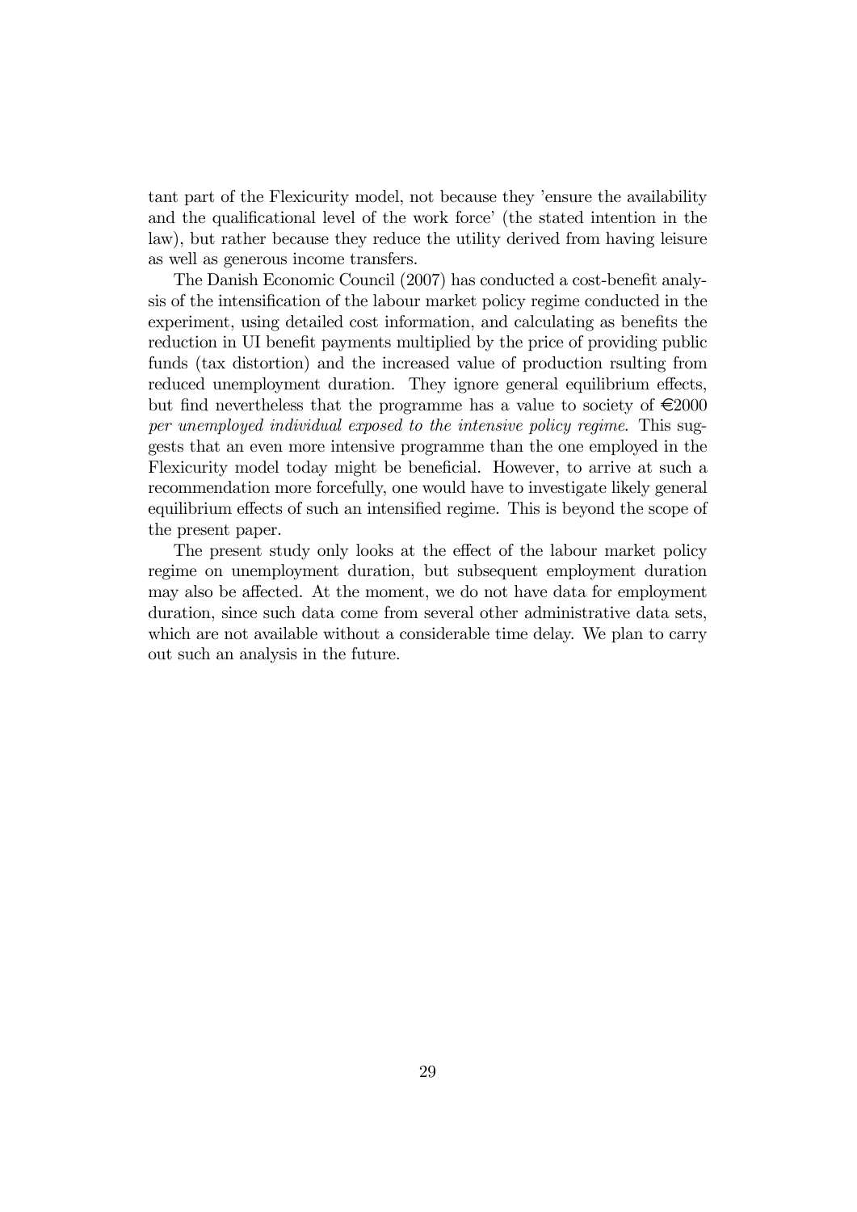tant part of the Flexicurity model, not because they 'ensure the availability and the qualificational level of the work force' (the stated intention in the law), but rather because they reduce the utility derived from having leisure as well as generous income transfers.

The Danish Economic Council (2007) has conducted a cost-benefit analysis of the intensification of the labour market policy regime conducted in the experiment, using detailed cost information, and calculating as benefits the reduction in UI benefit payments multiplied by the price of providing public funds (tax distortion) and the increased value of production rsulting from reduced unemployment duration. They ignore general equilibrium effects, but find nevertheless that the programme has a value to society of €2000 *per unemployed individual exposed to the intensive policy regime*. This suggests that an even more intensive programme than the one employed in the Flexicurity model today might be beneficial. However, to arrive at such a recommendation more forcefully, one would have to investigate likely general equilibrium effects of such an intensified regime. This is beyond the scope of the present paper.

The present study only looks at the effect of the labour market policy regime on unemployment duration, but subsequent employment duration may also be affected. At the moment, we do not have data for employment duration, since such data come from several other administrative data sets, which are not available without a considerable time delay. We plan to carry out such an analysis in the future.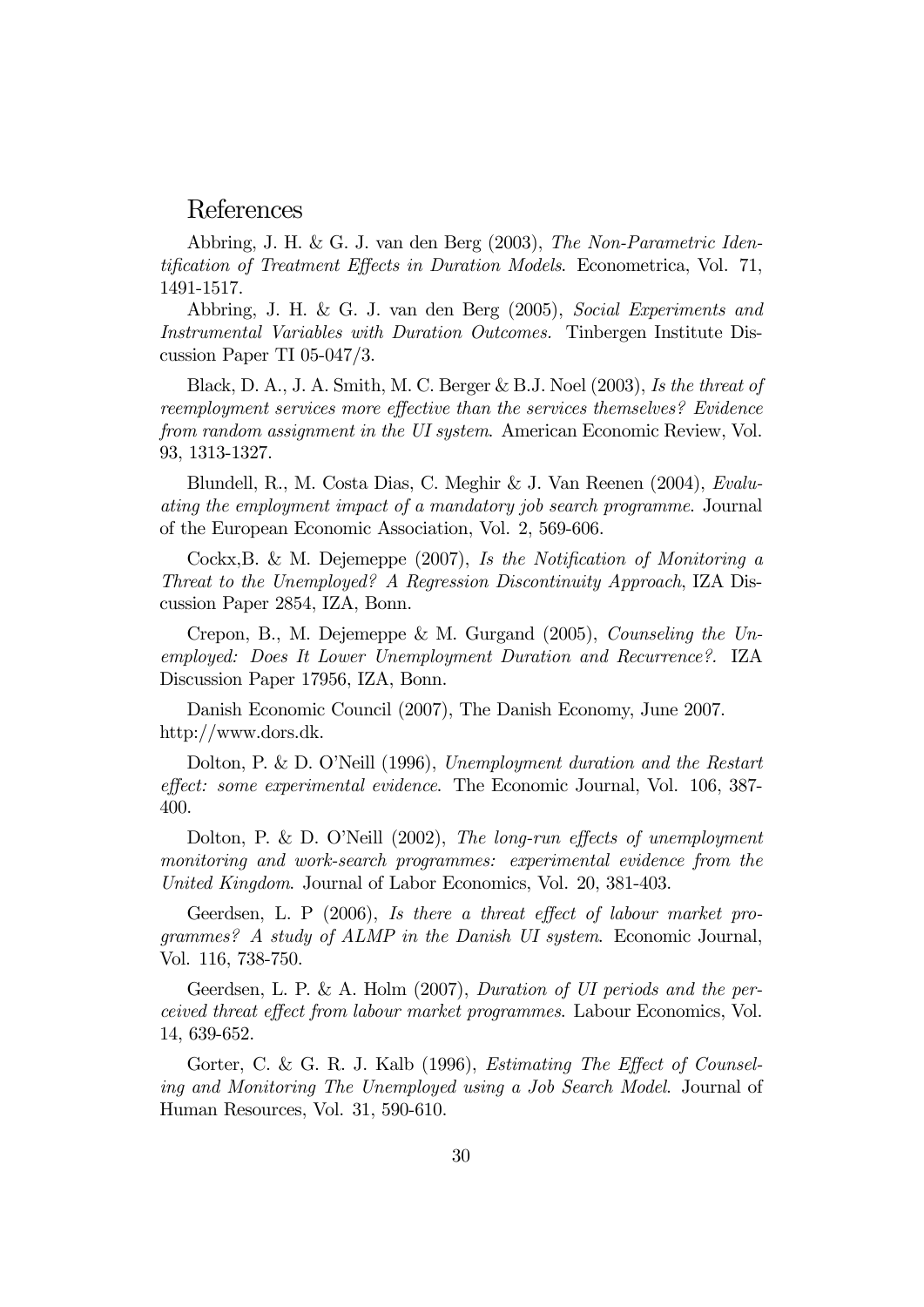# References

Abbring, J. H. & G. J. van den Berg (2003), *The Non-Parametric Identification of Treatment Effects in Duration Models*. Econometrica, Vol. 71, 1491-1517.

Abbring, J. H. & G. J. van den Berg (2005), *Social Experiments and Instrumental Variables with Duration Outcomes.* Tinbergen Institute Discussion Paper TI 05-047/3.

Black, D. A., J. A. Smith, M. C. Berger & B.J. Noel (2003), *Is the threat of reemployment services more effective than the services themselves? Evidence from random assignment in the UI system*. American Economic Review, Vol. 93, 1313-1327.

Blundell, R., M. Costa Dias, C. Meghir & J. Van Reenen (2004), *Evaluating the employment impact of a mandatory job search programme*. Journal of the European Economic Association, Vol. 2, 569-606.

Cockx,B. & M. Dejemeppe (2007), *Is the Notification of Monitoring a Threat to the Unemployed? A Regression Discontinuity Approach*, IZA Discussion Paper 2854, IZA, Bonn.

Crepon, B., M. Dejemeppe & M. Gurgand (2005), *Counseling the Unemployed: Does It Lower Unemployment Duration and Recurrence?.* IZA Discussion Paper 17956, IZA, Bonn.

Danish Economic Council (2007), The Danish Economy, June 2007. http://www.dors.dk.

Dolton, P. & D. O'Neill (1996), *Unemployment duration and the Restart effect: some experimental evidence*. The Economic Journal, Vol. 106, 387-400.

Dolton, P. & D. O'Neill (2002), *The long-run effects of unemployment monitoring and work-search programmes: experimental evidence from the United Kingdom*. Journal of Labor Economics, Vol. 20, 381-403.

Geerdsen, L. P (2006), *Is there a threat effect of labour market programmes? A study of ALMP in the Danish UI system*. Economic Journal, Vol. 116, 738-750.

Geerdsen, L. P. & A. Holm (2007), *Duration of UI periods and the perceived threat effect from labour market programmes*. Labour Economics, Vol. 14, 639-652.

Gorter, C. & G. R. J. Kalb (1996), *Estimating The Effect of Counseling and Monitoring The Unemployed using a Job Search Model*. Journal of Human Resources, Vol. 31, 590-610.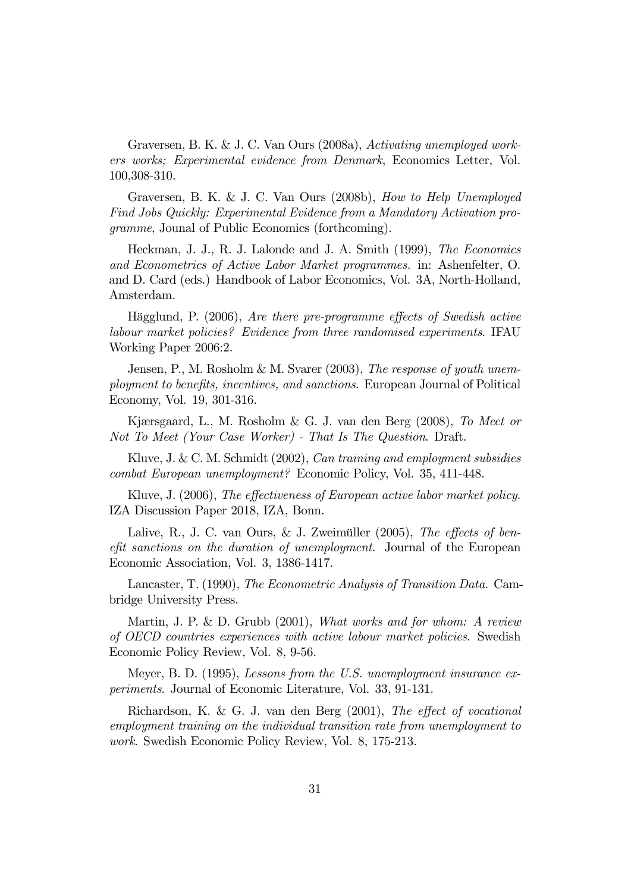Graversen, B. K. & J. C. Van Ours (2008a), *Activating unemployed workers works; Experimental evidence from Denmark*, Economics Letter, Vol. 100,308-310.

Graversen, B. K. & J. C. Van Ours (2008b), *How to Help Unemployed Find Jobs Quickly: Experimental Evidence from a Mandatory Activation programme*, Jounal of Public Economics (forthcoming).

Heckman, J. J., R. J. Lalonde and J. A. Smith (1999), *The Economics and Econometrics of Active Labor Market programmes.* in: Ashenfelter, O. and D. Card (eds.) Handbook of Labor Economics, Vol. 3A, North-Holland, Amsterdam.

Hägglund, P. (2006), *Are there pre-programme effects of Swedish active labour market policies? Evidence from three randomised experiments*. IFAU Working Paper 2006:2.

Jensen, P., M. Rosholm & M. Svarer (2003), *The response of youth unemployment to benefits, incentives, and sanctions*. European Journal of Political Economy, Vol. 19, 301-316.

Kjærsgaard, L., M. Rosholm & G. J. van den Berg (2008), *To Meet or Not To Meet (Your Case Worker) - That Is The Question*. Draft.

Kluve, J. & C. M. Schmidt (2002), *Can training and employment subsidies combat European unemployment?* Economic Policy, Vol. 35, 411-448.

Kluve, J. (2006), *The effectiveness of European active labor market policy*. IZA Discussion Paper 2018, IZA, Bonn.

Lalive, R., J. C. van Ours, & J. Zweimüller (2005), *The effects of benefit sanctions on the duration of unemployment*. Journal of the European Economic Association, Vol. 3, 1386-1417.

Lancaster, T. (1990), *The Econometric Analysis of Transition Data*. Cambridge University Press.

Martin, J. P. & D. Grubb (2001), *What works and for whom: A review of OECD countries experiences with active labour market policies*. Swedish Economic Policy Review, Vol. 8, 9-56.

Meyer, B. D. (1995), *Lessons from the U.S. unemployment insurance experiments*. Journal of Economic Literature, Vol. 33, 91-131.

Richardson, K. & G. J. van den Berg (2001), *The effect of vocational employment training on the individual transition rate from unemployment to work*. Swedish Economic Policy Review, Vol. 8, 175-213.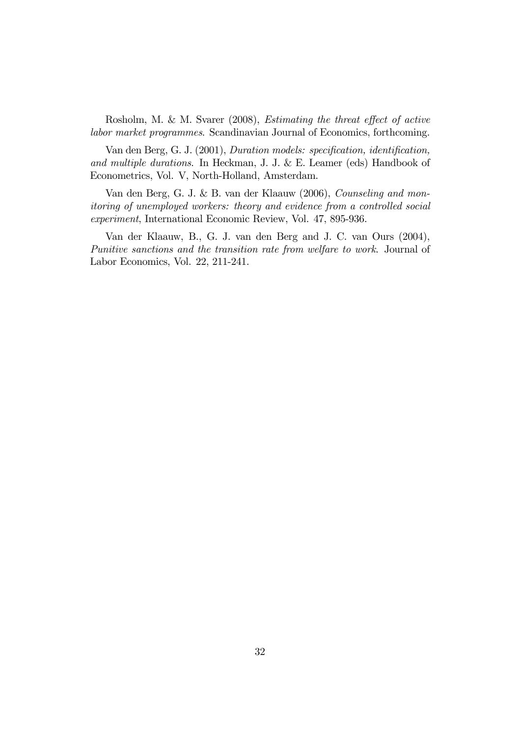Rosholm, M. & M. Svarer (2008), *Estimating the threat effect of active labor market programmes*. Scandinavian Journal of Economics, forthcoming.

Van den Berg, G. J. (2001), *Duration models: specification, identification, and multiple durations*. In Heckman, J. J. & E. Leamer (eds) Handbook of Econometrics, Vol. V, North-Holland, Amsterdam.

Van den Berg, G. J. & B. van der Klaauw (2006), *Counseling and monitoring of unemployed workers: theory and evidence from a controlled social experiment*, International Economic Review, Vol. 47, 895-936.

Van der Klaauw, B., G. J. van den Berg and J. C. van Ours (2004), *Punitive sanctions and the transition rate from welfare to work*. Journal of Labor Economics, Vol. 22, 211-241.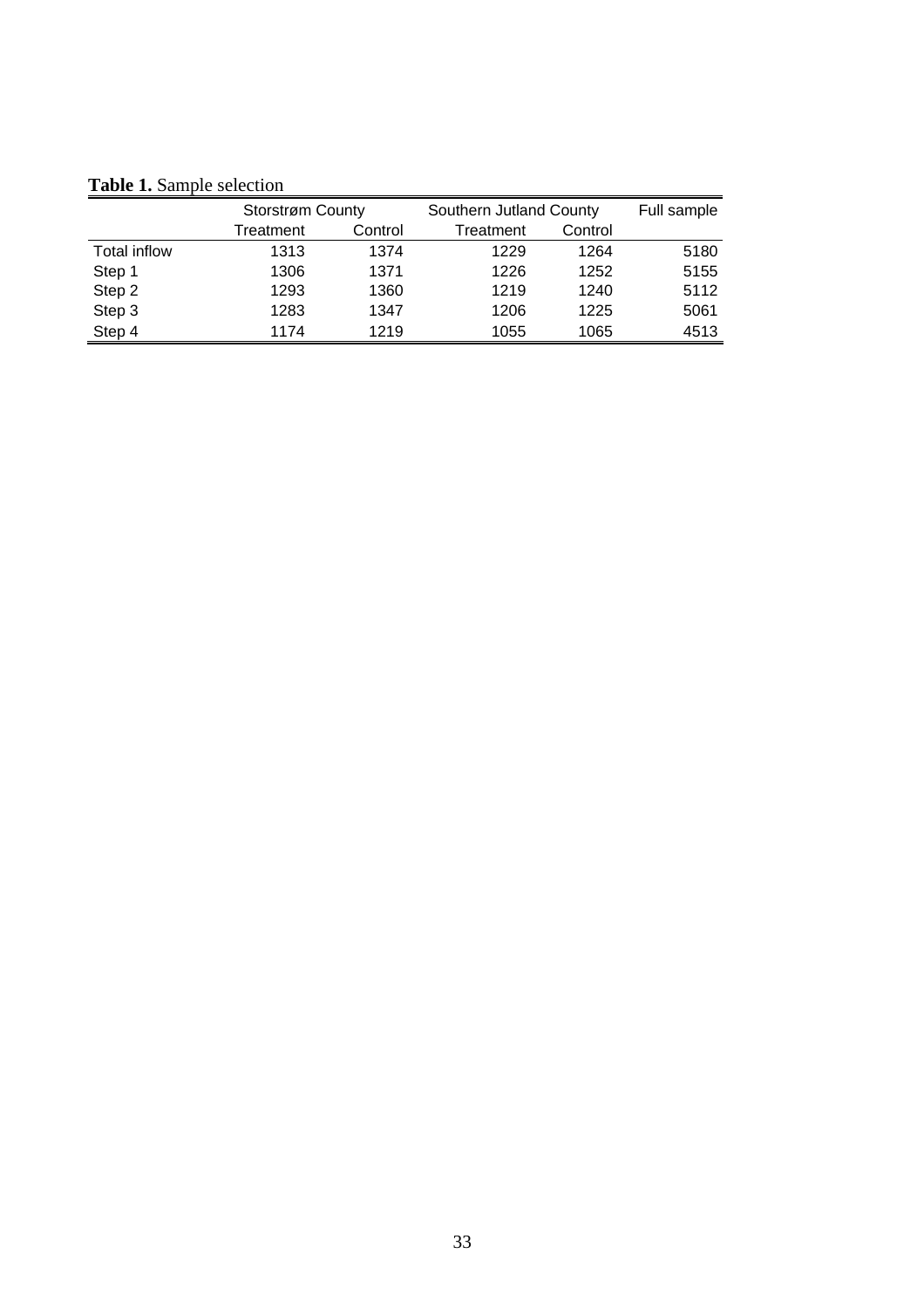**Table 1.** Sample selection

| | Storstrøm County | | Southern Jutland County | | Full sample |
|---|---|---|---|---|---|
| | Treatment | Control | Treatment | Control | |
| Total inflow | 1313 | 1374 | 1229 | 1264 | 5180 |
| Step 1 | 1306 | 1371 | 1226 | 1252 | 5155 |
| Step 2 | 1293 | 1360 | 1219 | 1240 | 5112 |
| Step 3 | 1283 | 1347 | 1206 | 1225 | 5061 |
| Step 4 | 1174 | 1219 | 1055 | 1065 | 4513 |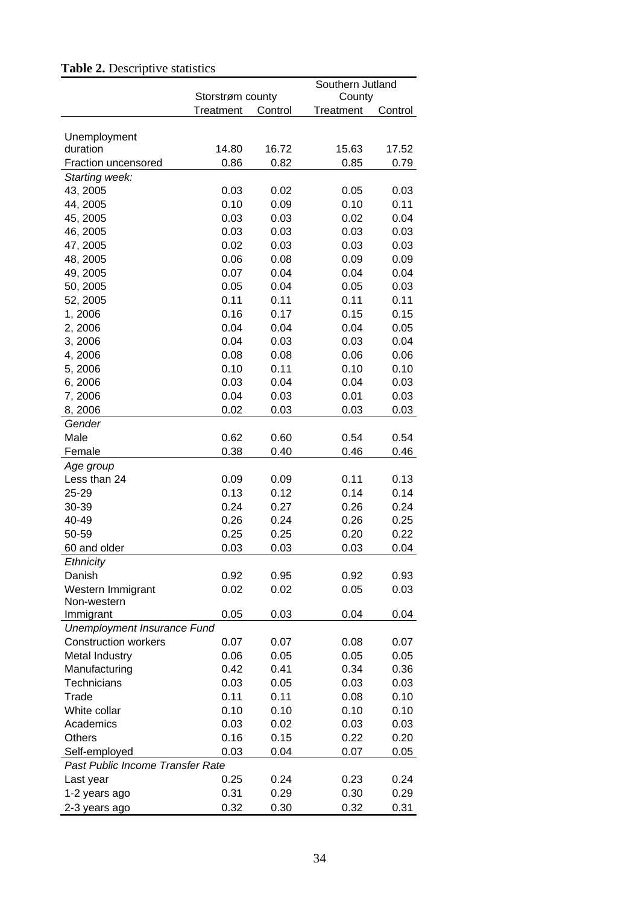**Table 2.** Descriptive statistics

| | Storstrøm county | | Southern Jutland County | |
|---|---|---|---|---|
| | Treatment | Control | Treatment | Control |
| Unemployment duration | 14.80 | 16.72 | 15.63 | 17.52 |
| Fraction uncensored | 0.86 | 0.82 | 0.85 | 0.79 |
| *Starting week:* | | | | |
| 43, 2005 | 0.03 | 0.02 | 0.05 | 0.03 |
| 44, 2005 | 0.10 | 0.09 | 0.10 | 0.11 |
| 45, 2005 | 0.03 | 0.03 | 0.02 | 0.04 |
| 46, 2005 | 0.03 | 0.03 | 0.03 | 0.03 |
| 47, 2005 | 0.02 | 0.03 | 0.03 | 0.03 |
| 48, 2005 | 0.06 | 0.08 | 0.09 | 0.09 |
| 49, 2005 | 0.07 | 0.04 | 0.04 | 0.04 |
| 50, 2005 | 0.05 | 0.04 | 0.05 | 0.03 |
| 52, 2005 | 0.11 | 0.11 | 0.11 | 0.11 |
| 1, 2006 | 0.16 | 0.17 | 0.15 | 0.15 |
| 2, 2006 | 0.04 | 0.04 | 0.04 | 0.05 |
| 3, 2006 | 0.04 | 0.03 | 0.03 | 0.04 |
| 4, 2006 | 0.08 | 0.08 | 0.06 | 0.06 |
| 5, 2006 | 0.10 | 0.11 | 0.10 | 0.10 |
| 6, 2006 | 0.03 | 0.04 | 0.04 | 0.03 |
| 7, 2006 | 0.04 | 0.03 | 0.01 | 0.03 |
| 8, 2006 | 0.02 | 0.03 | 0.03 | 0.03 |
| *Gender* | | | | |
| Male | 0.62 | 0.60 | 0.54 | 0.54 |
| Female | 0.38 | 0.40 | 0.46 | 0.46 |
| *Age group* | | | | |
| Less than 24 | 0.09 | 0.09 | 0.11 | 0.13 |
| 25-29 | 0.13 | 0.12 | 0.14 | 0.14 |
| 30-39 | 0.24 | 0.27 | 0.26 | 0.24 |
| 40-49 | 0.26 | 0.24 | 0.26 | 0.25 |
| 50-59 | 0.25 | 0.25 | 0.20 | 0.22 |
| 60 and older | 0.03 | 0.03 | 0.03 | 0.04 |
| *Ethnicity* | | | | |
| Danish | 0.92 | 0.95 | 0.92 | 0.93 |
| Western Immigrant | 0.02 | 0.02 | 0.05 | 0.03 |
| Non-western Immigrant | 0.05 | 0.03 | 0.04 | 0.04 |
| *Unemployment Insurance Fund* | | | | |
| Construction workers | 0.07 | 0.07 | 0.08 | 0.07 |
| Metal Industry | 0.06 | 0.05 | 0.05 | 0.05 |
| Manufacturing | 0.42 | 0.41 | 0.34 | 0.36 |
| Technicians | 0.03 | 0.05 | 0.03 | 0.03 |
| Trade | 0.11 | 0.11 | 0.08 | 0.10 |
| White collar | 0.10 | 0.10 | 0.10 | 0.10 |
| Academics | 0.03 | 0.02 | 0.03 | 0.03 |
| Others | 0.16 | 0.15 | 0.22 | 0.20 |
| Self-employed | 0.03 | 0.04 | 0.07 | 0.05 |
| *Past Public Income Transfer Rate* | | | | |
| Last year | 0.25 | 0.24 | 0.23 | 0.24 |
| 1-2 years ago | 0.31 | 0.29 | 0.30 | 0.29 |
| 2-3 years ago | 0.32 | 0.30 | 0.32 | 0.31 |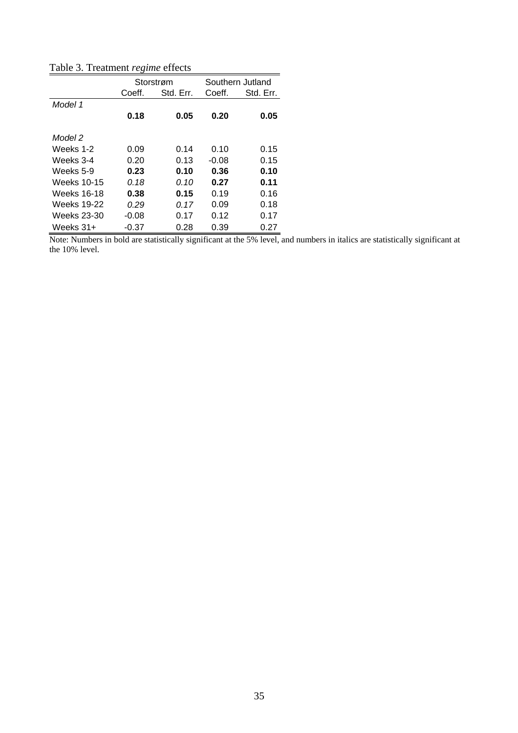Table 3. Treatment *regime* effects

| | Storstrøm | | Southern Jutland | |
|---|---|---|---|---|
| | Coeff. | Std. Err. | Coeff. | Std. Err. |
| *Model 1* | | | | |
| | **0.18** | **0.05** | **0.20** | **0.05** |
| *Model 2* | | | | |
| Weeks 1-2 | 0.09 | 0.14 | 0.10 | 0.15 |
| Weeks 3-4 | 0.20 | 0.13 | -0.08 | 0.15 |
| Weeks 5-9 | **0.23** | **0.10** | **0.36** | **0.10** |
| Weeks 10-15 | *0.18* | *0.10* | **0.27** | **0.11** |
| Weeks 16-18 | **0.38** | **0.15** | 0.19 | 0.16 |
| Weeks 19-22 | *0.29* | *0.17* | 0.09 | 0.18 |
| Weeks 23-30 | -0.08 | 0.17 | 0.12 | 0.17 |
| Weeks 31+ | -0.37 | 0.28 | 0.39 | 0.27 |

Note: Numbers in bold are statistically significant at the 5% level, and numbers in italics are statistically significant at the 10% level.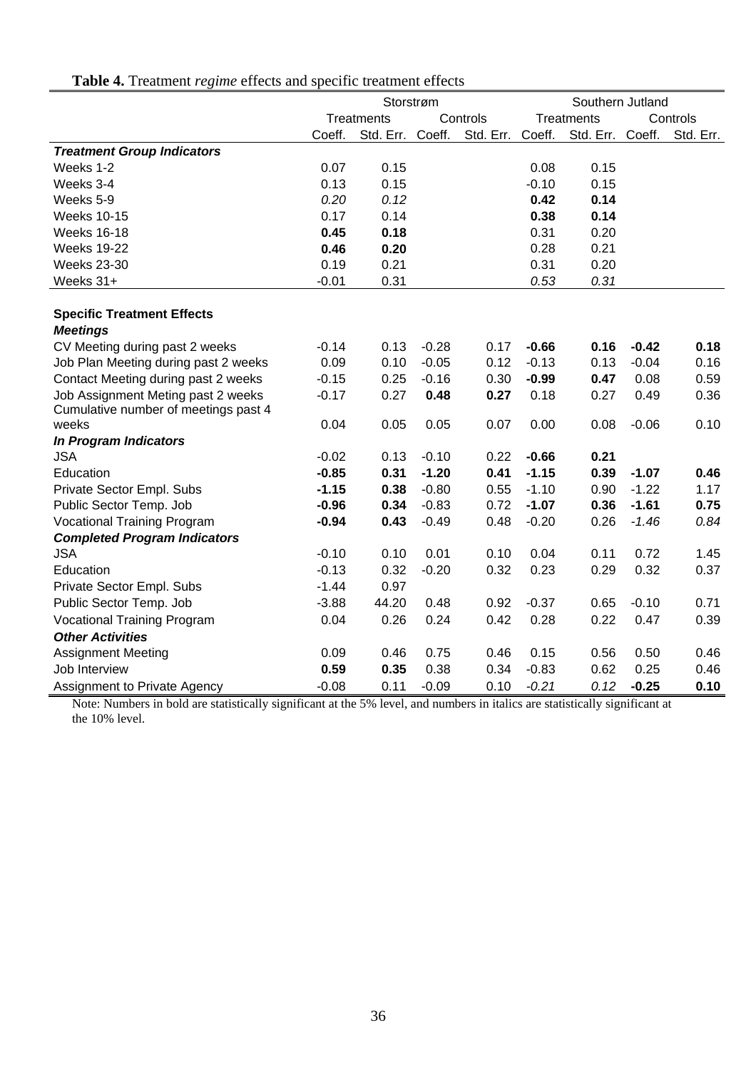**Table 4.** Treatment *regime* effects and specific treatment effects

| | Storstrøm | | | | Southern Jutland | | | |
|---|---|---|---|---|---|---|---|---|
| | Treatments | | Controls | | Treatments | | Controls | |
| | Coeff. | Std. Err. | Coeff. | Std. Err. | Coeff. | Std. Err. | Coeff. | Std. Err. |
| ***Treatment Group Indicators*** | | | | | | | | |
| Weeks 1-2 | 0.07 | 0.15 | | | 0.08 | 0.15 | | |
| Weeks 3-4 | 0.13 | 0.15 | | | -0.10 | 0.15 | | |
| Weeks 5-9 | *0.20* | *0.12* | | | **0.42** | **0.14** | | |
| Weeks 10-15 | 0.17 | 0.14 | | | **0.38** | **0.14** | | |
| Weeks 16-18 | **0.45** | **0.18** | | | 0.31 | 0.20 | | |
| Weeks 19-22 | **0.46** | **0.20** | | | 0.28 | 0.21 | | |
| Weeks 23-30 | 0.19 | 0.21 | | | 0.31 | 0.20 | | |
| Weeks 31+ | -0.01 | 0.31 | | | *0.53* | *0.31* | | |
| **Specific Treatment Effects** | | | | | | | | |
| ***Meetings*** | | | | | | | | |
| CV Meeting during past 2 weeks | -0.14 | 0.13 | -0.28 | 0.17 | **-0.66** | **0.16** | **-0.42** | **0.18** |
| Job Plan Meeting during past 2 weeks | 0.09 | 0.10 | -0.05 | 0.12 | -0.13 | 0.13 | -0.04 | 0.16 |
| Contact Meeting during past 2 weeks | -0.15 | 0.25 | -0.16 | 0.30 | **-0.99** | **0.47** | 0.08 | 0.59 |
| Job Assignment Meting past 2 weeks | -0.17 | 0.27 | **0.48** | **0.27** | 0.18 | 0.27 | 0.49 | 0.36 |
| Cumulative number of meetings past 4 weeks | 0.04 | 0.05 | 0.05 | 0.07 | 0.00 | 0.08 | -0.06 | 0.10 |
| ***In Program Indicators*** | | | | | | | | |
| JSA | -0.02 | 0.13 | -0.10 | 0.22 | **-0.66** | **0.21** | | |
| Education | **-0.85** | **0.31** | **-1.20** | **0.41** | **-1.15** | **0.39** | **-1.07** | **0.46** |
| Private Sector Empl. Subs | **-1.15** | **0.38** | -0.80 | 0.55 | -1.10 | 0.90 | -1.22 | 1.17 |
| Public Sector Temp. Job | **-0.96** | **0.34** | -0.83 | 0.72 | **-1.07** | **0.36** | **-1.61** | **0.75** |
| Vocational Training Program | **-0.94** | **0.43** | -0.49 | 0.48 | -0.20 | 0.26 | *-1.46* | *0.84* |
| ***Completed Program Indicators*** | | | | | | | | |
| JSA | -0.10 | 0.10 | 0.01 | 0.10 | 0.04 | 0.11 | 0.72 | 1.45 |
| Education | -0.13 | 0.32 | -0.20 | 0.32 | 0.23 | 0.29 | 0.32 | 0.37 |
| Private Sector Empl. Subs | -1.44 | 0.97 | | | | | | |
| Public Sector Temp. Job | -3.88 | 44.20 | 0.48 | 0.92 | -0.37 | 0.65 | -0.10 | 0.71 |
| Vocational Training Program | 0.04 | 0.26 | 0.24 | 0.42 | 0.28 | 0.22 | 0.47 | 0.39 |
| ***Other Activities*** | | | | | | | | |
| Assignment Meeting | 0.09 | 0.46 | 0.75 | 0.46 | 0.15 | 0.56 | 0.50 | 0.46 |
| Job Interview | **0.59** | **0.35** | 0.38 | 0.34 | -0.83 | 0.62 | 0.25 | 0.46 |
| Assignment to Private Agency | -0.08 | 0.11 | -0.09 | 0.10 | *-0.21* | *0.12* | **-0.25** | **0.10** |

Note: Numbers in bold are statistically significant at the 5% level, and numbers in italics are statistically significant at the 10% level.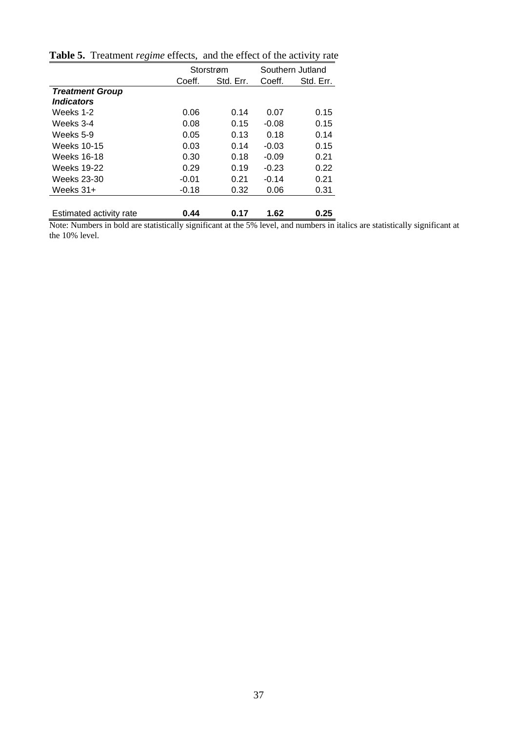**Table 5.** Treatment *regime* effects, and the effect of the activity rate

| | Storstrøm | | Southern Jutland | |
|---|---|---|---|---|
| | Coeff. | Std. Err. | Coeff. | Std. Err. |
| ***Treatment Group Indicators*** | | | | |
| Weeks 1-2 | 0.06 | 0.14 | 0.07 | 0.15 |
| Weeks 3-4 | 0.08 | 0.15 | -0.08 | 0.15 |
| Weeks 5-9 | 0.05 | 0.13 | 0.18 | 0.14 |
| Weeks 10-15 | 0.03 | 0.14 | -0.03 | 0.15 |
| Weeks 16-18 | 0.30 | 0.18 | -0.09 | 0.21 |
| Weeks 19-22 | 0.29 | 0.19 | -0.23 | 0.22 |
| Weeks 23-30 | -0.01 | 0.21 | -0.14 | 0.21 |
| Weeks 31+ | -0.18 | 0.32 | 0.06 | 0.31 |
| Estimated activity rate | **0.44** | **0.17** | **1.62** | **0.25** |

Note: Numbers in bold are statistically significant at the 5% level, and numbers in italics are statistically significant at the 10% level.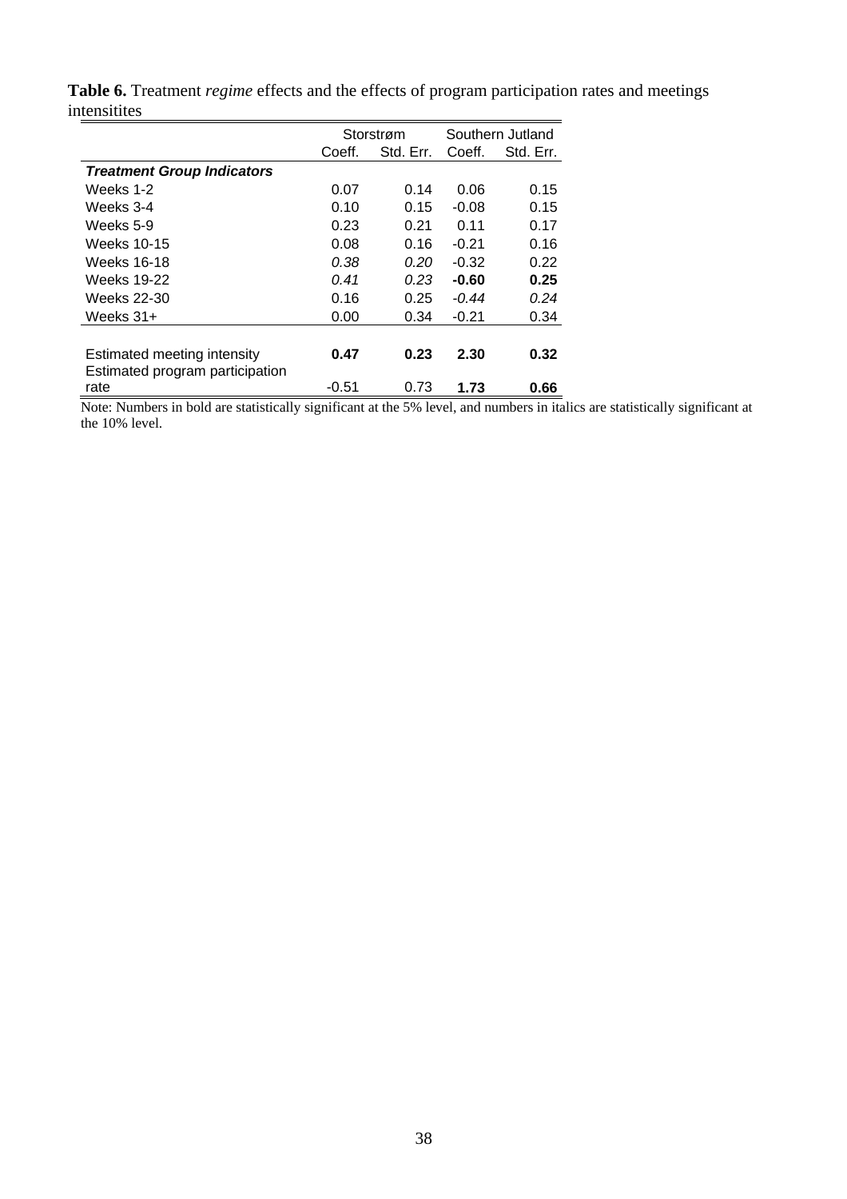**Table 6.** Treatment *regime* effects and the effects of program participation rates and meetings intensitites

| | Storstrøm | | Southern Jutland | |
|---|---|---|---|---|
| | Coeff. | Std. Err. | Coeff. | Std. Err. |
| ***Treatment Group Indicators*** | | | | |
| Weeks 1-2 | 0.07 | 0.14 | 0.06 | 0.15 |
| Weeks 3-4 | 0.10 | 0.15 | -0.08 | 0.15 |
| Weeks 5-9 | 0.23 | 0.21 | 0.11 | 0.17 |
| Weeks 10-15 | 0.08 | 0.16 | -0.21 | 0.16 |
| Weeks 16-18 | *0.38* | *0.20* | -0.32 | 0.22 |
| Weeks 19-22 | *0.41* | *0.23* | **-0.60** | **0.25** |
| Weeks 22-30 | 0.16 | 0.25 | *-0.44* | *0.24* |
| Weeks 31+ | 0.00 | 0.34 | -0.21 | 0.34 |
| | | | | |
| Estimated meeting intensity | **0.47** | **0.23** | **2.30** | **0.32** |
| Estimated program participation rate | -0.51 | 0.73 | **1.73** | **0.66** |

Note: Numbers in bold are statistically significant at the 5% level, and numbers in italics are statistically significant at the 10% level.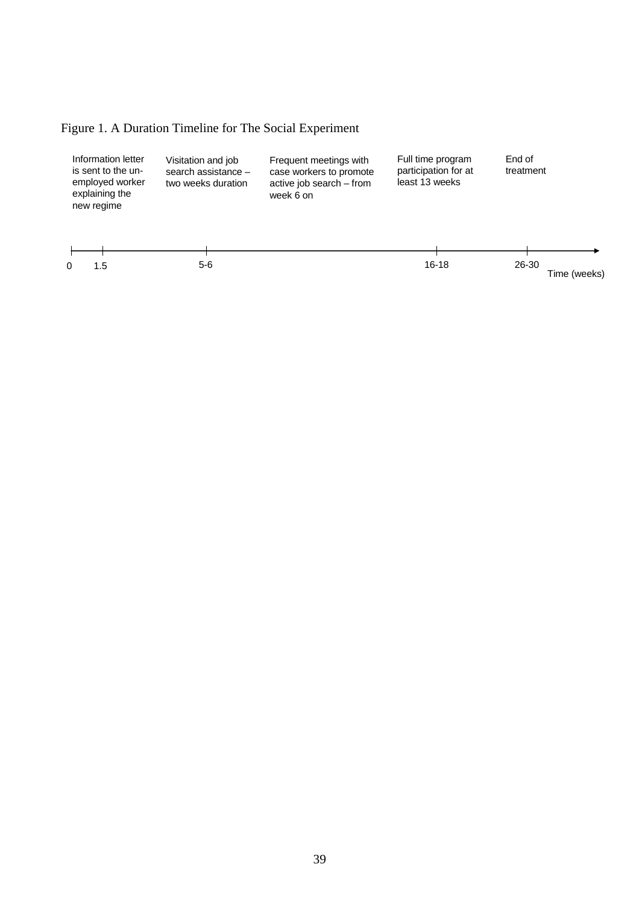Figure 1. A Duration Timeline for The Social Experiment

| Time (weeks) | Event |
| --- | --- |
| 0 – 1.5 | Information letter is sent to the unemployed worker explaining the new regime |
| 5-6 | Visitation and job search assistance – two weeks duration |
| from week 6 on | Frequent meetings with case workers to promote active job search – from week 6 on |
| 16-18 | Full time program participation for at least 13 weeks |
| 26-30 | End of treatment |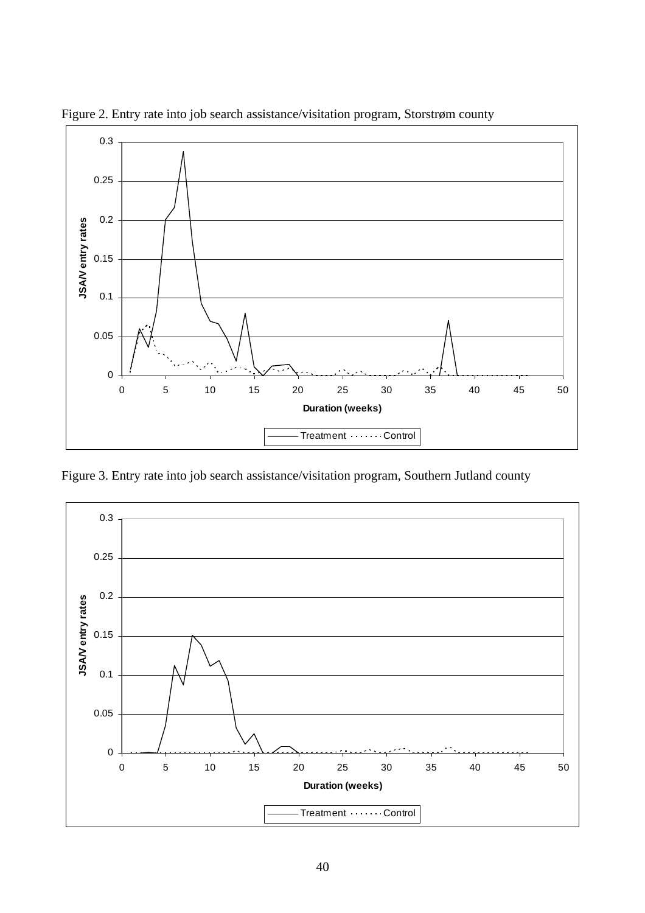Figure 2. Entry rate into job search assistance/visitation program, Storstrøm county

Figure 3. Entry rate into job search assistance/visitation program, Southern Jutland county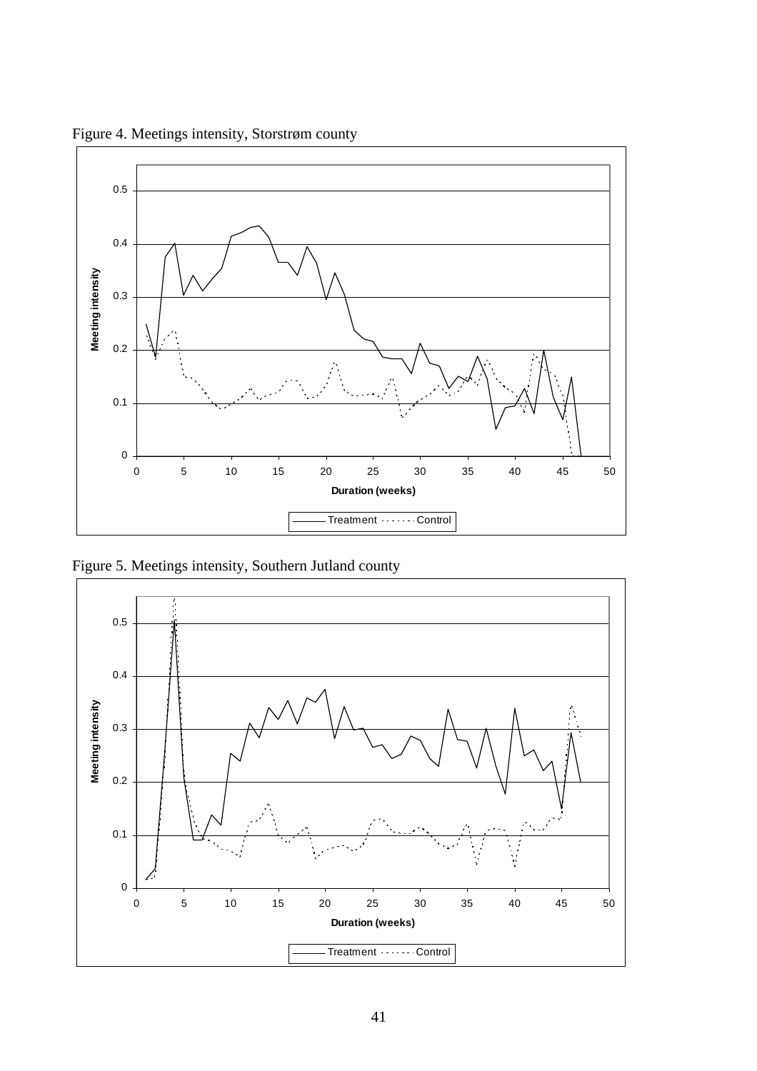Figure 4. Meetings intensity, Storstrøm county

Figure 5. Meetings intensity, Southern Jutland county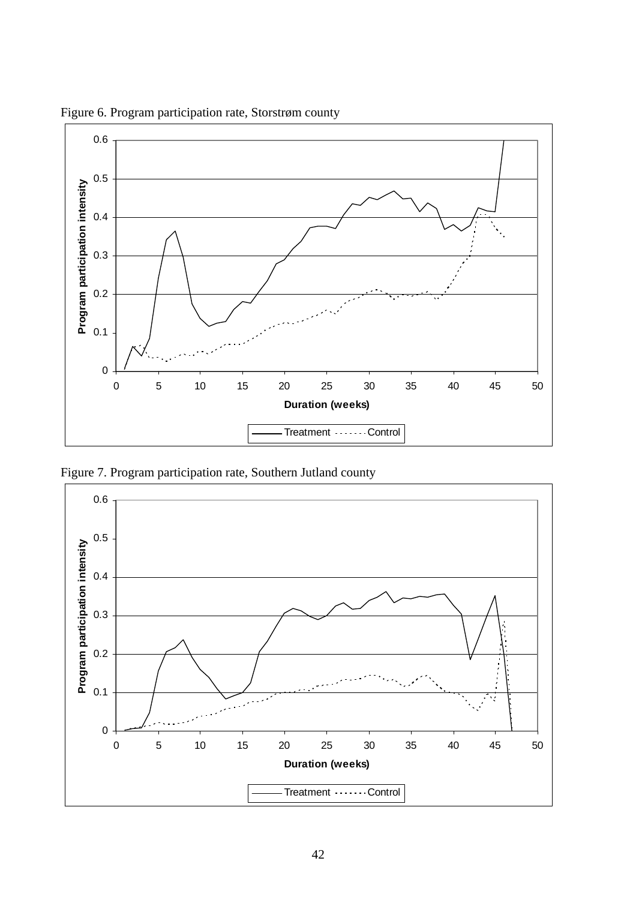Figure 6. Program participation rate, Storstrøm county

Figure 7. Program participation rate, Southern Jutland county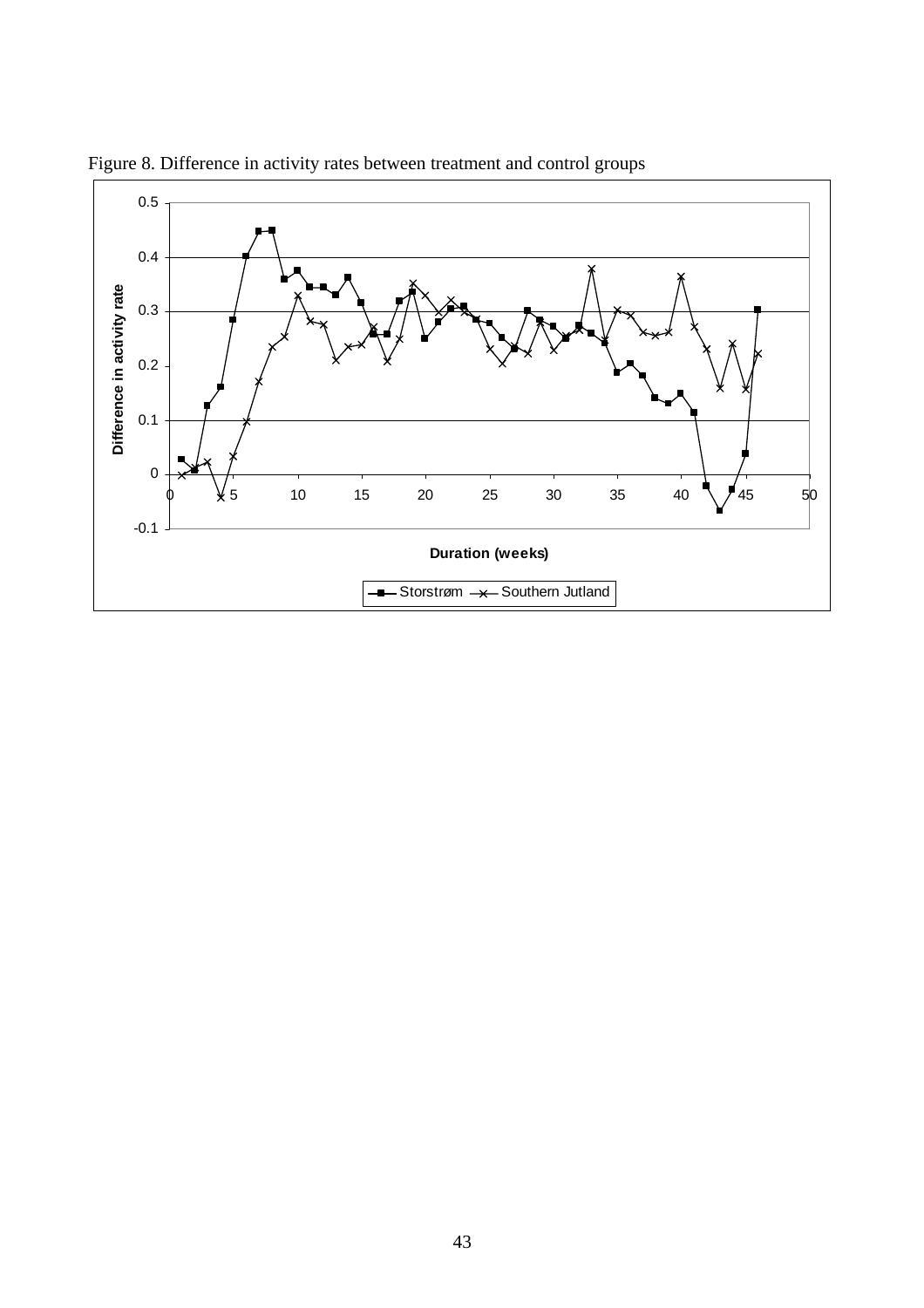Figure 8. Difference in activity rates between treatment and control groups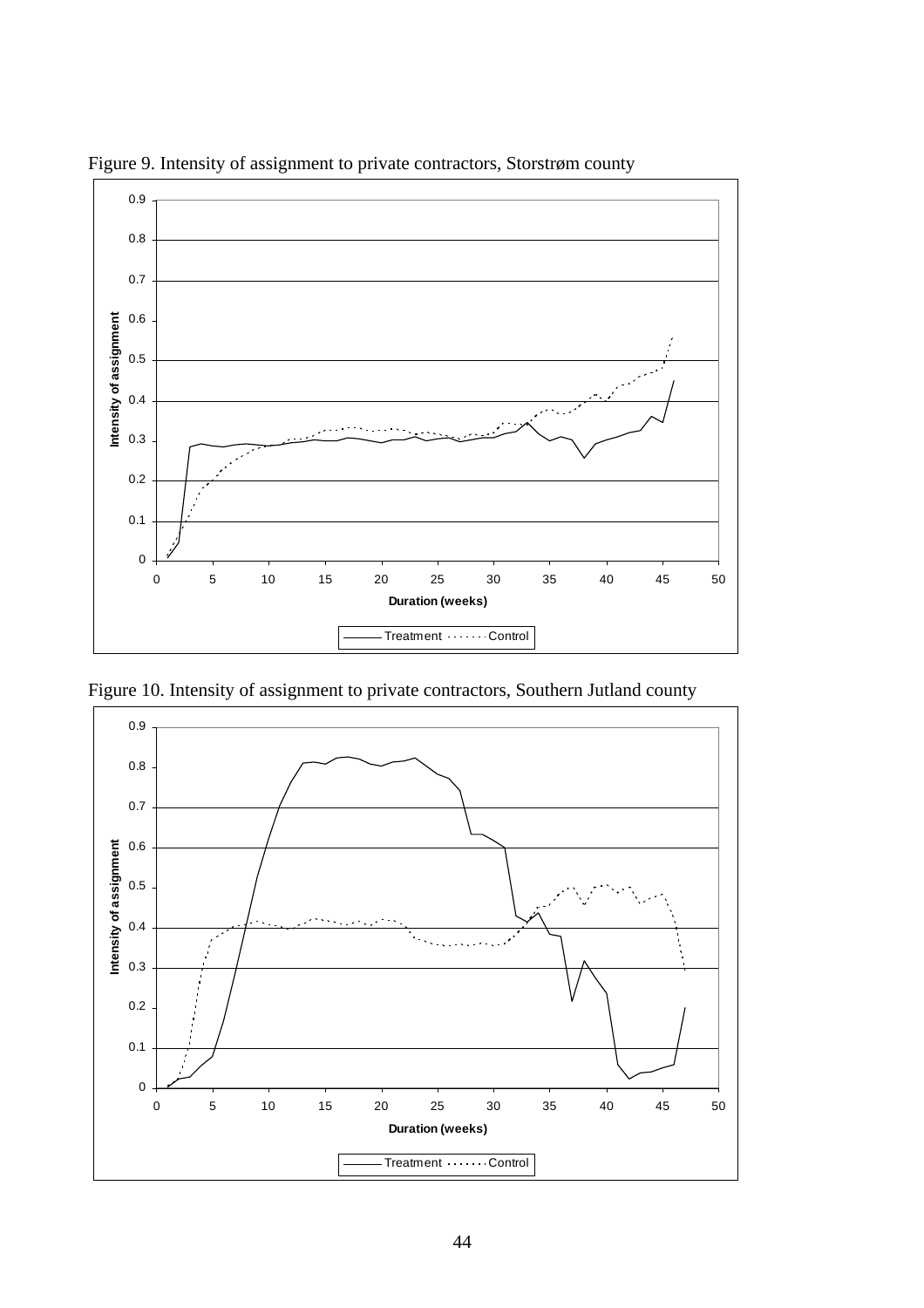Figure 9. Intensity of assignment to private contractors, Storstrøm county

Figure 10. Intensity of assignment to private contractors, Southern Jutland county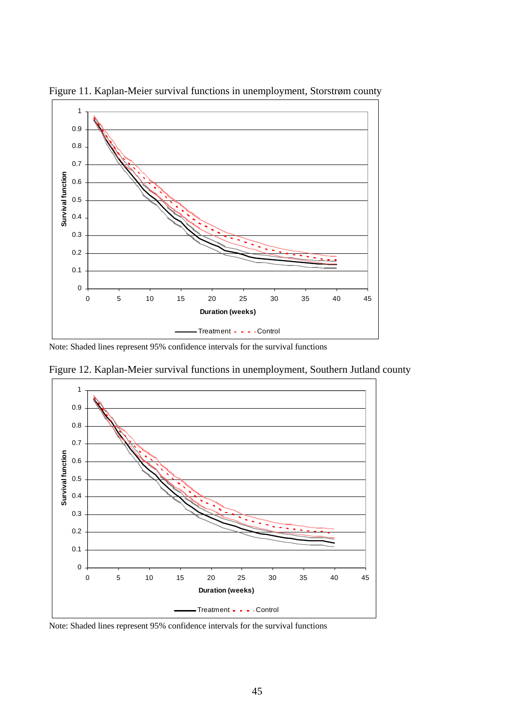Figure 11. Kaplan-Meier survival functions in unemployment, Storstrøm county

Note: Shaded lines represent 95% confidence intervals for the survival functions

Figure 12. Kaplan-Meier survival functions in unemployment, Southern Jutland county

Note: Shaded lines represent 95% confidence intervals for the survival functions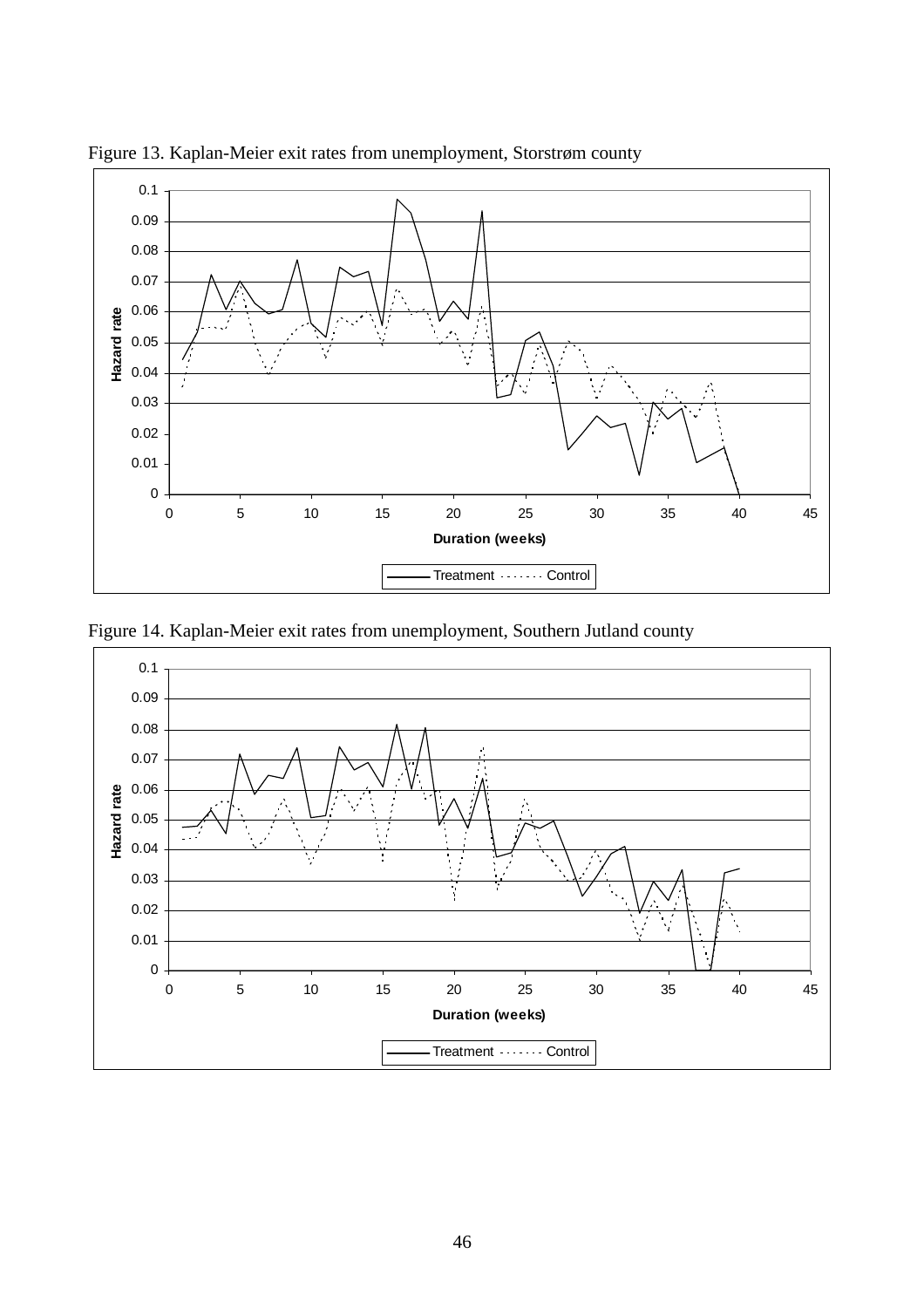Figure 13. Kaplan-Meier exit rates from unemployment, Storstrøm county

Figure 14. Kaplan-Meier exit rates from unemployment, Southern Jutland county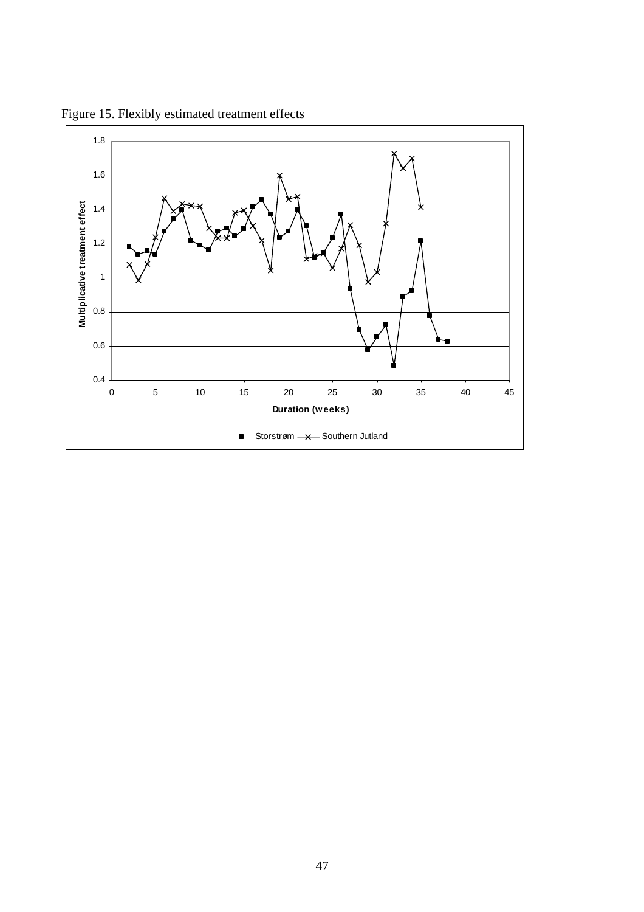Figure 15. Flexibly estimated treatment effects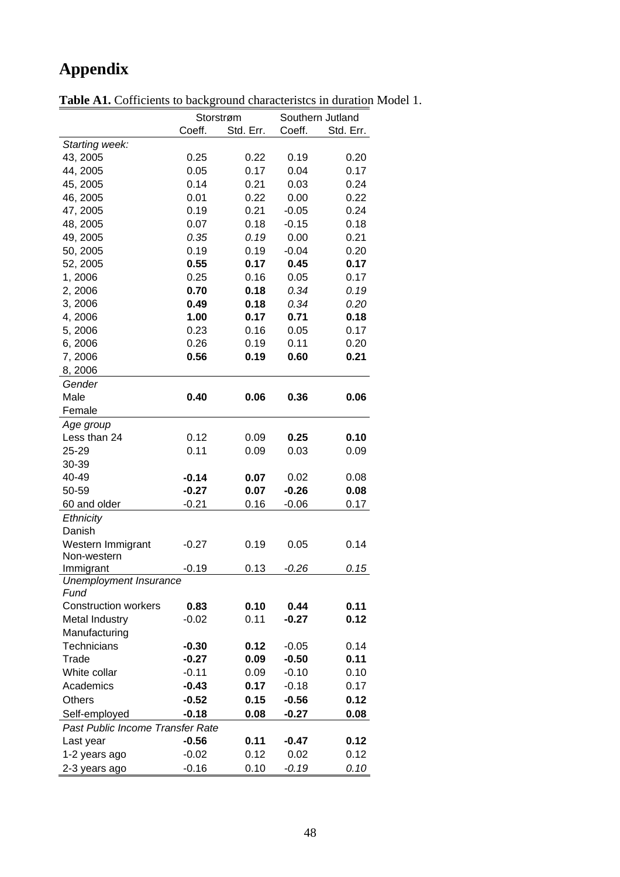# Appendix

**Table A1.** Cofficients to background characteristcs in duration Model 1.

| | Storstrøm | | Southern Jutland | |
|---|---|---|---|---|
| | Coeff. | Std. Err. | Coeff. | Std. Err. |
| *Starting week:* | | | | |
| 43, 2005 | 0.25 | 0.22 | 0.19 | 0.20 |
| 44, 2005 | 0.05 | 0.17 | 0.04 | 0.17 |
| 45, 2005 | 0.14 | 0.21 | 0.03 | 0.24 |
| 46, 2005 | 0.01 | 0.22 | 0.00 | 0.22 |
| 47, 2005 | 0.19 | 0.21 | -0.05 | 0.24 |
| 48, 2005 | 0.07 | 0.18 | -0.15 | 0.18 |
| 49, 2005 | *0.35* | *0.19* | 0.00 | 0.21 |
| 50, 2005 | 0.19 | 0.19 | -0.04 | 0.20 |
| 52, 2005 | **0.55** | **0.17** | **0.45** | **0.17** |
| 1, 2006 | 0.25 | 0.16 | 0.05 | 0.17 |
| 2, 2006 | **0.70** | **0.18** | *0.34* | *0.19* |
| 3, 2006 | **0.49** | **0.18** | *0.34* | *0.20* |
| 4, 2006 | **1.00** | **0.17** | **0.71** | **0.18** |
| 5, 2006 | 0.23 | 0.16 | 0.05 | 0.17 |
| 6, 2006 | 0.26 | 0.19 | 0.11 | 0.20 |
| 7, 2006 | **0.56** | **0.19** | **0.60** | **0.21** |
| 8, 2006 | | | | |
| *Gender* | | | | |
| Male | **0.40** | **0.06** | **0.36** | **0.06** |
| Female | | | | |
| *Age group* | | | | |
| Less than 24 | 0.12 | 0.09 | **0.25** | **0.10** |
| 25-29 | 0.11 | 0.09 | 0.03 | 0.09 |
| 30-39 | | | | |
| 40-49 | **-0.14** | **0.07** | 0.02 | 0.08 |
| 50-59 | **-0.27** | **0.07** | **-0.26** | **0.08** |
| 60 and older | -0.21 | 0.16 | -0.06 | 0.17 |
| *Ethnicity* | | | | |
| Danish | | | | |
| Western Immigrant | -0.27 | 0.19 | 0.05 | 0.14 |
| Non-western Immigrant | -0.19 | 0.13 | *-0.26* | *0.15* |
| *Unemployment Insurance Fund* | | | | |
| Construction workers | **0.83** | **0.10** | **0.44** | **0.11** |
| Metal Industry | -0.02 | 0.11 | **-0.27** | **0.12** |
| Manufacturing | | | | |
| Technicians | **-0.30** | **0.12** | -0.05 | 0.14 |
| Trade | **-0.27** | **0.09** | **-0.50** | **0.11** |
| White collar | -0.11 | 0.09 | -0.10 | 0.10 |
| Academics | **-0.43** | **0.17** | -0.18 | 0.17 |
| Others | **-0.52** | **0.15** | **-0.56** | **0.12** |
| Self-employed | **-0.18** | **0.08** | **-0.27** | **0.08** |
| *Past Public Income Transfer Rate* | | | | |
| Last year | **-0.56** | **0.11** | **-0.47** | **0.12** |
| 1-2 years ago | -0.02 | 0.12 | 0.02 | 0.12 |
| 2-3 years ago | -0.16 | 0.10 | *-0.19* | *0.10* |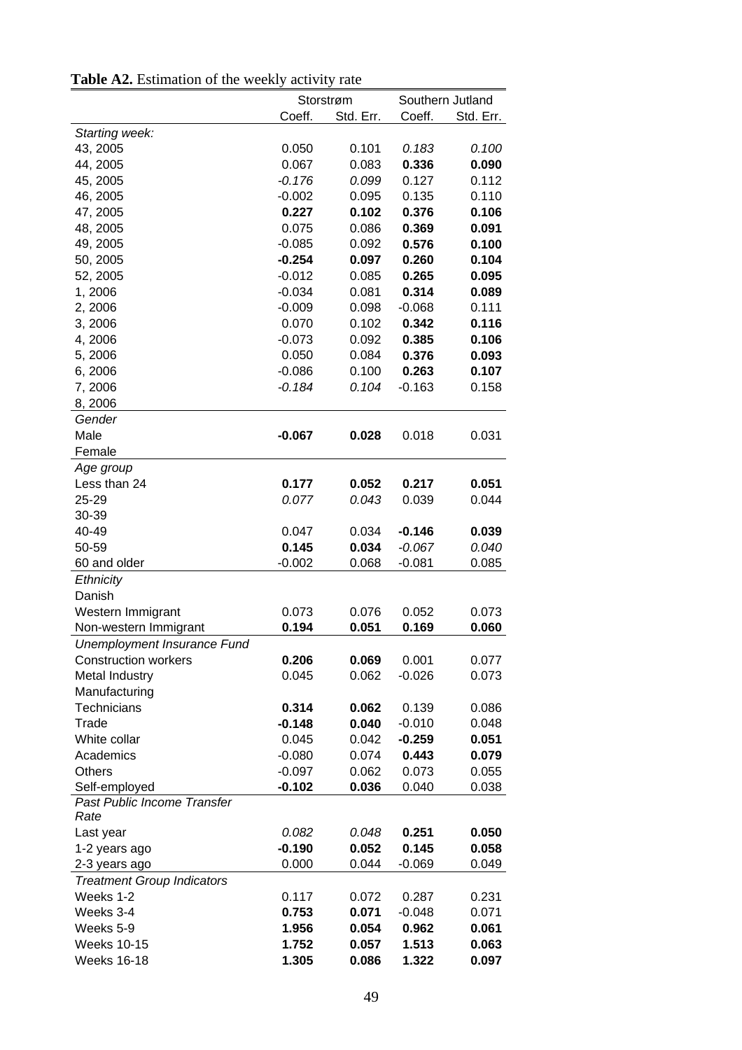**Table A2.** Estimation of the weekly activity rate

| | Storstrøm | | Southern Jutland | |
|---|---|---|---|---|
| | Coeff. | Std. Err. | Coeff. | Std. Err. |
| *Starting week:* | | | | |
| 43, 2005 | 0.050 | 0.101 | *0.183* | *0.100* |
| 44, 2005 | 0.067 | 0.083 | **0.336** | **0.090** |
| 45, 2005 | *-0.176* | *0.099* | 0.127 | 0.112 |
| 46, 2005 | -0.002 | 0.095 | 0.135 | 0.110 |
| 47, 2005 | **0.227** | **0.102** | **0.376** | **0.106** |
| 48, 2005 | 0.075 | 0.086 | **0.369** | **0.091** |
| 49, 2005 | -0.085 | 0.092 | **0.576** | **0.100** |
| 50, 2005 | **-0.254** | **0.097** | **0.260** | **0.104** |
| 52, 2005 | -0.012 | 0.085 | **0.265** | **0.095** |
| 1, 2006 | -0.034 | 0.081 | **0.314** | **0.089** |
| 2, 2006 | -0.009 | 0.098 | -0.068 | 0.111 |
| 3, 2006 | 0.070 | 0.102 | **0.342** | **0.116** |
| 4, 2006 | -0.073 | 0.092 | **0.385** | **0.106** |
| 5, 2006 | 0.050 | 0.084 | **0.376** | **0.093** |
| 6, 2006 | -0.086 | 0.100 | **0.263** | **0.107** |
| 7, 2006 | *-0.184* | *0.104* | -0.163 | 0.158 |
| 8, 2006 | | | | |
| *Gender* | | | | |
| Male | **-0.067** | **0.028** | 0.018 | 0.031 |
| Female | | | | |
| *Age group* | | | | |
| Less than 24 | **0.177** | **0.052** | **0.217** | **0.051** |
| 25-29 | *0.077* | *0.043* | 0.039 | 0.044 |
| 30-39 | | | | |
| 40-49 | 0.047 | 0.034 | **-0.146** | **0.039** |
| 50-59 | **0.145** | **0.034** | *-0.067* | *0.040* |
| 60 and older | -0.002 | 0.068 | -0.081 | 0.085 |
| *Ethnicity* | | | | |
| Danish | | | | |
| Western Immigrant | 0.073 | 0.076 | 0.052 | 0.073 |
| Non-western Immigrant | **0.194** | **0.051** | **0.169** | **0.060** |
| *Unemployment Insurance Fund* | | | | |
| Construction workers | **0.206** | **0.069** | 0.001 | 0.077 |
| Metal Industry | 0.045 | 0.062 | -0.026 | 0.073 |
| Manufacturing | | | | |
| Technicians | **0.314** | **0.062** | 0.139 | 0.086 |
| Trade | **-0.148** | **0.040** | -0.010 | 0.048 |
| White collar | 0.045 | 0.042 | **-0.259** | **0.051** |
| Academics | -0.080 | 0.074 | **0.443** | **0.079** |
| Others | -0.097 | 0.062 | 0.073 | 0.055 |
| Self-employed | **-0.102** | **0.036** | 0.040 | 0.038 |
| *Past Public Income Transfer Rate* | | | | |
| Last year | *0.082* | *0.048* | **0.251** | **0.050** |
| 1-2 years ago | **-0.190** | **0.052** | **0.145** | **0.058** |
| 2-3 years ago | 0.000 | 0.044 | -0.069 | 0.049 |
| *Treatment Group Indicators* | | | | |
| Weeks 1-2 | 0.117 | 0.072 | 0.287 | 0.231 |
| Weeks 3-4 | **0.753** | **0.071** | -0.048 | 0.071 |
| Weeks 5-9 | **1.956** | **0.054** | **0.962** | **0.061** |
| Weeks 10-15 | **1.752** | **0.057** | **1.513** | **0.063** |
| Weeks 16-18 | **1.305** | **0.086** | **1.322** | **0.097** |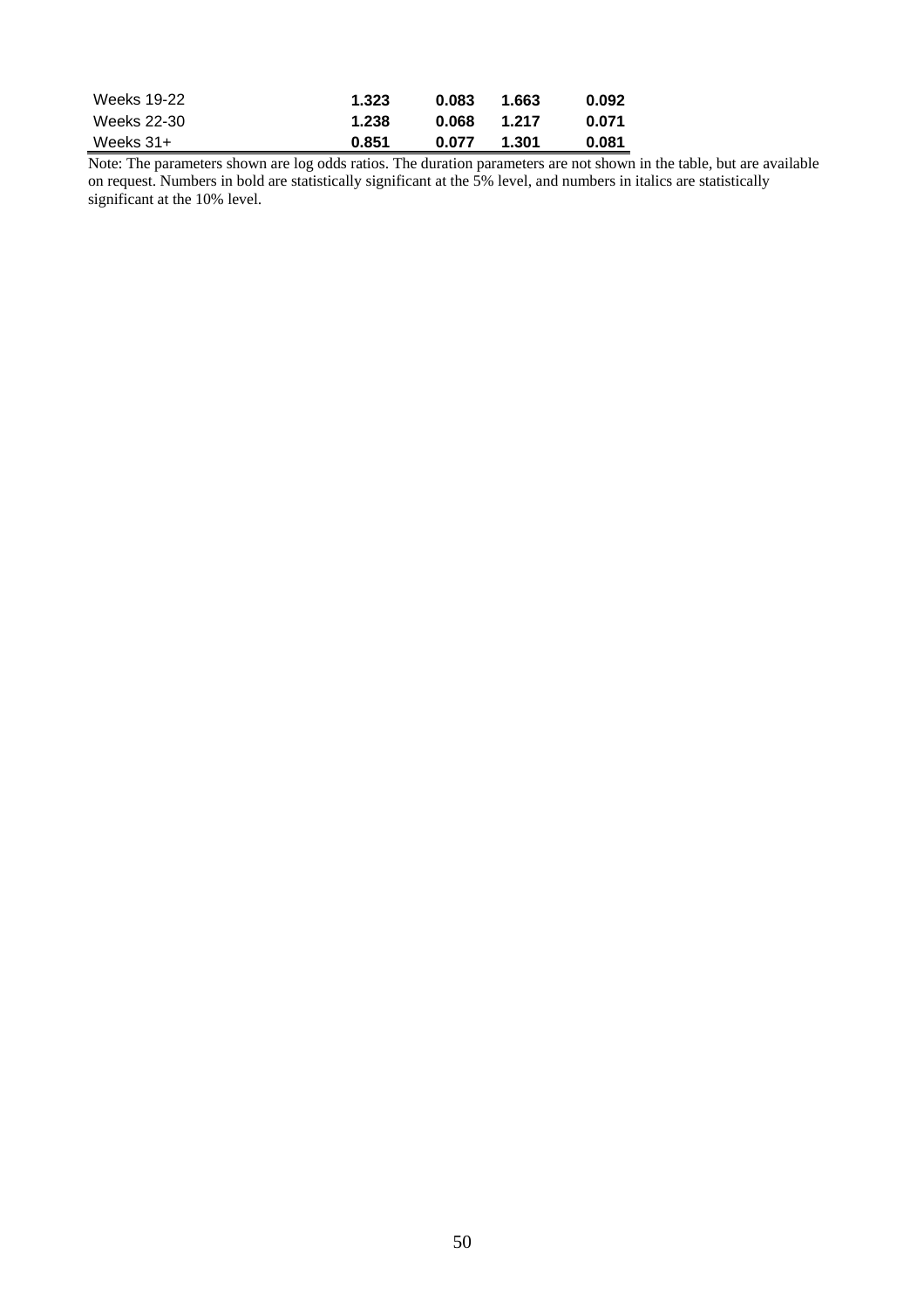| | | | | |
|---|---|---|---|---|
| Weeks 19-22 | **1.323** | **0.083** | **1.663** | **0.092** |
| Weeks 22-30 | **1.238** | **0.068** | **1.217** | **0.071** |
| Weeks 31+ | **0.851** | **0.077** | **1.301** | **0.081** |

Note: The parameters shown are log odds ratios. The duration parameters are not shown in the table, but are available on request. Numbers in bold are statistically significant at the 5% level, and numbers in italics are statistically significant at the 10% level.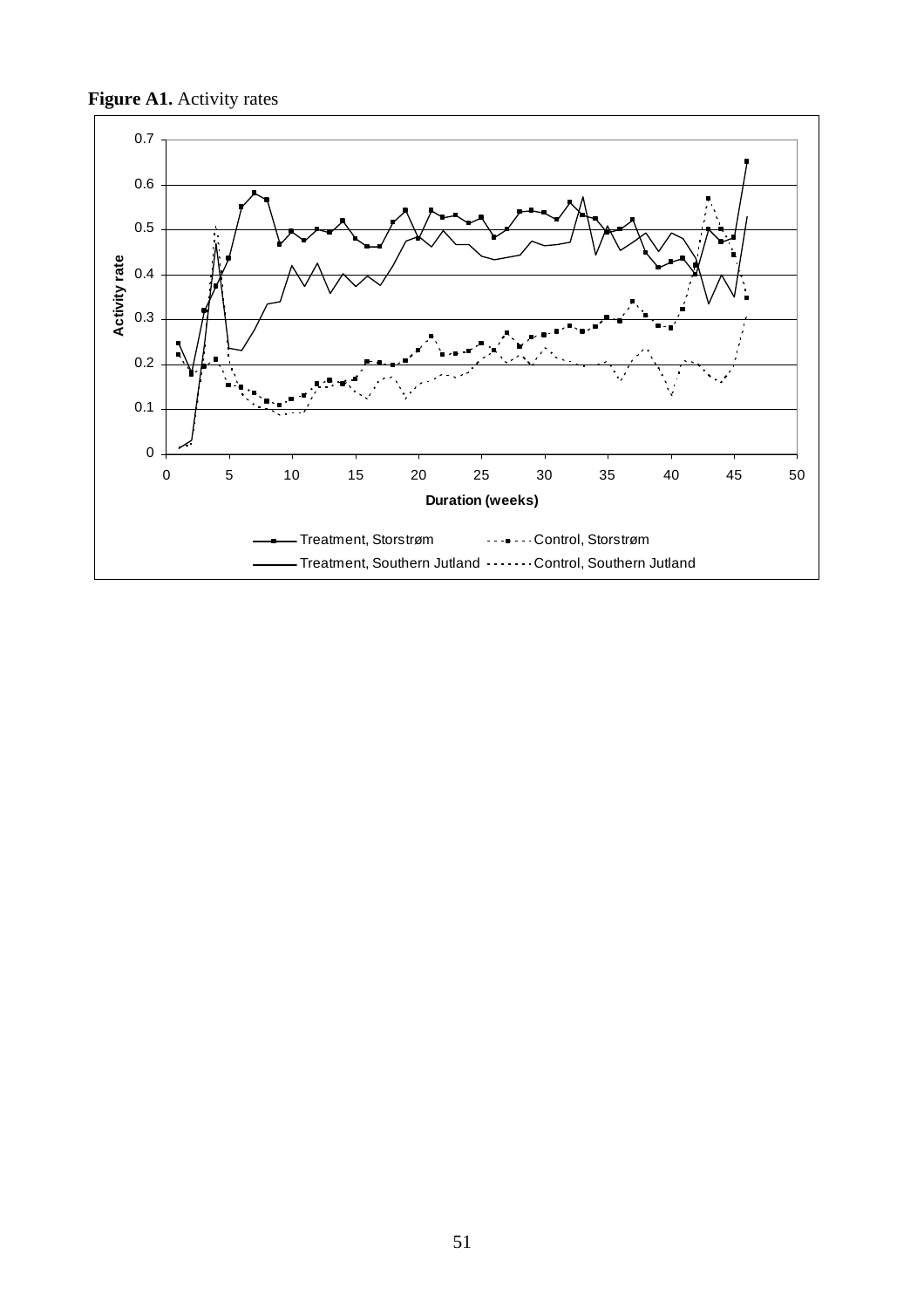**Figure A1.** Activity rates

Activity rate

0.7
0.6
0.5
0.4
0.3
0.2
0.1
0

0 5 10 15 20 25 30 35 40 45 50

Duration (weeks)

Treatment, Storstrøm
Control, Storstrøm
Treatment, Southern Jutland
Control, Southern Jutland